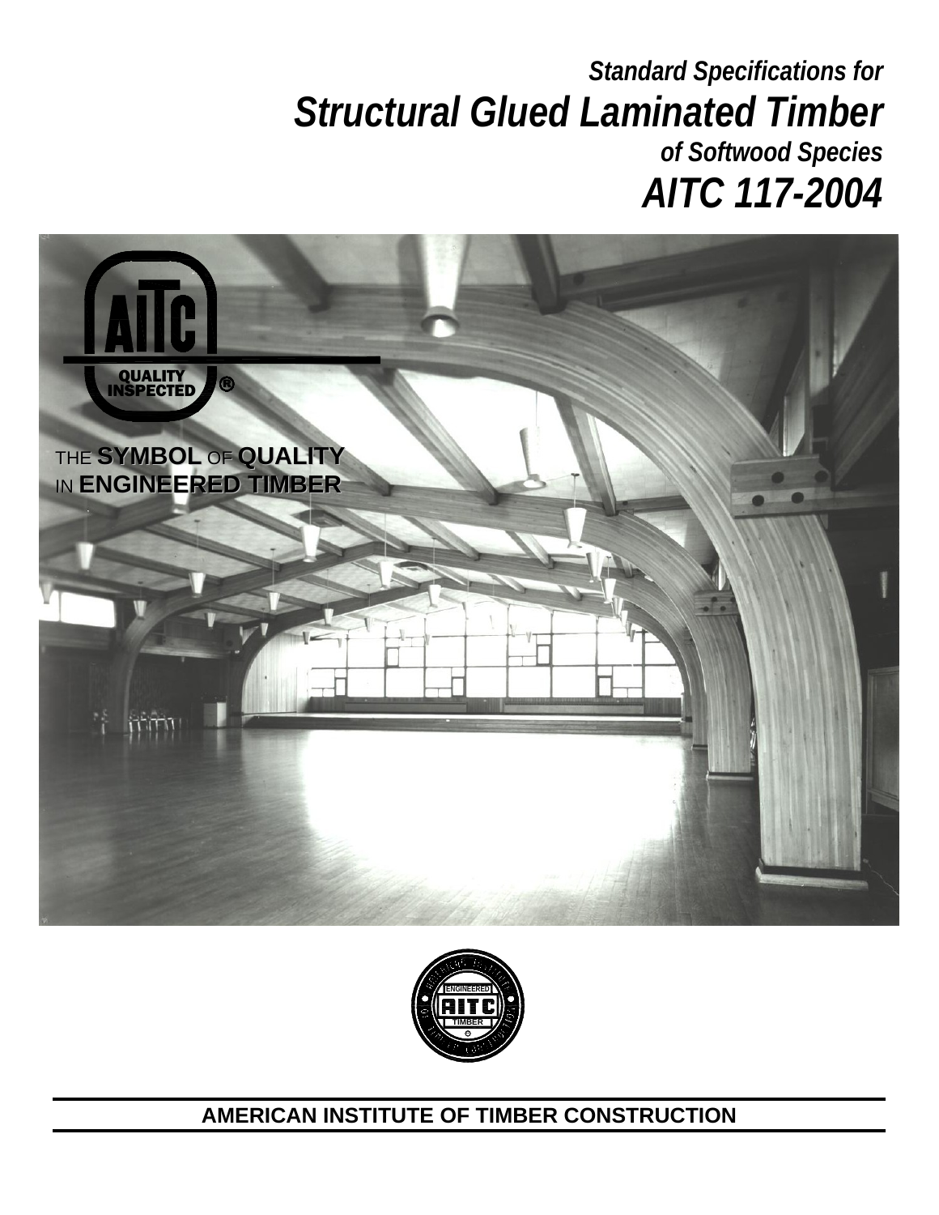*Standard Specifications for*

# *Structural Glued Laminated Timber*

*of Softwood Species*

# *AITC 117-2004*

AITC QUALITY INSPECTED®

THE **SYMBOL** OF **QUALITY** IN **ENGINEERED TIMBER**

**AMERICAN INSTITUTE OF TIMBER CONSTRUCTION**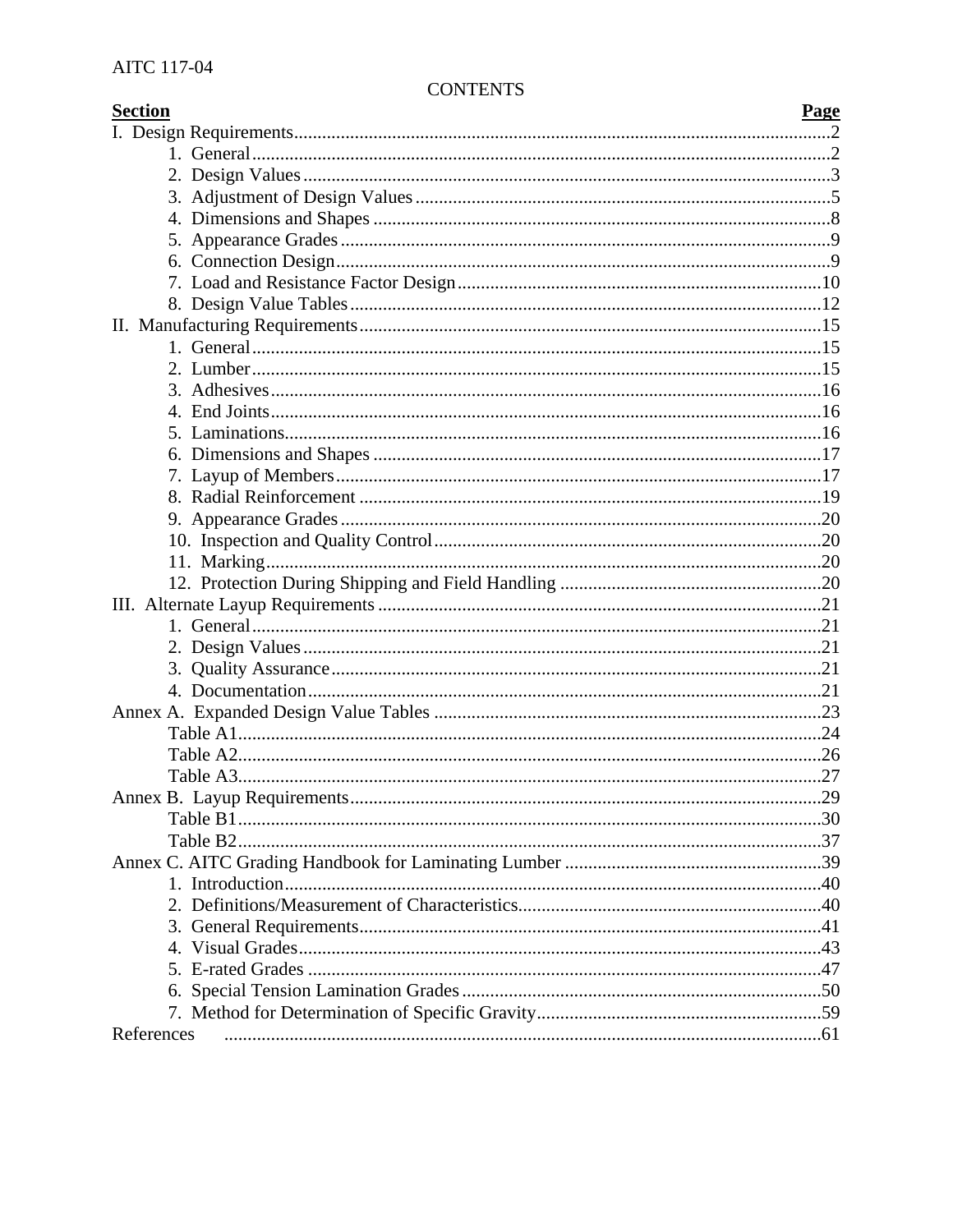# CONTENTS

| Section | Page |
|---|---|
| I. Design Requirements | 2 |
| 1. General | 2 |
| 2. Design Values | 3 |
| 3. Adjustment of Design Values | 5 |
| 4. Dimensions and Shapes | 8 |
| 5. Appearance Grades | 9 |
| 6. Connection Design | 9 |
| 7. Load and Resistance Factor Design | 10 |
| 8. Design Value Tables | 12 |
| II. Manufacturing Requirements | 15 |
| 1. General | 15 |
| 2. Lumber | 15 |
| 3. Adhesives | 16 |
| 4. End Joints | 16 |
| 5. Laminations | 16 |
| 6. Dimensions and Shapes | 17 |
| 7. Layup of Members | 17 |
| 8. Radial Reinforcement | 19 |
| 9. Appearance Grades | 20 |
| 10. Inspection and Quality Control | 20 |
| 11. Marking | 20 |
| 12. Protection During Shipping and Field Handling | 20 |
| III. Alternate Layup Requirements | 21 |
| 1. General | 21 |
| 2. Design Values | 21 |
| 3. Quality Assurance | 21 |
| 4. Documentation | 21 |
| Annex A. Expanded Design Value Tables | 23 |
| Table A1 | 24 |
| Table A2 | 26 |
| Table A3 | 27 |
| Annex B. Layup Requirements | 29 |
| Table B1 | 30 |
| Table B2 | 37 |
| Annex C. AITC Grading Handbook for Laminating Lumber | 39 |
| 1. Introduction | 40 |
| 2. Definitions/Measurement of Characteristics | 40 |
| 3. General Requirements | 41 |
| 4. Visual Grades | 43 |
| 5. E-rated Grades | 47 |
| 6. Special Tension Lamination Grades | 50 |
| 7. Method for Determination of Specific Gravity | 59 |
| References | 61 |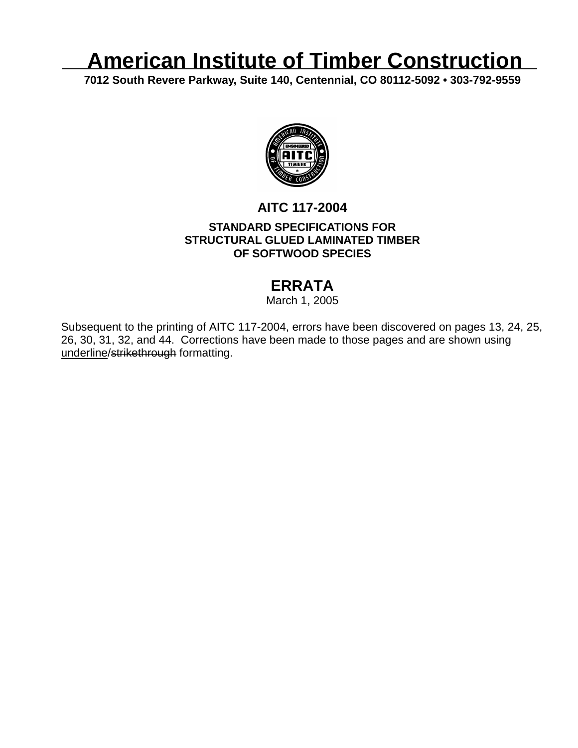# American Institute of Timber Construction

**7012 South Revere Parkway, Suite 140, Centennial, CO 80112-5092 • 303-792-9559**

## AITC 117-2004

### STANDARD SPECIFICATIONS FOR STRUCTURAL GLUED LAMINATED TIMBER OF SOFTWOOD SPECIES

## ERRATA

March 1, 2005

Subsequent to the printing of AITC 117-2004, errors have been discovered on pages 13, 24, 25, 26, 30, 31, 32, and 44. Corrections have been made to those pages and are shown using <u>underline</u>/~~strikethrough~~ formatting.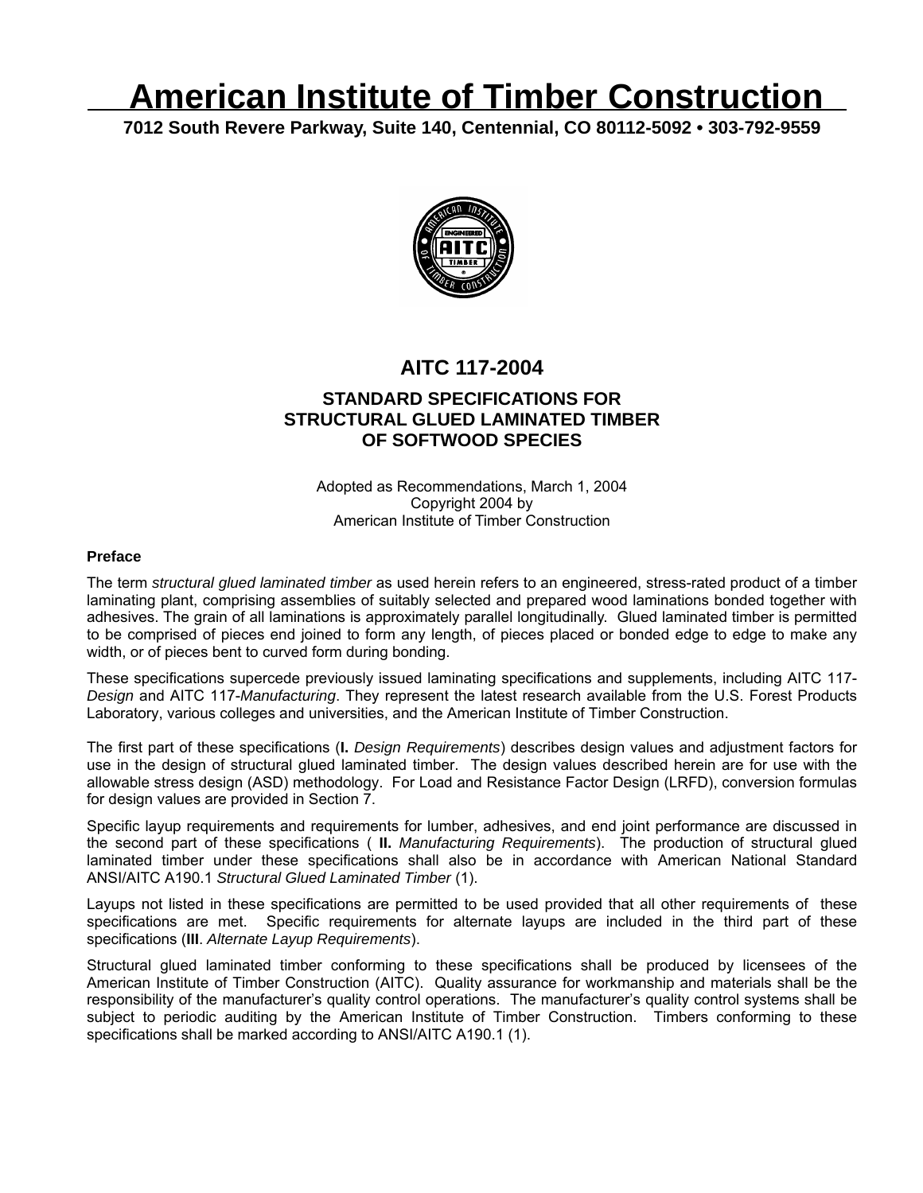# American Institute of Timber Construction

**7012 South Revere Parkway, Suite 140, Centennial, CO 80112-5092 • 303-792-9559**

## AITC 117-2004

### STANDARD SPECIFICATIONS FOR STRUCTURAL GLUED LAMINATED TIMBER OF SOFTWOOD SPECIES

Adopted as Recommendations, March 1, 2004
Copyright 2004 by
American Institute of Timber Construction

#### Preface

The term *structural glued laminated timber* as used herein refers to an engineered, stress-rated product of a timber laminating plant, comprising assemblies of suitably selected and prepared wood laminations bonded together with adhesives. The grain of all laminations is approximately parallel longitudinally. Glued laminated timber is permitted to be comprised of pieces end joined to form any length, of pieces placed or bonded edge to edge to make any width, or of pieces bent to curved form during bonding.

These specifications supercede previously issued laminating specifications and supplements, including AITC 117-*Design* and AITC 117-*Manufacturing*. They represent the latest research available from the U.S. Forest Products Laboratory, various colleges and universities, and the American Institute of Timber Construction.

The first part of these specifications (**I.** *Design Requirements*) describes design values and adjustment factors for use in the design of structural glued laminated timber. The design values described herein are for use with the allowable stress design (ASD) methodology. For Load and Resistance Factor Design (LRFD), conversion formulas for design values are provided in Section 7.

Specific layup requirements and requirements for lumber, adhesives, and end joint performance are discussed in the second part of these specifications ( **II.** *Manufacturing Requirements*). The production of structural glued laminated timber under these specifications shall also be in accordance with American National Standard ANSI/AITC A190.1 *Structural Glued Laminated Timber* (1).

Layups not listed in these specifications are permitted to be used provided that all other requirements of these specifications are met. Specific requirements for alternate layups are included in the third part of these specifications (**III**. *Alternate Layup Requirements*).

Structural glued laminated timber conforming to these specifications shall be produced by licensees of the American Institute of Timber Construction (AITC). Quality assurance for workmanship and materials shall be the responsibility of the manufacturer's quality control operations. The manufacturer's quality control systems shall be subject to periodic auditing by the American Institute of Timber Construction. Timbers conforming to these specifications shall be marked according to ANSI/AITC A190.1 (1).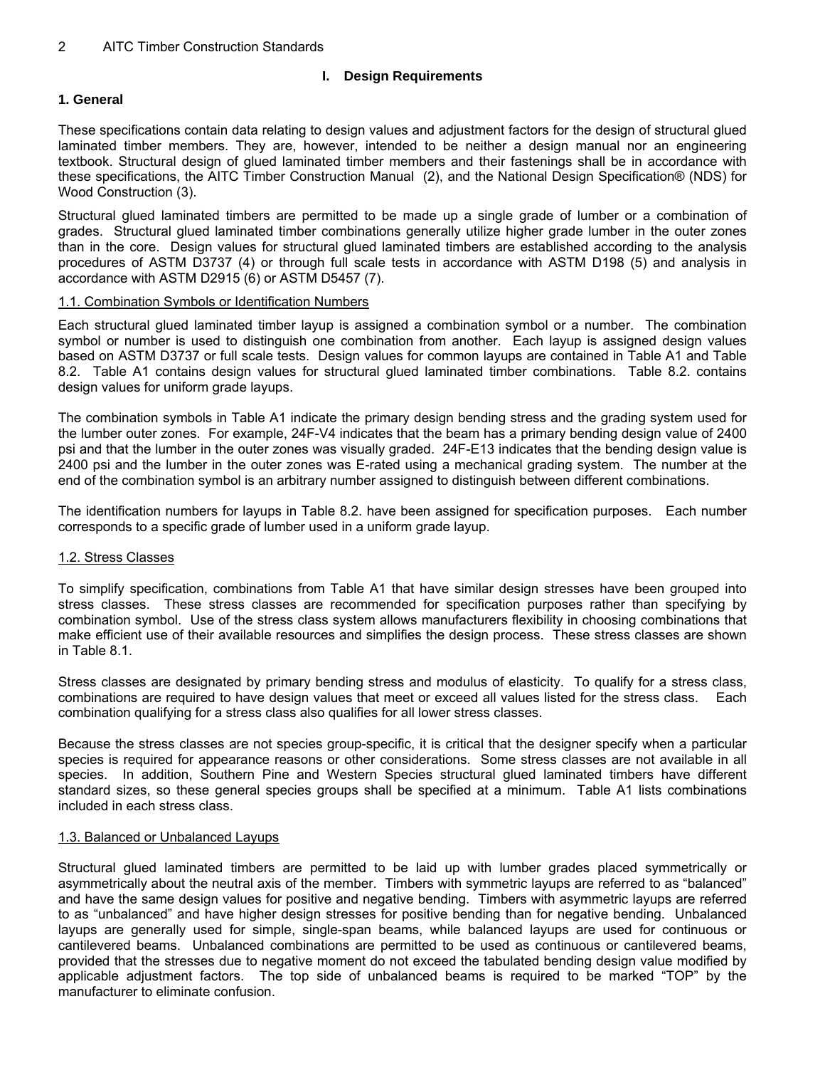## I. Design Requirements

### 1. General

These specifications contain data relating to design values and adjustment factors for the design of structural glued laminated timber members. They are, however, intended to be neither a design manual nor an engineering textbook. Structural design of glued laminated timber members and their fastenings shall be in accordance with these specifications, the AITC Timber Construction Manual (2), and the National Design Specification® (NDS) for Wood Construction (3).

Structural glued laminated timbers are permitted to be made up a single grade of lumber or a combination of grades. Structural glued laminated timber combinations generally utilize higher grade lumber in the outer zones than in the core. Design values for structural glued laminated timbers are established according to the analysis procedures of ASTM D3737 (4) or through full scale tests in accordance with ASTM D198 (5) and analysis in accordance with ASTM D2915 (6) or ASTM D5457 (7).

#### 1.1. Combination Symbols or Identification Numbers

Each structural glued laminated timber layup is assigned a combination symbol or a number. The combination symbol or number is used to distinguish one combination from another. Each layup is assigned design values based on ASTM D3737 or full scale tests. Design values for common layups are contained in Table A1 and Table 8.2. Table A1 contains design values for structural glued laminated timber combinations. Table 8.2. contains design values for uniform grade layups.

The combination symbols in Table A1 indicate the primary design bending stress and the grading system used for the lumber outer zones. For example, 24F-V4 indicates that the beam has a primary bending design value of 2400 psi and that the lumber in the outer zones was visually graded. 24F-E13 indicates that the bending design value is 2400 psi and the lumber in the outer zones was E-rated using a mechanical grading system. The number at the end of the combination symbol is an arbitrary number assigned to distinguish between different combinations.

The identification numbers for layups in Table 8.2. have been assigned for specification purposes. Each number corresponds to a specific grade of lumber used in a uniform grade layup.

#### 1.2. Stress Classes

To simplify specification, combinations from Table A1 that have similar design stresses have been grouped into stress classes. These stress classes are recommended for specification purposes rather than specifying by combination symbol. Use of the stress class system allows manufacturers flexibility in choosing combinations that make efficient use of their available resources and simplifies the design process. These stress classes are shown in Table 8.1.

Stress classes are designated by primary bending stress and modulus of elasticity. To qualify for a stress class, combinations are required to have design values that meet or exceed all values listed for the stress class. Each combination qualifying for a stress class also qualifies for all lower stress classes.

Because the stress classes are not species group-specific, it is critical that the designer specify when a particular species is required for appearance reasons or other considerations. Some stress classes are not available in all species. In addition, Southern Pine and Western Species structural glued laminated timbers have different standard sizes, so these general species groups shall be specified at a minimum. Table A1 lists combinations included in each stress class.

#### 1.3. Balanced or Unbalanced Layups

Structural glued laminated timbers are permitted to be laid up with lumber grades placed symmetrically or asymmetrically about the neutral axis of the member. Timbers with symmetric layups are referred to as "balanced" and have the same design values for positive and negative bending. Timbers with asymmetric layups are referred to as "unbalanced" and have higher design stresses for positive bending than for negative bending. Unbalanced layups are generally used for simple, single-span beams, while balanced layups are used for continuous or cantilevered beams. Unbalanced combinations are permitted to be used as continuous or cantilevered beams, provided that the stresses due to negative moment do not exceed the tabulated bending design value modified by applicable adjustment factors. The top side of unbalanced beams is required to be marked "TOP" by the manufacturer to eliminate confusion.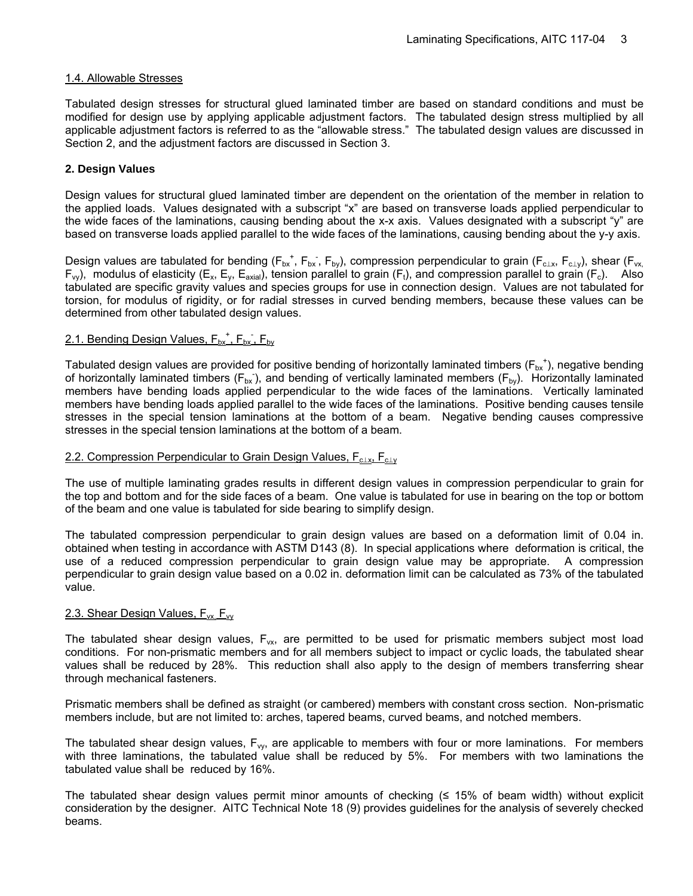### 1.4. Allowable Stresses

Tabulated design stresses for structural glued laminated timber are based on standard conditions and must be modified for design use by applying applicable adjustment factors. The tabulated design stress multiplied by all applicable adjustment factors is referred to as the "allowable stress." The tabulated design values are discussed in Section 2, and the adjustment factors are discussed in Section 3.

## 2. Design Values

Design values for structural glued laminated timber are dependent on the orientation of the member in relation to the applied loads. Values designated with a subscript "x" are based on transverse loads applied perpendicular to the wide faces of the laminations, causing bending about the x-x axis. Values designated with a subscript "y" are based on transverse loads applied parallel to the wide faces of the laminations, causing bending about the y-y axis.

Design values are tabulated for bending ($F_{bx}^+$, $F_{bx}^-$, $F_{by}$), compression perpendicular to grain ($F_{c\perp x}$, $F_{c\perp y}$), shear ($F_{vx}$, $F_{vy}$), modulus of elasticity ($E_x$, $E_y$, $E_{axial}$), tension parallel to grain ($F_t$), and compression parallel to grain ($F_c$). Also tabulated are specific gravity values and species groups for use in connection design. Values are not tabulated for torsion, for modulus of rigidity, or for radial stresses in curved bending members, because these values can be determined from other tabulated design values.

### 2.1. Bending Design Values, $F_{bx}^+$, $F_{bx}^-$, $F_{by}$

Tabulated design values are provided for positive bending of horizontally laminated timbers ($F_{bx}^+$), negative bending of horizontally laminated timbers ($F_{bx}^-$), and bending of vertically laminated members ($F_{by}$). Horizontally laminated members have bending loads applied perpendicular to the wide faces of the laminations. Vertically laminated members have bending loads applied parallel to the wide faces of the laminations. Positive bending causes tensile stresses in the special tension laminations at the bottom of a beam. Negative bending causes compressive stresses in the special tension laminations at the bottom of a beam.

### 2.2. Compression Perpendicular to Grain Design Values, $F_{c\perp x}$, $F_{c\perp y}$

The use of multiple laminating grades results in different design values in compression perpendicular to grain for the top and bottom and for the side faces of a beam. One value is tabulated for use in bearing on the top or bottom of the beam and one value is tabulated for side bearing to simplify design.

The tabulated compression perpendicular to grain design values are based on a deformation limit of 0.04 in. obtained when testing in accordance with ASTM D143 (8). In special applications where deformation is critical, the use of a reduced compression perpendicular to grain design value may be appropriate. A compression perpendicular to grain design value based on a 0.02 in. deformation limit can be calculated as 73% of the tabulated value.

### 2.3. Shear Design Values, $F_{vx}$, $F_{vy}$

The tabulated shear design values, $F_{vx}$, are permitted to be used for prismatic members subject most load conditions. For non-prismatic members and for all members subject to impact or cyclic loads, the tabulated shear values shall be reduced by 28%. This reduction shall also apply to the design of members transferring shear through mechanical fasteners.

Prismatic members shall be defined as straight (or cambered) members with constant cross section. Non-prismatic members include, but are not limited to: arches, tapered beams, curved beams, and notched members.

The tabulated shear design values, $F_{vy}$, are applicable to members with four or more laminations. For members with three laminations, the tabulated value shall be reduced by 5%. For members with two laminations the tabulated value shall be reduced by 16%.

The tabulated shear design values permit minor amounts of checking (≤ 15% of beam width) without explicit consideration by the designer. AITC Technical Note 18 (9) provides guidelines for the analysis of severely checked beams.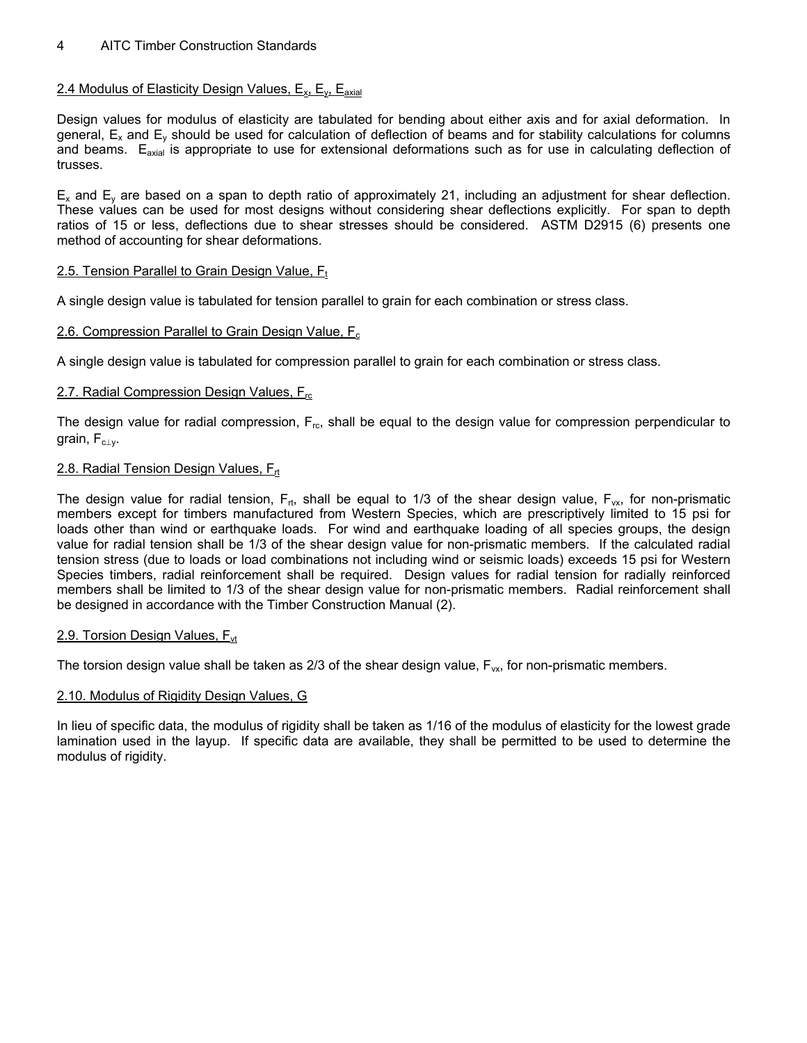## 2.4 Modulus of Elasticity Design Values, $E_x$, $E_y$, $E_{axial}$

Design values for modulus of elasticity are tabulated for bending about either axis and for axial deformation. In general, $E_x$ and $E_y$ should be used for calculation of deflection of beams and for stability calculations for columns and beams. $E_{axial}$ is appropriate to use for extensional deformations such as for use in calculating deflection of trusses.

$E_x$ and $E_y$ are based on a span to depth ratio of approximately 21, including an adjustment for shear deflection. These values can be used for most designs without considering shear deflections explicitly. For span to depth ratios of 15 or less, deflections due to shear stresses should be considered. ASTM D2915 (6) presents one method of accounting for shear deformations.

## 2.5. Tension Parallel to Grain Design Value, $F_t$

A single design value is tabulated for tension parallel to grain for each combination or stress class.

## 2.6. Compression Parallel to Grain Design Value, $F_c$

A single design value is tabulated for compression parallel to grain for each combination or stress class.

## 2.7. Radial Compression Design Values, $F_{rc}$

The design value for radial compression, $F_{rc}$, shall be equal to the design value for compression perpendicular to grain, $F_{c\perp y}$.

## 2.8. Radial Tension Design Values, $F_{rt}$

The design value for radial tension, $F_{rt}$, shall be equal to 1/3 of the shear design value, $F_{vx}$, for non-prismatic members except for timbers manufactured from Western Species, which are prescriptively limited to 15 psi for loads other than wind or earthquake loads. For wind and earthquake loading of all species groups, the design value for radial tension shall be 1/3 of the shear design value for non-prismatic members. If the calculated radial tension stress (due to loads or load combinations not including wind or seismic loads) exceeds 15 psi for Western Species timbers, radial reinforcement shall be required. Design values for radial tension for radially reinforced members shall be limited to 1/3 of the shear design value for non-prismatic members. Radial reinforcement shall be designed in accordance with the Timber Construction Manual (2).

## 2.9. Torsion Design Values, $F_{vt}$

The torsion design value shall be taken as 2/3 of the shear design value, $F_{vx}$, for non-prismatic members.

## 2.10. Modulus of Rigidity Design Values, G

In lieu of specific data, the modulus of rigidity shall be taken as 1/16 of the modulus of elasticity for the lowest grade lamination used in the layup. If specific data are available, they shall be permitted to be used to determine the modulus of rigidity.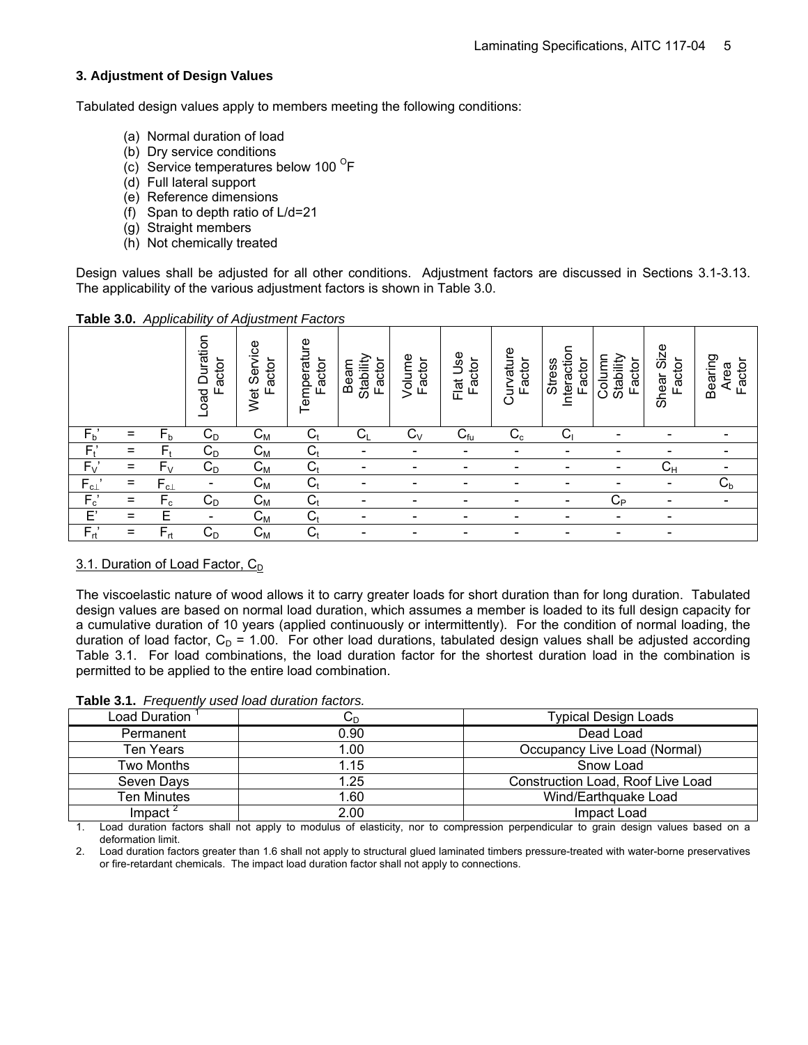### 3. Adjustment of Design Values

Tabulated design values apply to members meeting the following conditions:

(a) Normal duration of load
(b) Dry service conditions
(c) Service temperatures below 100 $^{O}$F
(d) Full lateral support
(e) Reference dimensions
(f) Span to depth ratio of L/d=21
(g) Straight members
(h) Not chemically treated

Design values shall be adjusted for all other conditions. Adjustment factors are discussed in Sections 3.1-3.13. The applicability of the various adjustment factors is shown in Table 3.0.

**Table 3.0.** *Applicability of Adjustment Factors*

| | | | Load Duration Factor | Wet Service Factor | Temperature Factor | Beam Stability Factor | Volume Factor | Flat Use Factor | Curvature Factor | Stress Interaction Factor | Column Stability Factor | Shear Size Factor | Bearing Area Factor |
|---|---|---|---|---|---|---|---|---|---|---|---|---|---|
| $F_b'$ | = | $F_b$ | $C_D$ | $C_M$ | $C_t$ | $C_L$ | $C_V$ | $C_{fu}$ | $C_c$ | $C_I$ | - | - | - |
| $F_t'$ | = | $F_t$ | $C_D$ | $C_M$ | $C_t$ | - | - | - | - | - | - | - | - |
| $F_V'$ | = | $F_V$ | $C_D$ | $C_M$ | $C_t$ | - | - | - | - | - | - | $C_H$ | - |
| $F_{c\perp}'$ | = | $F_{c\perp}$ | - | $C_M$ | $C_t$ | - | - | - | - | - | - | - | $C_b$ |
| $F_c'$ | = | $F_c$ | $C_D$ | $C_M$ | $C_t$ | - | - | - | - | - | $C_P$ | - | - |
| $E'$ | = | $E$ | - | $C_M$ | $C_t$ | - | - | - | - | - | - | - | |
| $F_{rt}'$ | = | $F_{rt}$ | $C_D$ | $C_M$ | $C_t$ | - | - | - | - | - | - | - | |

3.1. Duration of Load Factor, $C_D$

The viscoelastic nature of wood allows it to carry greater loads for short duration than for long duration. Tabulated design values are based on normal load duration, which assumes a member is loaded to its full design capacity for a cumulative duration of 10 years (applied continuously or intermittently). For the condition of normal loading, the duration of load factor, $C_D$ = 1.00. For other load durations, tabulated design values shall be adjusted according Table 3.1. For load combinations, the load duration factor for the shortest duration load in the combination is permitted to be applied to the entire load combination.

**Table 3.1.** *Frequently used load duration factors.*

| Load Duration [1] | $C_D$ | Typical Design Loads |
|---|---|---|
| Permanent | 0.90 | Dead Load |
| Ten Years | 1.00 | Occupancy Live Load (Normal) |
| Two Months | 1.15 | Snow Load |
| Seven Days | 1.25 | Construction Load, Roof Live Load |
| Ten Minutes | 1.60 | Wind/Earthquake Load |
| Impact [2] | 2.00 | Impact Load |

1. Load duration factors shall not apply to modulus of elasticity, nor to compression perpendicular to grain design values based on a deformation limit.
2. Load duration factors greater than 1.6 shall not apply to structural glued laminated timbers pressure-treated with water-borne preservatives or fire-retardant chemicals. The impact load duration factor shall not apply to connections.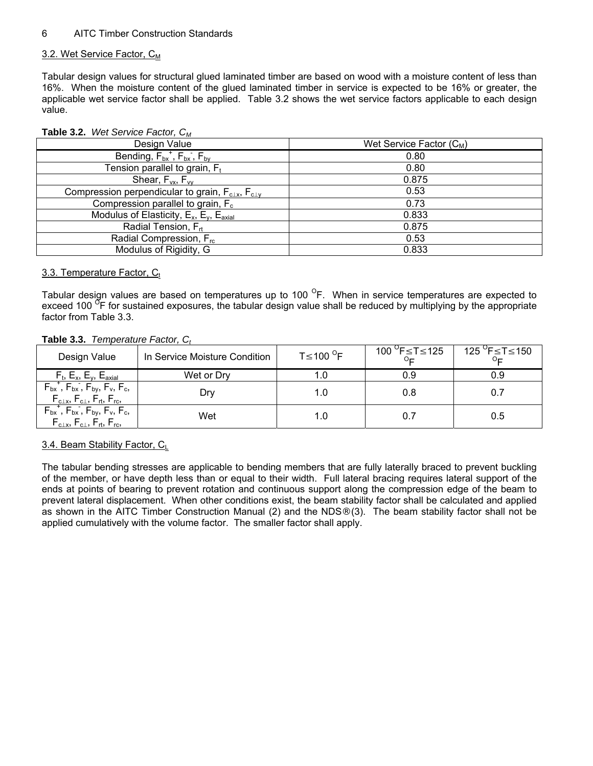### 3.2. Wet Service Factor, $C_M$

Tabular design values for structural glued laminated timber are based on wood with a moisture content of less than 16%. When the moisture content of the glued laminated timber in service is expected to be 16% or greater, the applicable wet service factor shall be applied. Table 3.2 shows the wet service factors applicable to each design value.

**Table 3.2.** *Wet Service Factor, $C_M$*

| Design Value | Wet Service Factor ($C_M$) |
|---|---|
| Bending, $F_{bx}^{+}$, $F_{bx}^{-}$, $F_{by}$ | 0.80 |
| Tension parallel to grain, $F_t$ | 0.80 |
| Shear, $F_{vx}$, $F_{vy}$ | 0.875 |
| Compression perpendicular to grain, $F_{c\perp x}$, $F_{c\perp y}$ | 0.53 |
| Compression parallel to grain, $F_c$ | 0.73 |
| Modulus of Elasticity, $E_x$, $E_y$, $E_{axial}$ | 0.833 |
| Radial Tension, $F_{rt}$ | 0.875 |
| Radial Compression, $F_{rc}$ | 0.53 |
| Modulus of Rigidity, G | 0.833 |

### 3.3. Temperature Factor, $C_t$

Tabular design values are based on temperatures up to 100 °F. When in service temperatures are expected to exceed 100 °F for sustained exposures, the tabular design value shall be reduced by multiplying by the appropriate factor from Table 3.3.

**Table 3.3.** *Temperature Factor, $C_t$*

| Design Value | In Service Moisture Condition | $T \le 100$ °F | 100 °F $\le T \le$ 125 °F | 125 °F $\le T \le$ 150 °F |
|---|---|---|---|---|
| $F_t$, $E_x$, $E_y$, $E_{axial}$ | Wet or Dry | 1.0 | 0.9 | 0.9 |
| $F_{bx}^{+}$, $F_{bx}^{-}$, $F_{by}$, $F_v$, $F_c$, $F_{c\perp x}$, $F_{c\perp}$, $F_{rt}$, $F_{rc}$, | Dry | 1.0 | 0.8 | 0.7 |
| $F_{bx}^{+}$, $F_{bx}^{-}$, $F_{by}$, $F_v$, $F_c$, $F_{c\perp x}$, $F_{c\perp}$, $F_{rt}$, $F_{rc}$, | Wet | 1.0 | 0.7 | 0.5 |

### 3.4. Beam Stability Factor, $C_L$

The tabular bending stresses are applicable to bending members that are fully laterally braced to prevent buckling of the member, or have depth less than or equal to their width. Full lateral bracing requires lateral support of the ends at points of bearing to prevent rotation and continuous support along the compression edge of the beam to prevent lateral displacement. When other conditions exist, the beam stability factor shall be calculated and applied as shown in the AITC Timber Construction Manual (2) and the NDS® (3). The beam stability factor shall not be applied cumulatively with the volume factor. The smaller factor shall apply.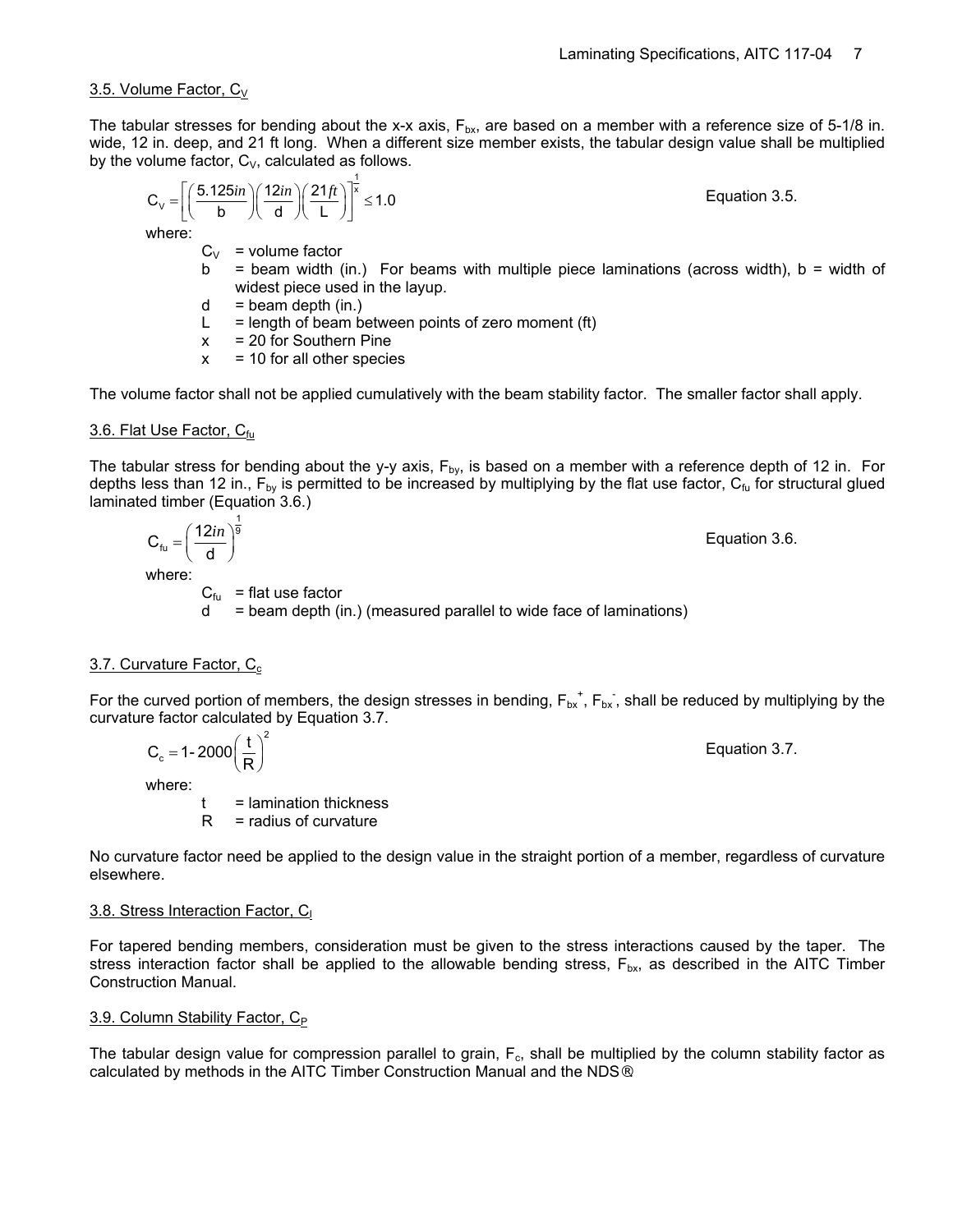### 3.5. Volume Factor, $C_V$

The tabular stresses for bending about the x-x axis, $F_{bx}$, are based on a member with a reference size of 5-1/8 in. wide, 12 in. deep, and 21 ft long. When a different size member exists, the tabular design value shall be multiplied by the volume factor, $C_V$, calculated as follows.

$$C_V = \left[\left(\frac{5.125in}{b}\right)\left(\frac{12in}{d}\right)\left(\frac{21ft}{L}\right)\right]^{\frac{1}{x}} \leq 1.0 \qquad \text{Equation 3.5.}$$

where:

- $C_V$ = volume factor
- b = beam width (in.) For beams with multiple piece laminations (across width), b = width of widest piece used in the layup.
- d = beam depth (in.)
- L = length of beam between points of zero moment (ft)
- x = 20 for Southern Pine
- x = 10 for all other species

The volume factor shall not be applied cumulatively with the beam stability factor. The smaller factor shall apply.

### 3.6. Flat Use Factor, $C_{fu}$

The tabular stress for bending about the y-y axis, $F_{by}$, is based on a member with a reference depth of 12 in. For depths less than 12 in., $F_{by}$ is permitted to be increased by multiplying by the flat use factor, $C_{fu}$ for structural glued laminated timber (Equation 3.6.)

$$C_{fu} = \left(\frac{12in}{d}\right)^{\frac{1}{9}} \qquad \text{Equation 3.6.}$$

where:

- $C_{fu}$ = flat use factor
- d = beam depth (in.) (measured parallel to wide face of laminations)

### 3.7. Curvature Factor, $C_c$

For the curved portion of members, the design stresses in bending, $F_{bx}^{+}$, $F_{bx}^{-}$, shall be reduced by multiplying by the curvature factor calculated by Equation 3.7.

$$C_c = 1 - 2000\left(\frac{t}{R}\right)^2 \qquad \text{Equation 3.7.}$$

where:

- t = lamination thickness
- R = radius of curvature

No curvature factor need be applied to the design value in the straight portion of a member, regardless of curvature elsewhere.

### 3.8. Stress Interaction Factor, $C_I$

For tapered bending members, consideration must be given to the stress interactions caused by the taper. The stress interaction factor shall be applied to the allowable bending stress, $F_{bx}$, as described in the AITC Timber Construction Manual.

### 3.9. Column Stability Factor, $C_P$

The tabular design value for compression parallel to grain, $F_c$, shall be multiplied by the column stability factor as calculated by methods in the AITC Timber Construction Manual and the NDS®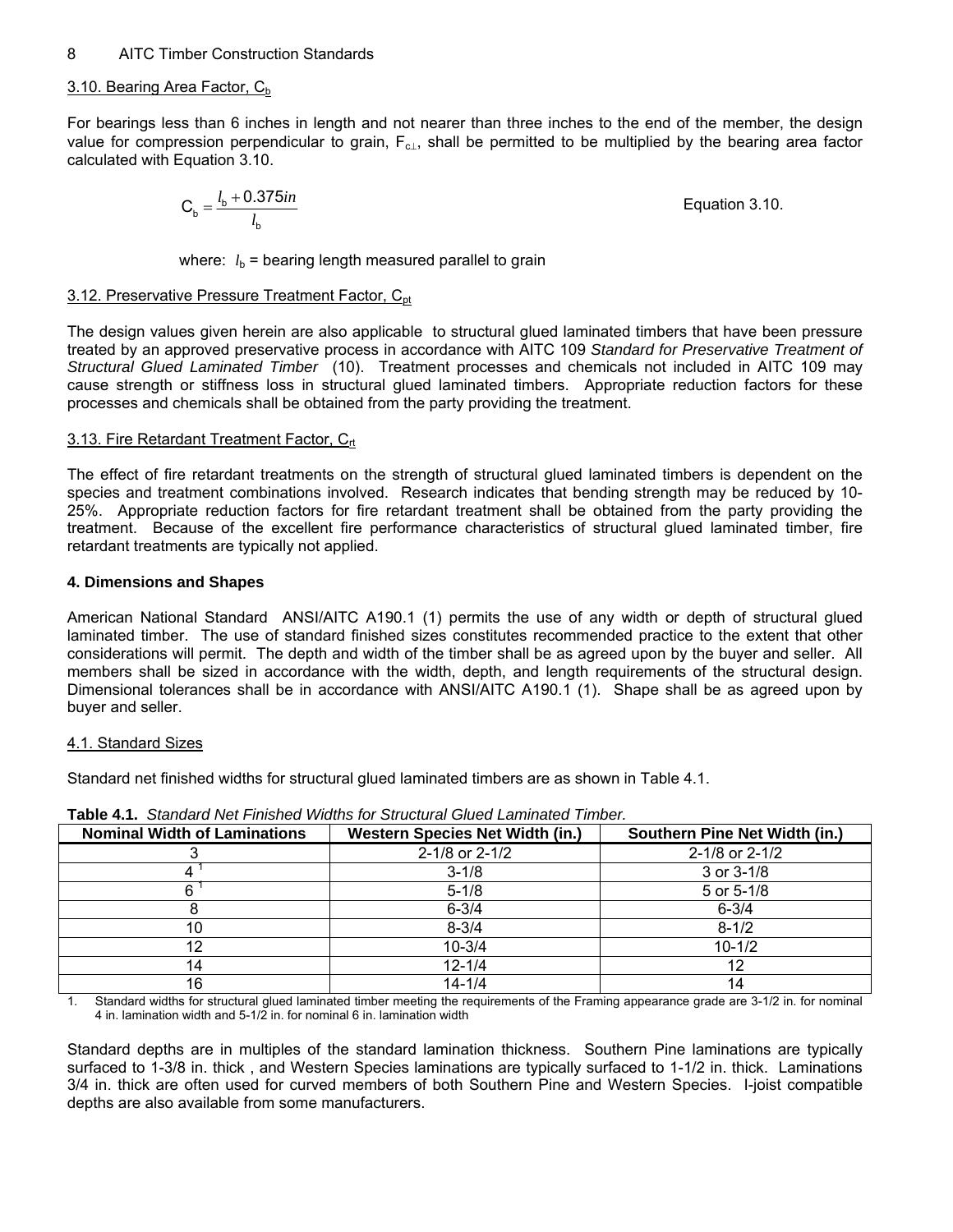### 3.10. Bearing Area Factor, $C_b$

For bearings less than 6 inches in length and not nearer than three inches to the end of the member, the design value for compression perpendicular to grain, $F_{c\perp}$, shall be permitted to be multiplied by the bearing area factor calculated with Equation 3.10.

$$C_b = \frac{l_b + 0.375in}{l_b} \qquad \text{Equation 3.10.}$$

where: $l_b$ = bearing length measured parallel to grain

### 3.12. Preservative Pressure Treatment Factor, $C_{pt}$

The design values given herein are also applicable to structural glued laminated timbers that have been pressure treated by an approved preservative process in accordance with AITC 109 *Standard for Preservative Treatment of Structural Glued Laminated Timber* (10). Treatment processes and chemicals not included in AITC 109 may cause strength or stiffness loss in structural glued laminated timbers. Appropriate reduction factors for these processes and chemicals shall be obtained from the party providing the treatment.

### 3.13. Fire Retardant Treatment Factor, $C_{rt}$

The effect of fire retardant treatments on the strength of structural glued laminated timbers is dependent on the species and treatment combinations involved. Research indicates that bending strength may be reduced by 10-25%. Appropriate reduction factors for fire retardant treatment shall be obtained from the party providing the treatment. Because of the excellent fire performance characteristics of structural glued laminated timber, fire retardant treatments are typically not applied.

## 4. Dimensions and Shapes

American National Standard ANSI/AITC A190.1 (1) permits the use of any width or depth of structural glued laminated timber. The use of standard finished sizes constitutes recommended practice to the extent that other considerations will permit. The depth and width of the timber shall be as agreed upon by the buyer and seller. All members shall be sized in accordance with the width, depth, and length requirements of the structural design. Dimensional tolerances shall be in accordance with ANSI/AITC A190.1 (1). Shape shall be as agreed upon by buyer and seller.

### 4.1. Standard Sizes

Standard net finished widths for structural glued laminated timbers are as shown in Table 4.1.

**Table 4.1.** *Standard Net Finished Widths for Structural Glued Laminated Timber.*

| Nominal Width of Laminations | Western Species Net Width (in.) | Southern Pine Net Width (in.) |
|---|---|---|
| 3 | 2-1/8 or 2-1/2 | 2-1/8 or 2-1/2 |
| 4 [1] | 3-1/8 | 3 or 3-1/8 |
| 6 [1] | 5-1/8 | 5 or 5-1/8 |
| 8 | 6-3/4 | 6-3/4 |
| 10 | 8-3/4 | 8-1/2 |
| 12 | 10-3/4 | 10-1/2 |
| 14 | 12-1/4 | 12 |
| 16 | 14-1/4 | 14 |

1. Standard widths for structural glued laminated timber meeting the requirements of the Framing appearance grade are 3-1/2 in. for nominal 4 in. lamination width and 5-1/2 in. for nominal 6 in. lamination width

Standard depths are in multiples of the standard lamination thickness. Southern Pine laminations are typically surfaced to 1-3/8 in. thick , and Western Species laminations are typically surfaced to 1-1/2 in. thick. Laminations 3/4 in. thick are often used for curved members of both Southern Pine and Western Species. I-joist compatible depths are also available from some manufacturers.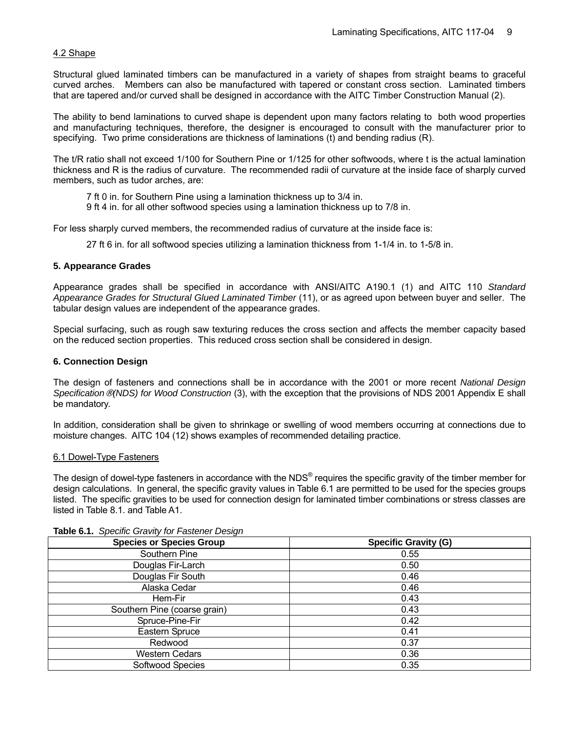### 4.2 Shape

Structural glued laminated timbers can be manufactured in a variety of shapes from straight beams to graceful curved arches. Members can also be manufactured with tapered or constant cross section. Laminated timbers that are tapered and/or curved shall be designed in accordance with the AITC Timber Construction Manual (2).

The ability to bend laminations to curved shape is dependent upon many factors relating to both wood properties and manufacturing techniques, therefore, the designer is encouraged to consult with the manufacturer prior to specifying. Two prime considerations are thickness of laminations (t) and bending radius (R).

The t/R ratio shall not exceed 1/100 for Southern Pine or 1/125 for other softwoods, where t is the actual lamination thickness and R is the radius of curvature. The recommended radii of curvature at the inside face of sharply curved members, such as tudor arches, are:

> 7 ft 0 in. for Southern Pine using a lamination thickness up to 3/4 in.
> 9 ft 4 in. for all other softwood species using a lamination thickness up to 7/8 in.

For less sharply curved members, the recommended radius of curvature at the inside face is:

> 27 ft 6 in. for all softwood species utilizing a lamination thickness from 1-1/4 in. to 1-5/8 in.

## 5. Appearance Grades

Appearance grades shall be specified in accordance with ANSI/AITC A190.1 (1) and AITC 110 *Standard Appearance Grades for Structural Glued Laminated Timber* (11), or as agreed upon between buyer and seller. The tabular design values are independent of the appearance grades.

Special surfacing, such as rough saw texturing reduces the cross section and affects the member capacity based on the reduced section properties. This reduced cross section shall be considered in design.

## 6. Connection Design

The design of fasteners and connections shall be in accordance with the 2001 or more recent *National Design Specification®(NDS) for Wood Construction* (3), with the exception that the provisions of NDS 2001 Appendix E shall be mandatory.

In addition, consideration shall be given to shrinkage or swelling of wood members occurring at connections due to moisture changes. AITC 104 (12) shows examples of recommended detailing practice.

### 6.1 Dowel-Type Fasteners

The design of dowel-type fasteners in accordance with the NDS® requires the specific gravity of the timber member for design calculations. In general, the specific gravity values in Table 6.1 are permitted to be used for the species groups listed. The specific gravities to be used for connection design for laminated timber combinations or stress classes are listed in Table 8.1. and Table A1.

**Table 6.1.** *Specific Gravity for Fastener Design*

| Species or Species Group | Specific Gravity (G) |
|---|---|
| Southern Pine | 0.55 |
| Douglas Fir-Larch | 0.50 |
| Douglas Fir South | 0.46 |
| Alaska Cedar | 0.46 |
| Hem-Fir | 0.43 |
| Southern Pine (coarse grain) | 0.43 |
| Spruce-Pine-Fir | 0.42 |
| Eastern Spruce | 0.41 |
| Redwood | 0.37 |
| Western Cedars | 0.36 |
| Softwood Species | 0.35 |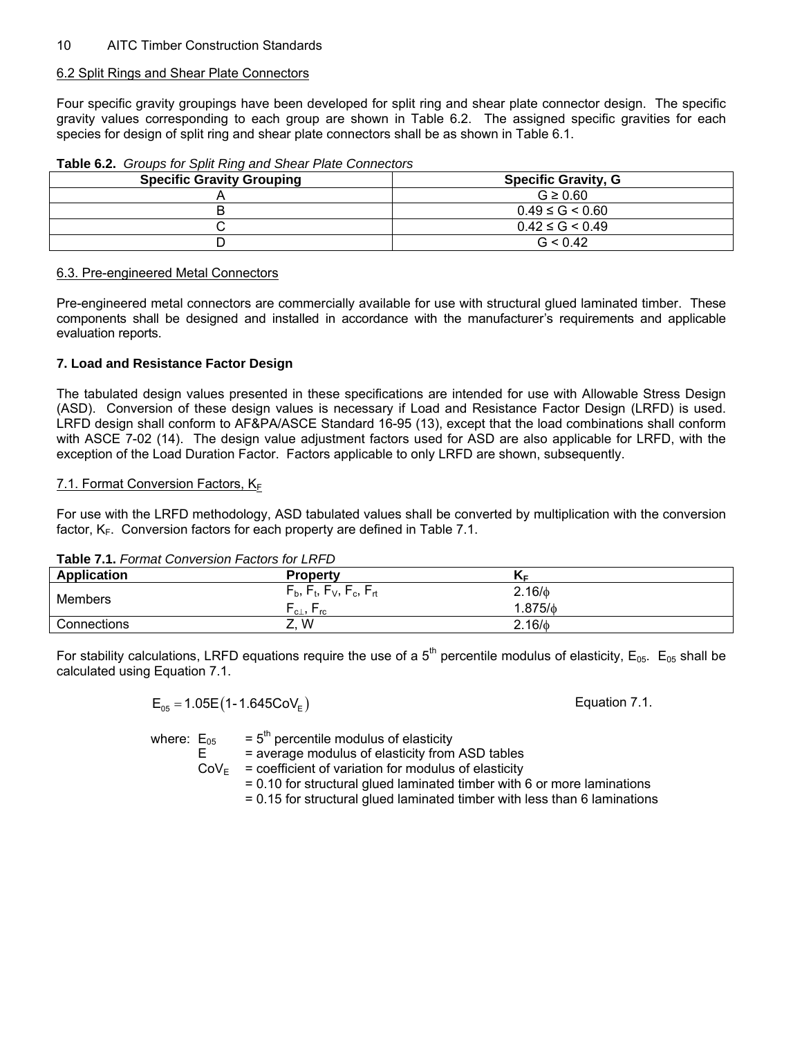### 6.2 Split Rings and Shear Plate Connectors

Four specific gravity groupings have been developed for split ring and shear plate connector design. The specific gravity values corresponding to each group are shown in Table 6.2. The assigned specific gravities for each species for design of split ring and shear plate connectors shall be as shown in Table 6.1.

**Table 6.2.** *Groups for Split Ring and Shear Plate Connectors*

| Specific Gravity Grouping | Specific Gravity, G |
|---|---|
| A | $G \geq 0.60$ |
| B | $0.49 \leq G < 0.60$ |
| C | $0.42 \leq G < 0.49$ |
| D | $G < 0.42$ |

### 6.3. Pre-engineered Metal Connectors

Pre-engineered metal connectors are commercially available for use with structural glued laminated timber. These components shall be designed and installed in accordance with the manufacturer's requirements and applicable evaluation reports.

## 7. Load and Resistance Factor Design

The tabulated design values presented in these specifications are intended for use with Allowable Stress Design (ASD). Conversion of these design values is necessary if Load and Resistance Factor Design (LRFD) is used. LRFD design shall conform to AF&PA/ASCE Standard 16-95 (13), except that the load combinations shall conform with ASCE 7-02 (14). The design value adjustment factors used for ASD are also applicable for LRFD, with the exception of the Load Duration Factor. Factors applicable to only LRFD are shown, subsequently.

### 7.1. Format Conversion Factors, $K_F$

For use with the LRFD methodology, ASD tabulated values shall be converted by multiplication with the conversion factor, $K_F$. Conversion factors for each property are defined in Table 7.1.

**Table 7.1.** *Format Conversion Factors for LRFD*

| Application | Property | $K_F$ |
|---|---|---|
| Members | $F_b$, $F_t$, $F_V$, $F_c$, $F_{rt}$ | $2.16/\phi$ |
| | $F_{c\perp}$, $F_{rc}$ | $1.875/\phi$ |
| Connections | Z, W | $2.16/\phi$ |

For stability calculations, LRFD equations require the use of a 5th percentile modulus of elasticity, $E_{05}$. $E_{05}$ shall be calculated using Equation 7.1.

$$E_{05} = 1.05E\left(1 - 1.645CoV_E\right) \qquad \text{Equation 7.1.}$$

where:
- $E_{05}$ = 5th percentile modulus of elasticity
- $E$ = average modulus of elasticity from ASD tables
- $CoV_E$ = coefficient of variation for modulus of elasticity
  - = 0.10 for structural glued laminated timber with 6 or more laminations
  - = 0.15 for structural glued laminated timber with less than 6 laminations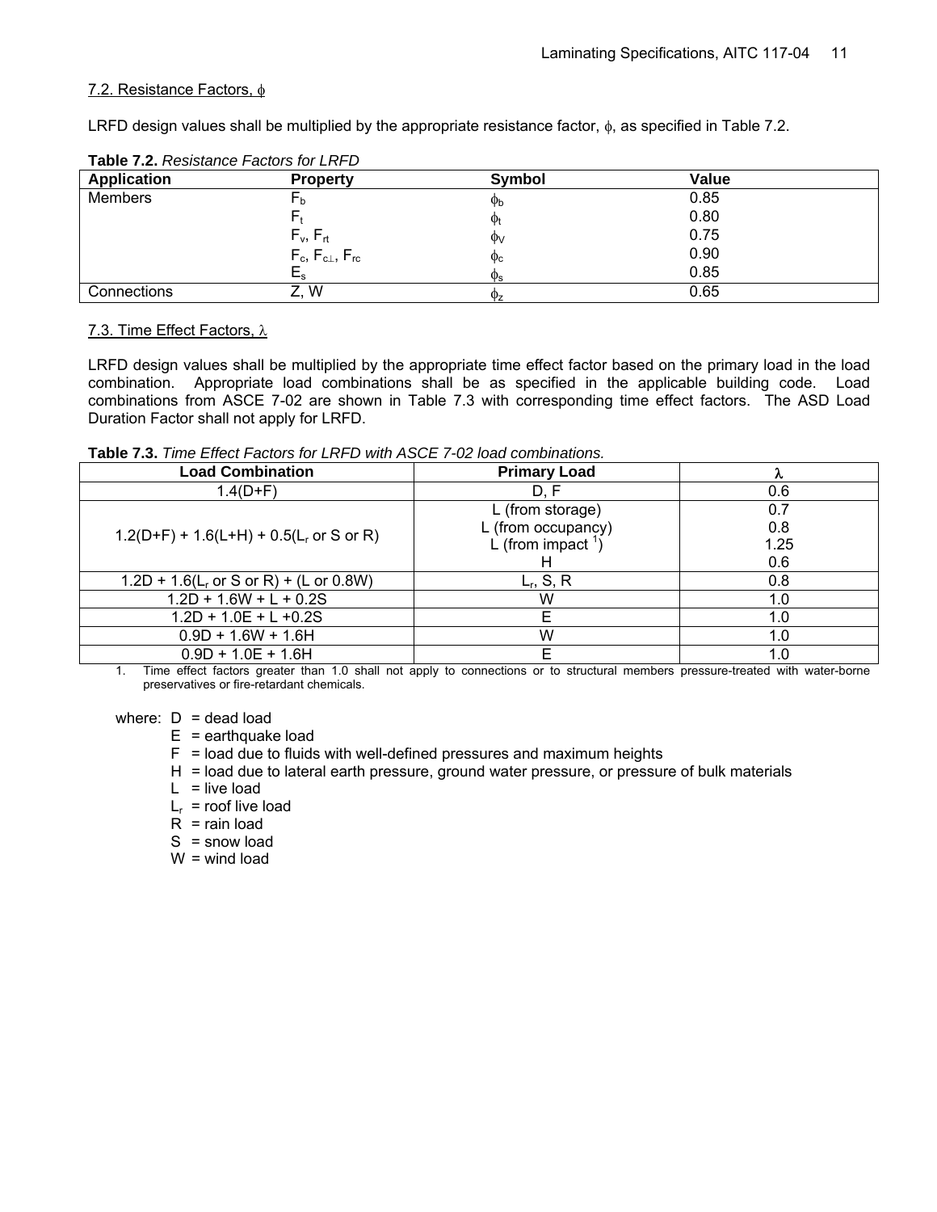### 7.2. Resistance Factors, $\phi$

LRFD design values shall be multiplied by the appropriate resistance factor, $\phi$, as specified in Table 7.2.

**Table 7.2.** *Resistance Factors for LRFD*

| Application | Property | Symbol | Value |
|---|---|---|---|
| Members | $F_b$ | $\phi_b$ | 0.85 |
| | $F_t$ | $\phi_t$ | 0.80 |
| | $F_v$, $F_{rt}$ | $\phi_V$ | 0.75 |
| | $F_c$, $F_{c\perp}$, $F_{rc}$ | $\phi_c$ | 0.90 |
| | $E_s$ | $\phi_s$ | 0.85 |
| Connections | Z, W | $\phi_z$ | 0.65 |

### 7.3. Time Effect Factors, $\lambda$

LRFD design values shall be multiplied by the appropriate time effect factor based on the primary load in the load combination. Appropriate load combinations shall be as specified in the applicable building code. Load combinations from ASCE 7-02 are shown in Table 7.3 with corresponding time effect factors. The ASD Load Duration Factor shall not apply for LRFD.

**Table 7.3.** *Time Effect Factors for LRFD with ASCE 7-02 load combinations.*

| Load Combination | Primary Load | $\lambda$ |
|---|---|---|
| 1.4(D+F) | D, F | 0.6 |
| 1.2(D+F) + 1.6(L+H) + 0.5($L_r$ or S or R) | L (from storage) | 0.7 |
| | L (from occupancy) | 0.8 |
| | L (from impact [1]) | 1.25 |
| | H | 0.6 |
| 1.2D + 1.6($L_r$ or S or R) + (L or 0.8W) | $L_r$, S, R | 0.8 |
| 1.2D + 1.6W + L + 0.2S | W | 1.0 |
| 1.2D + 1.0E + L +0.2S | E | 1.0 |
| 0.9D + 1.6W + 1.6H | W | 1.0 |
| 0.9D + 1.0E + 1.6H | E | 1.0 |

1. Time effect factors greater than 1.0 shall not apply to connections or to structural members pressure-treated with water-borne preservatives or fire-retardant chemicals.

where:
- D = dead load
- E = earthquake load
- F = load due to fluids with well-defined pressures and maximum heights
- H = load due to lateral earth pressure, ground water pressure, or pressure of bulk materials
- L = live load
- $L_r$ = roof live load
- R = rain load
- S = snow load
- W = wind load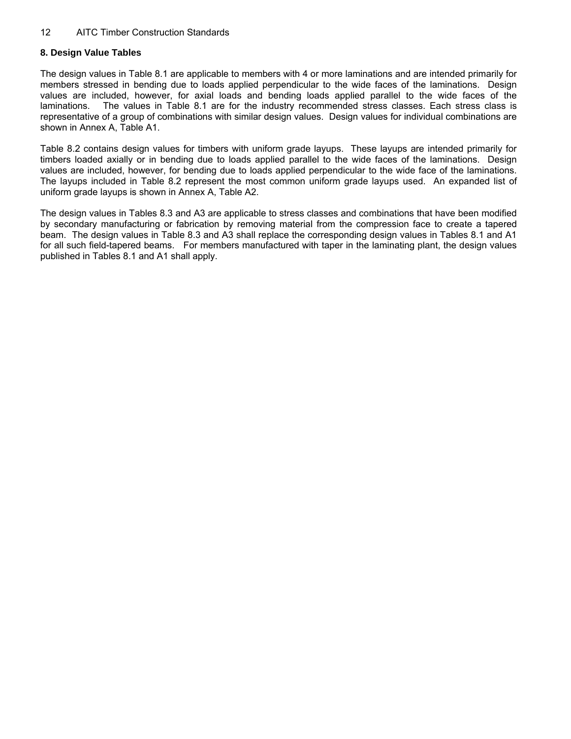## 8. Design Value Tables

The design values in Table 8.1 are applicable to members with 4 or more laminations and are intended primarily for members stressed in bending due to loads applied perpendicular to the wide faces of the laminations. Design values are included, however, for axial loads and bending loads applied parallel to the wide faces of the laminations. The values in Table 8.1 are for the industry recommended stress classes. Each stress class is representative of a group of combinations with similar design values. Design values for individual combinations are shown in Annex A, Table A1.

Table 8.2 contains design values for timbers with uniform grade layups. These layups are intended primarily for timbers loaded axially or in bending due to loads applied parallel to the wide faces of the laminations. Design values are included, however, for bending due to loads applied perpendicular to the wide face of the laminations. The layups included in Table 8.2 represent the most common uniform grade layups used. An expanded list of uniform grade layups is shown in Annex A, Table A2.

The design values in Tables 8.3 and A3 are applicable to stress classes and combinations that have been modified by secondary manufacturing or fabrication by removing material from the compression face to create a tapered beam. The design values in Table 8.3 and A3 shall replace the corresponding design values in Tables 8.1 and A1 for all such field-tapered beams. For members manufactured with taper in the laminating plant, the design values published in Tables 8.1 and A1 shall apply.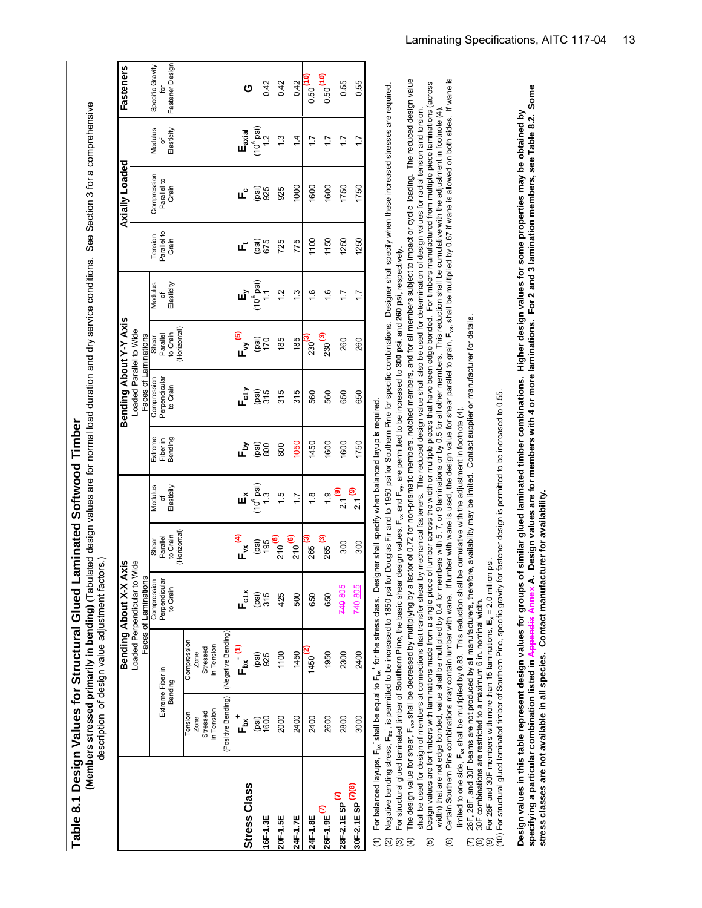# Table 8.1 Design Values for Structural Glued Laminated Softwood Timber

**(Members stressed primarily in bending)** (Tabulated design values are for normal load duration and dry service conditions. See Section 3 for a comprehensive description of design value adjustment factors.)

| Stress Class | Bending About X-X Axis, Loaded Perpendicular to Wide Faces of Laminations: Extreme Fiber in Bending, Tension Zone Stressed in Tension (Positive Bending) | Extreme Fiber in Bending, Compression Zone Stressed in Tension (Negative Bending) | Compression Perpendicular to Grain | Shear Parallel to Grain (Horizontal) | Modulus of Elasticity | Bending About Y-Y Axis, Loaded Parallel to Wide Faces of Laminations: Extreme Fiber in Bending | Compression Perpendicular to Grain | Shear Parallel to Grain (Horizontal) | Modulus of Elasticity | Axially Loaded: Tension Parallel to Grain | Compression Parallel to Grain | Modulus of Elasticity | Fasteners: Specific Gravity for Fastener Design |
|---|---|---|---|---|---|---|---|---|---|---|---|---|---|
| | $F_{bx}^{+}$ | $F_{bx}^{-}$ (1) | $F_{c\perp x}$ | $F_{vx}$ (4) | $E_x$ | $F_{by}$ | $F_{c\perp y}$ | $F_{vy}$ (5) | $E_y$ | $F_t$ | $F_c$ | $E_{axial}$ | G |
| | (psi) | (psi) | (psi) | (psi) | ($10^6$ psi) | (psi) | (psi) | (psi) | ($10^6$ psi) | (psi) | (psi) | ($10^6$ psi) | |
| **16F-1.3E** | 1600 | 925 | 315 | 195 | 1.3 | 800 | 315 | 170 | 1.1 | 675 | 925 | 1.2 | 0.42 |
| **20F-1.5E** | 2000 | 1100 | 425 | 210 (6) | 1.5 | 800 | 315 | 185 | 1.2 | 725 | 925 | 1.3 | 0.42 |
| **24F-1.7E** | 2400 | 1450 | 500 | 210 (6) | 1.7 | 1050 | 315 | 185 | 1.3 | 775 | 1000 | 1.4 | 0.42 |
| **24F-1.8E** | 2400 | 1450 (2) | 650 | 265 (3) | 1.8 | 1450 | 560 | 230 (3) | 1.6 | 1100 | 1600 | 1.7 | 0.50 (10) |
| **26F-1.9E** (7) | 2600 | 1950 | 650 | 265 (3) | 1.9 | 1600 | 560 | 230 (3) | 1.6 | 1150 | 1600 | 1.7 | 0.50 (10) |
| **28F-2.1E SP** (7) | 2800 | 2300 | ~~740~~ 805 | 300 | 2.1 (9) | 1600 | 650 | 260 | 1.7 | 1250 | 1750 | 1.7 | 0.55 |
| **30F-2.1E SP** (7)(8) | 3000 | 2400 | ~~740~~ 805 | 300 | 2.1 (9) | 1750 | 650 | 260 | 1.7 | 1250 | 1750 | 1.7 | 0.55 |

(1) For balanced layups, $F_{bx}^{-}$ shall be equal to $F_{bx}^{+}$ for the stress class. Designer shall specify when balanced layup is required.

(2) Negative bending stress, $F_{bx}^{-}$, is permitted to be increased to 1850 psi for Douglas Fir and to 1950 psi for Southern Pine for specific combinations. Designer shall specify when these increased stresses are required.

(3) For structural glued laminated timber of **Southern Pine**, the basic shear design values, $F_{vx}$ and $F_{vy}$, are permitted to be increased to **300 psi**, and **260 psi**, respectively.

(4) The design value for shear, $F_{vx}$, shall be decreased by multiplying by a factor of 0.72 for non-prismatic members, notched members, and for all members subject to impact or cyclic loading. The reduced design value shall be used for design of members at connections that transfer shear by mechanical fasteners. The reduced design value shall also be used for determination of design values for radial tension and torsion.

(5) Design values are for timbers with laminations made from a single piece of lumber across the width or multiple pieces that have been edge bonded. For timbers manufactured from multiple piece laminations (across width) that are not edge bonded, value shall be multiplied by 0.4 for members with 5, 7, or 9 laminations or by 0.5 for all other members. This reduction shall be cumulative with the adjustment in footnote (4).

(6) Certain Southern Pine combinations may contain lumber with wane. If lumber with wane is used, the design value for shear parallel to grain, $F_{vx}$, shall be multiplied by 0.67 if wane is allowed on both sides. If wane is limited to one side, $F_{vx}$ shall be multiplied by 0.83. This reduction shall be cumulative with the adjustment in footnote (4).

(7) 26F, 28F, and 30F beams are not produced by all manufacturers, therefore, availability may be limited. Contact supplier or manufacturer for details.

(8) 30F combinations are restricted to a maximum 6 in. nominal width.

(9) For 28F and 30F members with more than 15 laminations, $E_x$ = 2.0 million psi.

(10) For structural glued laminated timber of Southern Pine, specific gravity for fastener design is permitted to be increased to 0.55.

**Design values in this table represent design values for groups of similar glued laminated timber combinations. Higher design values for some properties may be obtained by specifying a particular combination listed in ~~Appendix~~ Annex A. Design values are for members with 4 or more laminations. For 2 and 3 lamination members, see Table 8.2. Some stress classes are not available in all species. Contact manufacturer for availability.**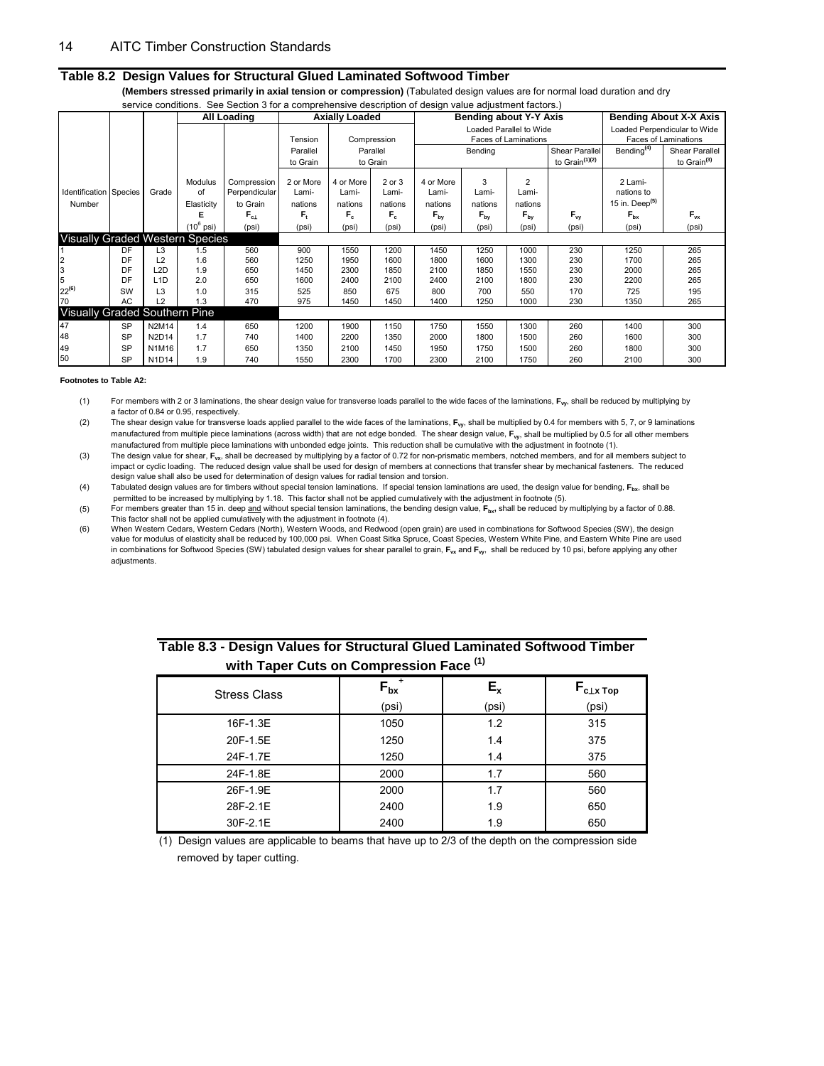## Table 8.2 Design Values for Structural Glued Laminated Softwood Timber

**(Members stressed primarily in axial tension or compression)** (Tabulated design values are for normal load duration and dry service conditions. See Section 3 for a comprehensive description of design value adjustment factors.)

| | | | All Loading | | Axially Loaded | | | Bending about Y-Y Axis | | | | Bending About X-X Axis | |
|---|---|---|---|---|---|---|---|---|---|---|---|---|---|
| | | | | | Tension Parallel to Grain | Compression Parallel to Grain | | Loaded Parallel to Wide Faces of Laminations | | | | Loaded Perpendicular to Wide Faces of Laminations | |
| | | | | | | | | Bending | | | Shear Parallel to Grain[(1)(2)] | Bending[(4)] | Shear Parallel to Grain[(3)] |
| Identification Number | Species | Grade | Modulus of Elasticity $E$ ($10^6$ psi) | Compression Perpendicular to Grain $F_{c\perp}$ (psi) | 2 or More Laminations $F_t$ (psi) | 4 or More Laminations $F_c$ (psi) | 2 or 3 Laminations $F_c$ (psi) | 4 or More Laminations $F_{by}$ (psi) | 3 Laminations $F_{by}$ (psi) | 2 Laminations $F_{by}$ (psi) | $F_{vy}$ (psi) | 2 Laminations to 15 in. Deep[(5)] $F_{bx}$ (psi) | $F_{vx}$ (psi) |
| **Visually Graded Western Species** | | | | | | | | | | | | | |
| 1 | DF | L3 | 1.5 | 560 | 900 | 1550 | 1200 | 1450 | 1250 | 1000 | 230 | 1250 | 265 |
| 2 | DF | L2 | 1.6 | 560 | 1250 | 1950 | 1600 | 1800 | 1600 | 1300 | 230 | 1700 | 265 |
| 3 | DF | L2D | 1.9 | 650 | 1450 | 2300 | 1850 | 2100 | 1850 | 1550 | 230 | 2000 | 265 |
| 5 | DF | L1D | 2.0 | 650 | 1600 | 2400 | 2100 | 2400 | 2100 | 1800 | 230 | 2200 | 265 |
| 22[(6)] | SW | L3 | 1.0 | 315 | 525 | 850 | 675 | 800 | 700 | 550 | 170 | 725 | 195 |
| 70 | AC | L2 | 1.3 | 470 | 975 | 1450 | 1450 | 1400 | 1250 | 1000 | 230 | 1350 | 265 |
| **Visually Graded Southern Pine** | | | | | | | | | | | | | |
| 47 | SP | N2M14 | 1.4 | 650 | 1200 | 1900 | 1150 | 1750 | 1550 | 1300 | 260 | 1400 | 300 |
| 48 | SP | N2D14 | 1.7 | 740 | 1400 | 2200 | 1350 | 2000 | 1800 | 1500 | 260 | 1600 | 300 |
| 49 | SP | N1M16 | 1.7 | 650 | 1350 | 2100 | 1450 | 1950 | 1750 | 1500 | 260 | 1800 | 300 |
| 50 | SP | N1D14 | 1.9 | 740 | 1550 | 2300 | 1700 | 2300 | 2100 | 1750 | 260 | 2100 | 300 |

**Footnotes to Table A2:**

(1) For members with 2 or 3 laminations, the shear design value for transverse loads parallel to the wide faces of the laminations, $F_{vy}$, shall be reduced by multiplying by a factor of 0.84 or 0.95, respectively.

(2) The shear design value for transverse loads applied parallel to the wide faces of the laminations, $F_{vy}$, shall be multiplied by 0.4 for members with 5, 7, or 9 laminations manufactured from multiple piece laminations (across width) that are not edge bonded. The shear design value, $F_{vy}$, shall be multiplied by 0.5 for all other members manufactured from multiple piece laminations with unbonded edge joints. This reduction shall be cumulative with the adjustment in footnote (1).

(3) The design value for shear, $F_{vx}$, shall be decreased by multiplying by a factor of 0.72 for non-prismatic members, notched members, and for all members subject to impact or cyclic loading. The reduced design value shall be used for design of members at connections that transfer shear by mechanical fasteners. The reduced design value shall also be used for determination of design values for radial tension and torsion.

(4) Tabulated design values are for timbers without special tension laminations. If special tension laminations are used, the design value for bending, $F_{bx}$, shall be permitted to be increased by multiplying by 1.18. This factor shall not be applied cumulatively with the adjustment in footnote (5).

(5) For members greater than 15 in. deep and without special tension laminations, the bending design value, $F_{bx}$, shall be reduced by multiplying by a factor of 0.88. This factor shall not be applied cumulatively with the adjustment in footnote (4).

(6) When Western Cedars, Western Cedars (North), Western Woods, and Redwood (open grain) are used in combinations for Softwood Species (SW), the design value for modulus of elasticity shall be reduced by 100,000 psi. When Coast Sitka Spruce, Coast Species, Western White Pine, and Eastern White Pine are used in combinations for Softwood Species (SW) tabulated design values for shear parallel to grain, $F_{vx}$ and $F_{vy}$, shall be reduced by 10 psi, before applying any other adjustments.

## Table 8.3 - Design Values for Structural Glued Laminated Softwood Timber with Taper Cuts on Compression Face [(1)]

| Stress Class | $F_{bx}^{+}$ (psi) | $E_x$ (psi) | $F_{c\perp x\ Top}$ (psi) |
|---|---|---|---|
| 16F-1.3E | 1050 | 1.2 | 315 |
| 20F-1.5E | 1250 | 1.4 | 375 |
| 24F-1.7E | 1250 | 1.4 | 375 |
| 24F-1.8E | 2000 | 1.7 | 560 |
| 26F-1.9E | 2000 | 1.7 | 560 |
| 28F-2.1E | 2400 | 1.9 | 650 |
| 30F-2.1E | 2400 | 1.9 | 650 |

(1) Design values are applicable to beams that have up to 2/3 of the depth on the compression side removed by taper cutting.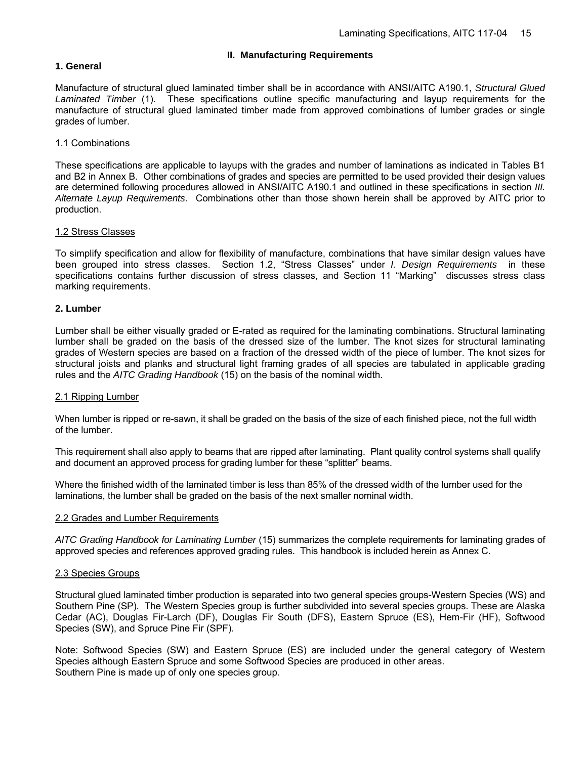## II. Manufacturing Requirements

### 1. General

Manufacture of structural glued laminated timber shall be in accordance with ANSI/AITC A190.1, *Structural Glued Laminated Timber* (1). These specifications outline specific manufacturing and layup requirements for the manufacture of structural glued laminated timber made from approved combinations of lumber grades or single grades of lumber.

#### 1.1 Combinations

These specifications are applicable to layups with the grades and number of laminations as indicated in Tables B1 and B2 in Annex B. Other combinations of grades and species are permitted to be used provided their design values are determined following procedures allowed in ANSI/AITC A190.1 and outlined in these specifications in section *III. Alternate Layup Requirements*. Combinations other than those shown herein shall be approved by AITC prior to production.

#### 1.2 Stress Classes

To simplify specification and allow for flexibility of manufacture, combinations that have similar design values have been grouped into stress classes. Section 1.2, "Stress Classes" under *I. Design Requirements* in these specifications contains further discussion of stress classes, and Section 11 "Marking" discusses stress class marking requirements.

### 2. Lumber

Lumber shall be either visually graded or E-rated as required for the laminating combinations. Structural laminating lumber shall be graded on the basis of the dressed size of the lumber. The knot sizes for structural laminating grades of Western species are based on a fraction of the dressed width of the piece of lumber. The knot sizes for structural joists and planks and structural light framing grades of all species are tabulated in applicable grading rules and the *AITC Grading Handbook* (15) on the basis of the nominal width.

#### 2.1 Ripping Lumber

When lumber is ripped or re-sawn, it shall be graded on the basis of the size of each finished piece, not the full width of the lumber.

This requirement shall also apply to beams that are ripped after laminating. Plant quality control systems shall qualify and document an approved process for grading lumber for these "splitter" beams.

Where the finished width of the laminated timber is less than 85% of the dressed width of the lumber used for the laminations, the lumber shall be graded on the basis of the next smaller nominal width.

#### 2.2 Grades and Lumber Requirements

*AITC Grading Handbook for Laminating Lumber* (15) summarizes the complete requirements for laminating grades of approved species and references approved grading rules. This handbook is included herein as Annex C.

#### 2.3 Species Groups

Structural glued laminated timber production is separated into two general species groups-Western Species (WS) and Southern Pine (SP). The Western Species group is further subdivided into several species groups. These are Alaska Cedar (AC), Douglas Fir-Larch (DF), Douglas Fir South (DFS), Eastern Spruce (ES), Hem-Fir (HF), Softwood Species (SW), and Spruce Pine Fir (SPF).

Note: Softwood Species (SW) and Eastern Spruce (ES) are included under the general category of Western Species although Eastern Spruce and some Softwood Species are produced in other areas.
Southern Pine is made up of only one species group.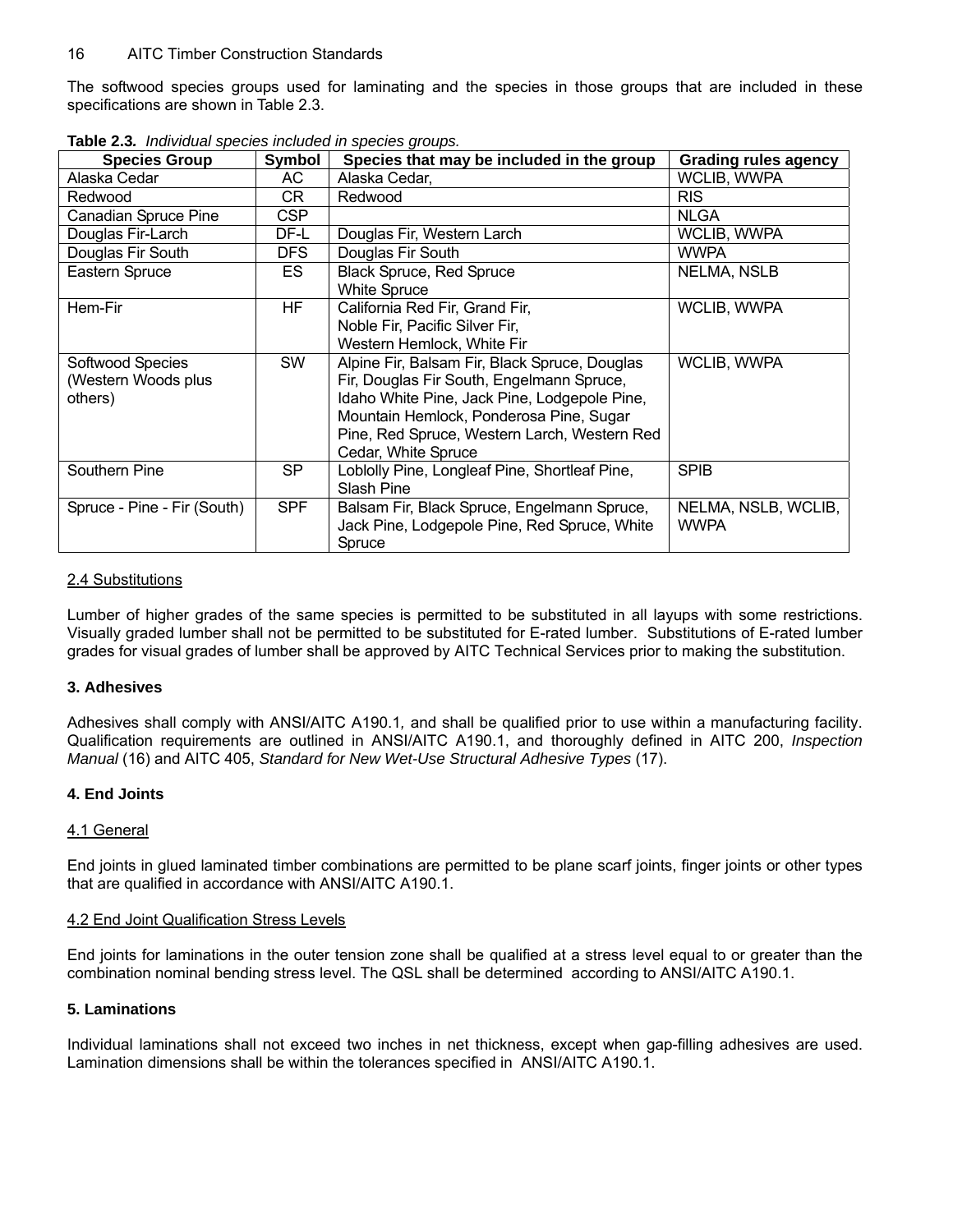The softwood species groups used for laminating and the species in those groups that are included in these specifications are shown in Table 2.3.

**Table 2.3.** *Individual species included in species groups.*

| Species Group | Symbol | Species that may be included in the group | Grading rules agency |
|---|---|---|---|
| Alaska Cedar | AC | Alaska Cedar, | WCLIB, WWPA |
| Redwood | CR | Redwood | RIS |
| Canadian Spruce Pine | CSP | | NLGA |
| Douglas Fir-Larch | DF-L | Douglas Fir, Western Larch | WCLIB, WWPA |
| Douglas Fir South | DFS | Douglas Fir South | WWPA |
| Eastern Spruce | ES | Black Spruce, Red Spruce White Spruce | NELMA, NSLB |
| Hem-Fir | HF | California Red Fir, Grand Fir, Noble Fir, Pacific Silver Fir, Western Hemlock, White Fir | WCLIB, WWPA |
| Softwood Species (Western Woods plus others) | SW | Alpine Fir, Balsam Fir, Black Spruce, Douglas Fir, Douglas Fir South, Engelmann Spruce, Idaho White Pine, Jack Pine, Lodgepole Pine, Mountain Hemlock, Ponderosa Pine, Sugar Pine, Red Spruce, Western Larch, Western Red Cedar, White Spruce | WCLIB, WWPA |
| Southern Pine | SP | Loblolly Pine, Longleaf Pine, Shortleaf Pine, Slash Pine | SPIB |
| Spruce - Pine - Fir (South) | SPF | Balsam Fir, Black Spruce, Engelmann Spruce, Jack Pine, Lodgepole Pine, Red Spruce, White Spruce | NELMA, NSLB, WCLIB, WWPA |

### 2.4 Substitutions

Lumber of higher grades of the same species is permitted to be substituted in all layups with some restrictions. Visually graded lumber shall not be permitted to be substituted for E-rated lumber. Substitutions of E-rated lumber grades for visual grades of lumber shall be approved by AITC Technical Services prior to making the substitution.

## 3. Adhesives

Adhesives shall comply with ANSI/AITC A190.1, and shall be qualified prior to use within a manufacturing facility. Qualification requirements are outlined in ANSI/AITC A190.1, and thoroughly defined in AITC 200, *Inspection Manual* (16) and AITC 405, *Standard for New Wet-Use Structural Adhesive Types* (17).

## 4. End Joints

### 4.1 General

End joints in glued laminated timber combinations are permitted to be plane scarf joints, finger joints or other types that are qualified in accordance with ANSI/AITC A190.1.

### 4.2 End Joint Qualification Stress Levels

End joints for laminations in the outer tension zone shall be qualified at a stress level equal to or greater than the combination nominal bending stress level. The QSL shall be determined according to ANSI/AITC A190.1.

## 5. Laminations

Individual laminations shall not exceed two inches in net thickness, except when gap-filling adhesives are used. Lamination dimensions shall be within the tolerances specified in ANSI/AITC A190.1.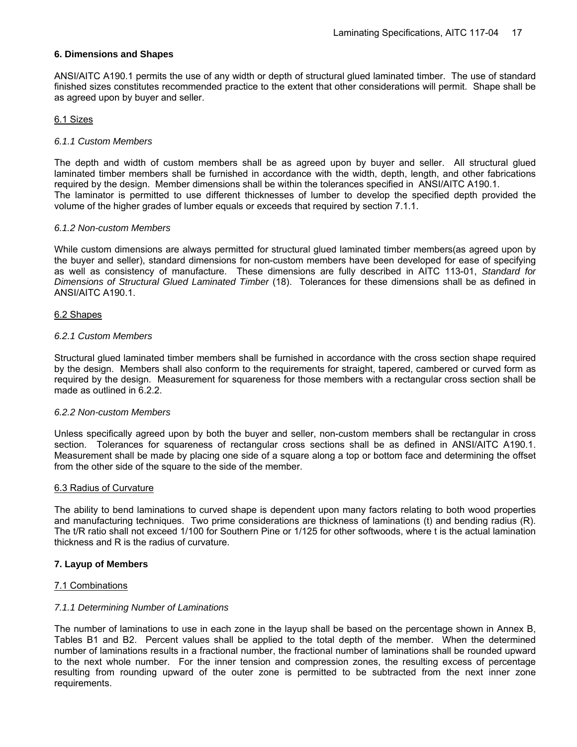## 6. Dimensions and Shapes

ANSI/AITC A190.1 permits the use of any width or depth of structural glued laminated timber. The use of standard finished sizes constitutes recommended practice to the extent that other considerations will permit. Shape shall be as agreed upon by buyer and seller.

### 6.1 Sizes

#### *6.1.1 Custom Members*

The depth and width of custom members shall be as agreed upon by buyer and seller. All structural glued laminated timber members shall be furnished in accordance with the width, depth, length, and other fabrications required by the design. Member dimensions shall be within the tolerances specified in ANSI/AITC A190.1.
The laminator is permitted to use different thicknesses of lumber to develop the specified depth provided the volume of the higher grades of lumber equals or exceeds that required by section 7.1.1.

#### *6.1.2 Non-custom Members*

While custom dimensions are always permitted for structural glued laminated timber members(as agreed upon by the buyer and seller), standard dimensions for non-custom members have been developed for ease of specifying as well as consistency of manufacture. These dimensions are fully described in AITC 113-01, *Standard for Dimensions of Structural Glued Laminated Timber* (18). Tolerances for these dimensions shall be as defined in ANSI/AITC A190.1.

### 6.2 Shapes

#### *6.2.1 Custom Members*

Structural glued laminated timber members shall be furnished in accordance with the cross section shape required by the design. Members shall also conform to the requirements for straight, tapered, cambered or curved form as required by the design. Measurement for squareness for those members with a rectangular cross section shall be made as outlined in 6.2.2.

#### *6.2.2 Non-custom Members*

Unless specifically agreed upon by both the buyer and seller, non-custom members shall be rectangular in cross section. Tolerances for squareness of rectangular cross sections shall be as defined in ANSI/AITC A190.1. Measurement shall be made by placing one side of a square along a top or bottom face and determining the offset from the other side of the square to the side of the member.

### 6.3 Radius of Curvature

The ability to bend laminations to curved shape is dependent upon many factors relating to both wood properties and manufacturing techniques. Two prime considerations are thickness of laminations (t) and bending radius (R). The t/R ratio shall not exceed 1/100 for Southern Pine or 1/125 for other softwoods, where t is the actual lamination thickness and R is the radius of curvature.

## 7. Layup of Members

### 7.1 Combinations

#### *7.1.1 Determining Number of Laminations*

The number of laminations to use in each zone in the layup shall be based on the percentage shown in Annex B, Tables B1 and B2. Percent values shall be applied to the total depth of the member. When the determined number of laminations results in a fractional number, the fractional number of laminations shall be rounded upward to the next whole number. For the inner tension and compression zones, the resulting excess of percentage resulting from rounding upward of the outer zone is permitted to be subtracted from the next inner zone requirements.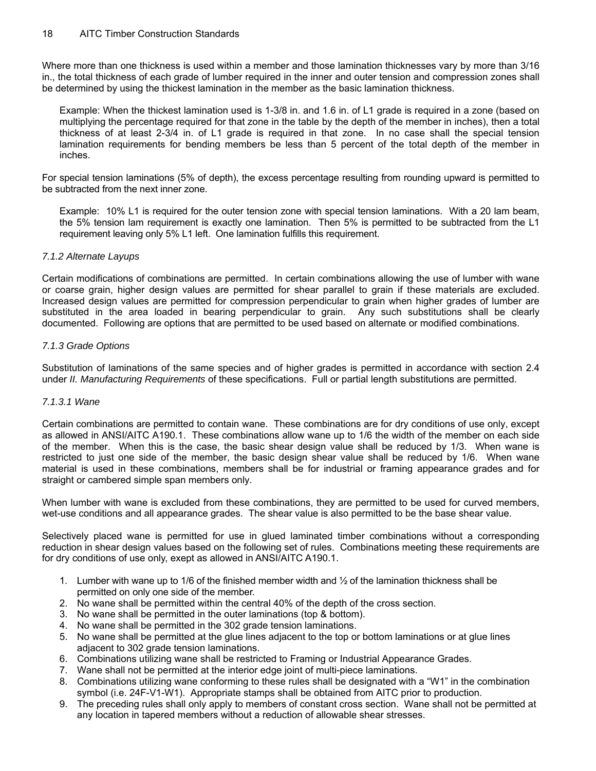Where more than one thickness is used within a member and those lamination thicknesses vary by more than 3/16 in., the total thickness of each grade of lumber required in the inner and outer tension and compression zones shall be determined by using the thickest lamination in the member as the basic lamination thickness.

> Example: When the thickest lamination used is 1-3/8 in. and 1.6 in. of L1 grade is required in a zone (based on multiplying the percentage required for that zone in the table by the depth of the member in inches), then a total thickness of at least 2-3/4 in. of L1 grade is required in that zone. In no case shall the special tension lamination requirements for bending members be less than 5 percent of the total depth of the member in inches.

For special tension laminations (5% of depth), the excess percentage resulting from rounding upward is permitted to be subtracted from the next inner zone.

> Example: 10% L1 is required for the outer tension zone with special tension laminations. With a 20 lam beam, the 5% tension lam requirement is exactly one lamination. Then 5% is permitted to be subtracted from the L1 requirement leaving only 5% L1 left. One lamination fulfills this requirement.

#### *7.1.2 Alternate Layups*

Certain modifications of combinations are permitted. In certain combinations allowing the use of lumber with wane or coarse grain, higher design values are permitted for shear parallel to grain if these materials are excluded. Increased design values are permitted for compression perpendicular to grain when higher grades of lumber are substituted in the area loaded in bearing perpendicular to grain. Any such substitutions shall be clearly documented. Following are options that are permitted to be used based on alternate or modified combinations.

#### *7.1.3 Grade Options*

Substitution of laminations of the same species and of higher grades is permitted in accordance with section 2.4 under *II. Manufacturing Requirements* of these specifications. Full or partial length substitutions are permitted.

##### *7.1.3.1 Wane*

Certain combinations are permitted to contain wane. These combinations are for dry conditions of use only, except as allowed in ANSI/AITC A190.1. These combinations allow wane up to 1/6 the width of the member on each side of the member. When this is the case, the basic shear design value shall be reduced by 1/3. When wane is restricted to just one side of the member, the basic design shear value shall be reduced by 1/6. When wane material is used in these combinations, members shall be for industrial or framing appearance grades and for straight or cambered simple span members only.

When lumber with wane is excluded from these combinations, they are permitted to be used for curved members, wet-use conditions and all appearance grades. The shear value is also permitted to be the base shear value.

Selectively placed wane is permitted for use in glued laminated timber combinations without a corresponding reduction in shear design values based on the following set of rules. Combinations meeting these requirements are for dry conditions of use only, exept as allowed in ANSI/AITC A190.1.

1. Lumber with wane up to 1/6 of the finished member width and ½ of the lamination thickness shall be permitted on only one side of the member.
2. No wane shall be permitted within the central 40% of the depth of the cross section.
3. No wane shall be permitted in the outer laminations (top & bottom).
4. No wane shall be permitted in the 302 grade tension laminations.
5. No wane shall be permitted at the glue lines adjacent to the top or bottom laminations or at glue lines adjacent to 302 grade tension laminations.
6. Combinations utilizing wane shall be restricted to Framing or Industrial Appearance Grades.
7. Wane shall not be permitted at the interior edge joint of multi-piece laminations.
8. Combinations utilizing wane conforming to these rules shall be designated with a "W1" in the combination symbol (i.e. 24F-V1-W1). Appropriate stamps shall be obtained from AITC prior to production.
9. The preceding rules shall only apply to members of constant cross section. Wane shall not be permitted at any location in tapered members without a reduction of allowable shear stresses.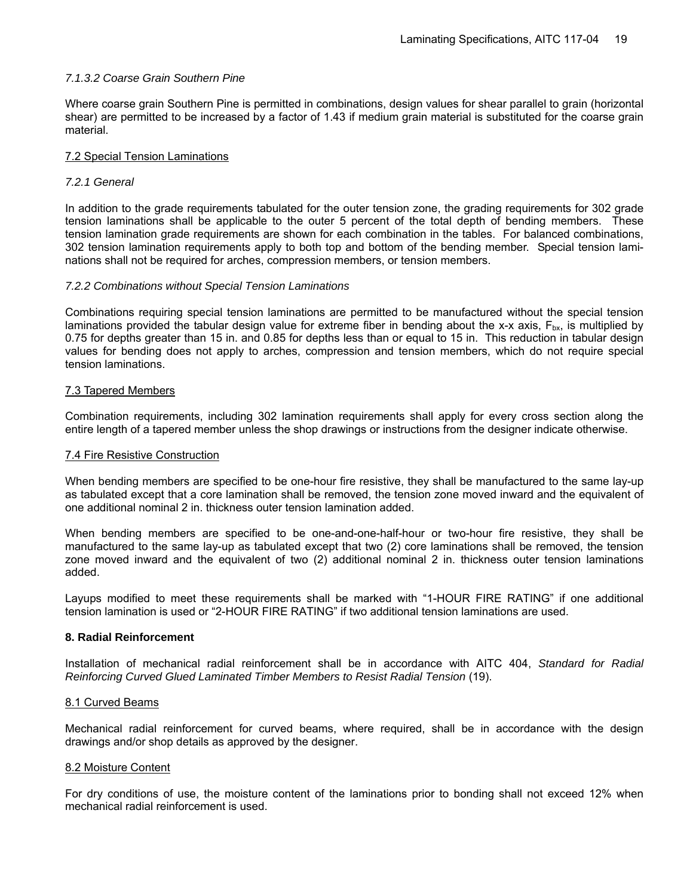#### *7.1.3.2 Coarse Grain Southern Pine*

Where coarse grain Southern Pine is permitted in combinations, design values for shear parallel to grain (horizontal shear) are permitted to be increased by a factor of 1.43 if medium grain material is substituted for the coarse grain material.

### 7.2 Special Tension Laminations

#### *7.2.1 General*

In addition to the grade requirements tabulated for the outer tension zone, the grading requirements for 302 grade tension laminations shall be applicable to the outer 5 percent of the total depth of bending members. These tension lamination grade requirements are shown for each combination in the tables. For balanced combinations, 302 tension lamination requirements apply to both top and bottom of the bending member. Special tension laminations shall not be required for arches, compression members, or tension members.

#### *7.2.2 Combinations without Special Tension Laminations*

Combinations requiring special tension laminations are permitted to be manufactured without the special tension laminations provided the tabular design value for extreme fiber in bending about the x-x axis, $F_{bx}$, is multiplied by 0.75 for depths greater than 15 in. and 0.85 for depths less than or equal to 15 in. This reduction in tabular design values for bending does not apply to arches, compression and tension members, which do not require special tension laminations.

### 7.3 Tapered Members

Combination requirements, including 302 lamination requirements shall apply for every cross section along the entire length of a tapered member unless the shop drawings or instructions from the designer indicate otherwise.

### 7.4 Fire Resistive Construction

When bending members are specified to be one-hour fire resistive, they shall be manufactured to the same lay-up as tabulated except that a core lamination shall be removed, the tension zone moved inward and the equivalent of one additional nominal 2 in. thickness outer tension lamination added.

When bending members are specified to be one-and-one-half-hour or two-hour fire resistive, they shall be manufactured to the same lay-up as tabulated except that two (2) core laminations shall be removed, the tension zone moved inward and the equivalent of two (2) additional nominal 2 in. thickness outer tension laminations added.

Layups modified to meet these requirements shall be marked with "1-HOUR FIRE RATING" if one additional tension lamination is used or "2-HOUR FIRE RATING" if two additional tension laminations are used.

## 8. Radial Reinforcement

Installation of mechanical radial reinforcement shall be in accordance with AITC 404, *Standard for Radial Reinforcing Curved Glued Laminated Timber Members to Resist Radial Tension* (19).

### 8.1 Curved Beams

Mechanical radial reinforcement for curved beams, where required, shall be in accordance with the design drawings and/or shop details as approved by the designer.

### 8.2 Moisture Content

For dry conditions of use, the moisture content of the laminations prior to bonding shall not exceed 12% when mechanical radial reinforcement is used.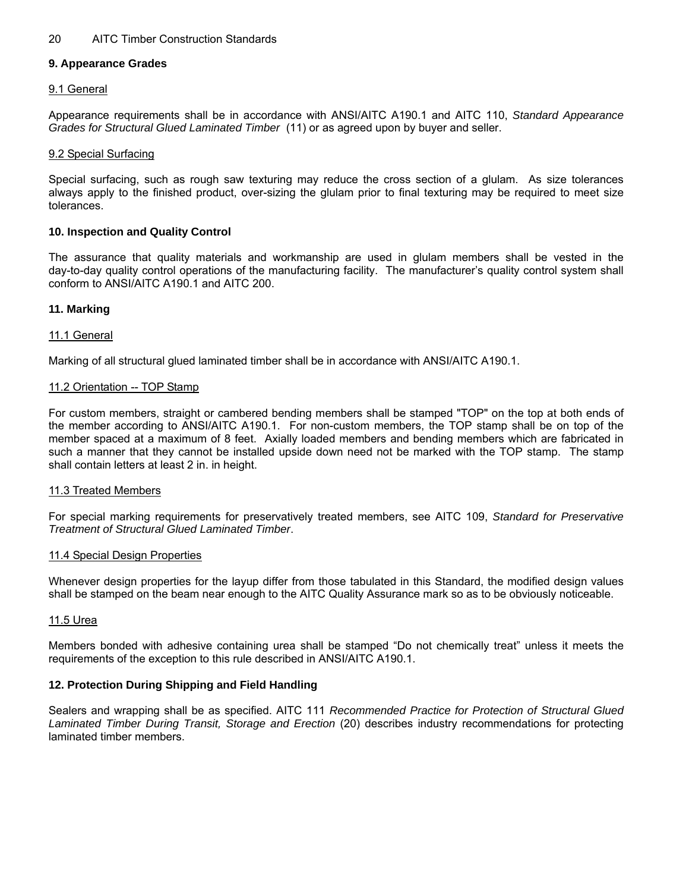## 9. Appearance Grades

### 9.1 General

Appearance requirements shall be in accordance with ANSI/AITC A190.1 and AITC 110, *Standard Appearance Grades for Structural Glued Laminated Timber* (11) or as agreed upon by buyer and seller.

### 9.2 Special Surfacing

Special surfacing, such as rough saw texturing may reduce the cross section of a glulam. As size tolerances always apply to the finished product, over-sizing the glulam prior to final texturing may be required to meet size tolerances.

## 10. Inspection and Quality Control

The assurance that quality materials and workmanship are used in glulam members shall be vested in the day-to-day quality control operations of the manufacturing facility. The manufacturer's quality control system shall conform to ANSI/AITC A190.1 and AITC 200.

## 11. Marking

### 11.1 General

Marking of all structural glued laminated timber shall be in accordance with ANSI/AITC A190.1.

### 11.2 Orientation -- TOP Stamp

For custom members, straight or cambered bending members shall be stamped "TOP" on the top at both ends of the member according to ANSI/AITC A190.1. For non-custom members, the TOP stamp shall be on top of the member spaced at a maximum of 8 feet. Axially loaded members and bending members which are fabricated in such a manner that they cannot be installed upside down need not be marked with the TOP stamp. The stamp shall contain letters at least 2 in. in height.

### 11.3 Treated Members

For special marking requirements for preservatively treated members, see AITC 109, *Standard for Preservative Treatment of Structural Glued Laminated Timber*.

### 11.4 Special Design Properties

Whenever design properties for the layup differ from those tabulated in this Standard, the modified design values shall be stamped on the beam near enough to the AITC Quality Assurance mark so as to be obviously noticeable.

### 11.5 Urea

Members bonded with adhesive containing urea shall be stamped "Do not chemically treat" unless it meets the requirements of the exception to this rule described in ANSI/AITC A190.1.

## 12. Protection During Shipping and Field Handling

Sealers and wrapping shall be as specified. AITC 111 *Recommended Practice for Protection of Structural Glued Laminated Timber During Transit, Storage and Erection* (20) describes industry recommendations for protecting laminated timber members.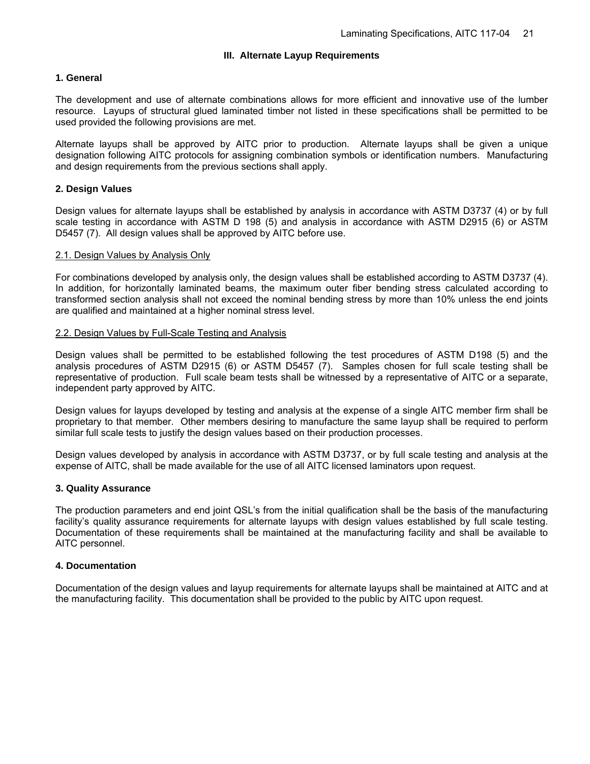## III. Alternate Layup Requirements

### 1. General

The development and use of alternate combinations allows for more efficient and innovative use of the lumber resource. Layups of structural glued laminated timber not listed in these specifications shall be permitted to be used provided the following provisions are met.

Alternate layups shall be approved by AITC prior to production. Alternate layups shall be given a unique designation following AITC protocols for assigning combination symbols or identification numbers. Manufacturing and design requirements from the previous sections shall apply.

### 2. Design Values

Design values for alternate layups shall be established by analysis in accordance with ASTM D3737 (4) or by full scale testing in accordance with ASTM D 198 (5) and analysis in accordance with ASTM D2915 (6) or ASTM D5457 (7). All design values shall be approved by AITC before use.

#### 2.1. Design Values by Analysis Only

For combinations developed by analysis only, the design values shall be established according to ASTM D3737 (4). In addition, for horizontally laminated beams, the maximum outer fiber bending stress calculated according to transformed section analysis shall not exceed the nominal bending stress by more than 10% unless the end joints are qualified and maintained at a higher nominal stress level.

#### 2.2. Design Values by Full-Scale Testing and Analysis

Design values shall be permitted to be established following the test procedures of ASTM D198 (5) and the analysis procedures of ASTM D2915 (6) or ASTM D5457 (7). Samples chosen for full scale testing shall be representative of production. Full scale beam tests shall be witnessed by a representative of AITC or a separate, independent party approved by AITC.

Design values for layups developed by testing and analysis at the expense of a single AITC member firm shall be proprietary to that member. Other members desiring to manufacture the same layup shall be required to perform similar full scale tests to justify the design values based on their production processes.

Design values developed by analysis in accordance with ASTM D3737, or by full scale testing and analysis at the expense of AITC, shall be made available for the use of all AITC licensed laminators upon request.

### 3. Quality Assurance

The production parameters and end joint QSL's from the initial qualification shall be the basis of the manufacturing facility's quality assurance requirements for alternate layups with design values established by full scale testing. Documentation of these requirements shall be maintained at the manufacturing facility and shall be available to AITC personnel.

### 4. Documentation

Documentation of the design values and layup requirements for alternate layups shall be maintained at AITC and at the manufacturing facility. This documentation shall be provided to the public by AITC upon request.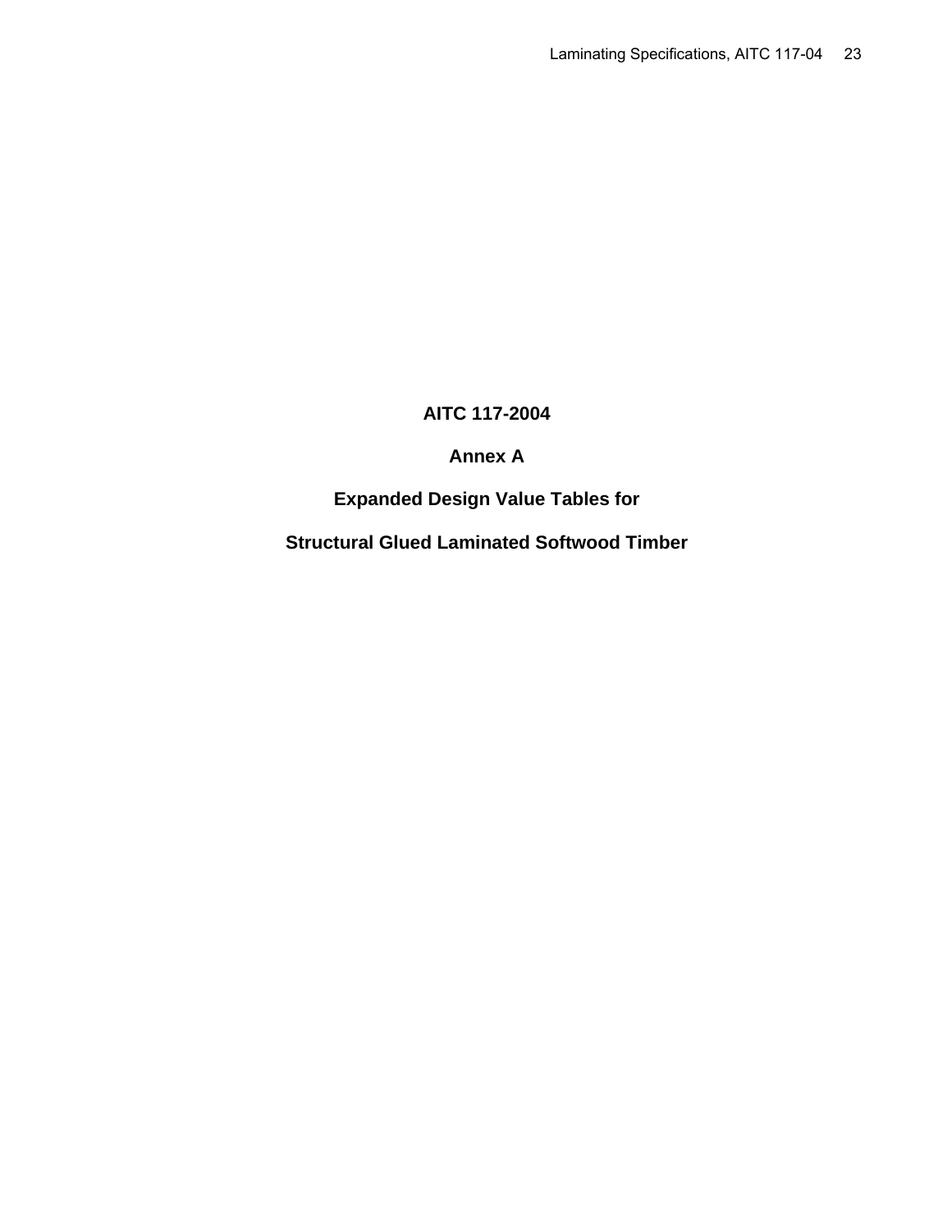# AITC 117-2004

## Annex A

## Expanded Design Value Tables for

## Structural Glued Laminated Softwood Timber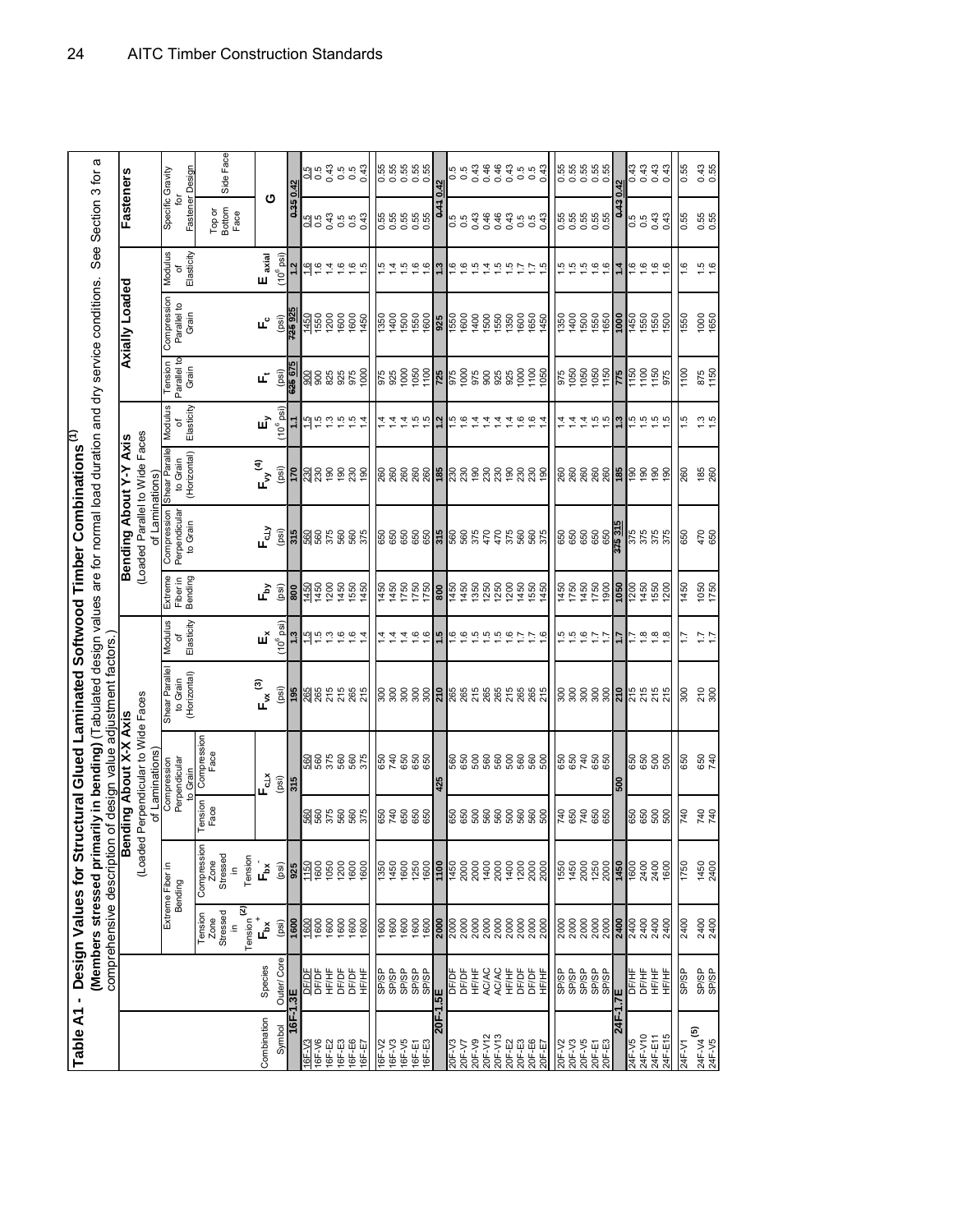# Table A1 - Design Values for Structural Glued Laminated Softwood Timber Combinations[1]

**(Members stressed primarily in bending)** (Tabulated design values are for normal load duration and dry service conditions. See Section 3 for a comprehensive description of design value adjustment factors.)

| Combination | Species | Bending About X-X Axis (Loaded Perpendicular to Wide Faces of Laminations) | | | | | | Bending About Y-Y Axis (Loaded Parallel to Wide Faces of Laminations) | | | | Axially Loaded | | | Fasteners | |
|---|---|---|---|---|---|---|---|---|---|---|---|---|---|---|---|---|
| | | Extreme Fiber in Bending | | Compression Perpendicular to Grain | | Shear Parallel to Grain (Horizontal) | Modulus of Elasticity | Extreme Fiber in Bending | Compression Perpendicular to Grain | Shear Parallel to Grain (Horizontal) | Modulus of Elasticity | Tension Parallel to Grain | Compression Parallel to Grain | Modulus of Elasticity | Specific Gravity for Fastener Design | |
| | | Tension Zone Stressed in Tension[2] | Compression Zone Stressed in Tension | Tension Face | Compression Face | | | | | | | | | | Top or Bottom Face | Side Face |
| | | $F_{bx}^{+}$ | $F_{bx}^{-}$ | $F_{c\perp x}$ | | $F_{vx}$[3] | $E_x$ | $F_{by}$ | $F_{c\perp y}$ | $F_{vy}$[4] | $E_y$ | $F_t$ | $F_c$ | $E_{axial}$ | G | |
| Symbol | Outer/Core | (psi) | (psi) | (psi) | | (psi) | ($10^6$ psi) | (psi) | (psi) | (psi) | ($10^6$ psi) | (psi) | (psi) | ($10^6$ psi) | | |
| **16F-1.3E** | | **1600** | **925** | **315** | | **195** | **1.3** | **800** | **315** | **170** | **1.1** | ~~625~~ **675** | ~~725~~ **925** | **1.2** | ~~0.35~~ **0.42** | |
| 16F-V3 | DF/DF | 1600 | 1150 | 560 | 560 | 265 | 1.5 | 1450 | 560 | 230 | 1.5 | 900 | 1450 | 1.6 | 0.5 | 0.5 |
| 16F-V6 | DF/DF | 1600 | 1600 | 560 | 560 | 265 | 1.5 | 1450 | 560 | 230 | 1.5 | 900 | 1550 | 1.6 | 0.5 | 0.5 |
| 16F-E2 | HF/HF | 1600 | 1050 | 375 | 375 | 215 | 1.3 | 1200 | 375 | 190 | 1.3 | 825 | 1200 | 1.4 | 0.43 | 0.43 |
| 16F-E3 | DF/DF | 1600 | 1200 | 560 | 560 | 215 | 1.6 | 1450 | 560 | 190 | 1.5 | 925 | 1600 | 1.6 | 0.5 | 0.5 |
| 16F-E6 | DF/DF | 1600 | 1600 | 560 | 560 | 265 | 1.6 | 1550 | 560 | 230 | 1.5 | 975 | 1600 | 1.6 | 0.5 | 0.5 |
| 16F-E7 | HF/HF | 1600 | 1600 | 375 | 375 | 215 | 1.4 | 1450 | 375 | 190 | 1.4 | 1000 | 1450 | 1.5 | 0.43 | 0.43 |
| 16F-V2 | SP/SP | 1600 | 1350 | 650 | 650 | 300 | 1.4 | 1450 | 650 | 260 | 1.4 | 975 | 1350 | 1.5 | 0.55 | 0.55 |
| 16F-V3 | SP/SP | 1600 | 1450 | 740 | 740 | 300 | 1.4 | 1450 | 650 | 260 | 1.4 | 925 | 1400 | 1.4 | 0.55 | 0.55 |
| 16F-V5 | SP/SP | 1600 | 1600 | 650 | 650 | 300 | 1.4 | 1750 | 650 | 260 | 1.4 | 1000 | 1500 | 1.5 | 0.55 | 0.55 |
| 16F-E1 | SP/SP | 1600 | 1250 | 650 | 650 | 300 | 1.6 | 1750 | 650 | 260 | 1.5 | 1050 | 1550 | 1.6 | 0.55 | 0.55 |
| 16F-E3 | SP/SP | 1600 | 1600 | 650 | 650 | 300 | 1.6 | 1750 | 650 | 260 | 1.5 | 1100 | 1600 | 1.6 | 0.55 | 0.55 |
| **20F-1.5E** | | **2000** | **1100** | **425** | | **210** | **1.5** | **800** | **315** | **185** | **1.2** | **725** | **925** | **1.3** | ~~0.41~~ **0.42** | |
| 20F-V3 | DF/DF | 2000 | 1450 | 650 | 560 | 265 | 1.6 | 1450 | 560 | 230 | 1.5 | 975 | 1550 | 1.6 | 0.5 | 0.5 |
| 20F-V7 | DF/DF | 2000 | 2000 | 650 | 650 | 265 | 1.6 | 1450 | 560 | 230 | 1.6 | 1000 | 1600 | 1.6 | 0.5 | 0.5 |
| 20F-V9 | HF/HF | 2000 | 2000 | 500 | 500 | 215 | 1.5 | 1350 | 375 | 190 | 1.4 | 975 | 1400 | 1.5 | 0.43 | 0.43 |
| 20F-V12 | AC/AC | 2000 | 1400 | 560 | 560 | 265 | 1.5 | 1250 | 470 | 230 | 1.4 | 900 | 1500 | 1.4 | 0.46 | 0.46 |
| 20F-V13 | AC/AC | 2000 | 2000 | 560 | 560 | 265 | 1.5 | 1250 | 470 | 230 | 1.4 | 925 | 1550 | 1.5 | 0.46 | 0.46 |
| 20F-E2 | HF/HF | 2000 | 1400 | 500 | 500 | 215 | 1.6 | 1200 | 375 | 190 | 1.4 | 925 | 1350 | 1.5 | 0.43 | 0.43 |
| 20F-E3 | DF/DF | 2000 | 1200 | 560 | 560 | 265 | 1.7 | 1450 | 560 | 230 | 1.6 | 1000 | 1600 | 1.7 | 0.5 | 0.5 |
| 20F-E6 | DF/DF | 2000 | 2000 | 560 | 560 | 265 | 1.7 | 1550 | 560 | 230 | 1.6 | 1100 | 1650 | 1.7 | 0.5 | 0.5 |
| 20F-E7 | HF/HF | 2000 | 2000 | 500 | 500 | 215 | 1.6 | 1450 | 375 | 190 | 1.4 | 1050 | 1450 | 1.5 | 0.43 | 0.43 |
| 20F-V2 | SP/SP | 2000 | 1550 | 740 | 650 | 300 | 1.5 | 1450 | 650 | 260 | 1.4 | 975 | 1350 | 1.5 | 0.55 | 0.55 |
| 20F-V3 | SP/SP | 2000 | 1450 | 650 | 650 | 300 | 1.5 | 1750 | 650 | 260 | 1.4 | 1050 | 1400 | 1.5 | 0.55 | 0.55 |
| 20F-V5 | SP/SP | 2000 | 2000 | 740 | 740 | 300 | 1.6 | 1450 | 650 | 260 | 1.4 | 1050 | 1500 | 1.5 | 0.55 | 0.55 |
| 20F-E1 | SP/SP | 2000 | 1250 | 650 | 650 | 300 | 1.7 | 1750 | 650 | 260 | 1.5 | 1050 | 1550 | 1.6 | 0.55 | 0.55 |
| 20F-E3 | SP/SP | 2000 | 2000 | 650 | 650 | 300 | 1.7 | 1900 | 650 | 260 | 1.5 | 1150 | 1650 | 1.6 | 0.55 | 0.55 |
| **24F-1.7E** | | **2400** | **1450** | **500** | | **210** | **1.7** | **1050** | ~~375~~ **315** | **185** | **1.3** | **775** | **1000** | **1.4** | ~~0.43~~ **0.42** | |
| 24F-V5 | DF/HF | 2400 | 1600 | 650 | 650 | 215 | 1.7 | 1200 | 375 | 190 | 1.5 | 1150 | 1450 | 1.6 | 0.5 | 0.43 |
| 24F-V10 | DF/HF | 2400 | 2400 | 650 | 650 | 215 | 1.8 | 1450 | 375 | 190 | 1.5 | 1100 | 1550 | 1.6 | 0.5 | 0.43 |
| 24F-E11 | HF/HF | 2400 | 2400 | 500 | 500 | 215 | 1.8 | 1550 | 375 | 190 | 1.5 | 1150 | 1550 | 1.6 | 0.43 | 0.43 |
| 24F-E15 | HF/HF | 2400 | 1600 | 500 | 500 | 215 | 1.8 | 1200 | 375 | 190 | 1.5 | 975 | 1500 | 1.6 | 0.43 | 0.43 |
| 24F-V1 | SP/SP | 2400 | 1750 | 740 | 650 | 300 | 1.7 | 1450 | 650 | 260 | 1.5 | 1100 | 1550 | 1.6 | 0.55 | 0.55 |
| 24F-V4[5] | SP/SP | 2400 | 1450 | 740 | 650 | 210 | 1.7 | 1050 | 470 | 185 | 1.3 | 875 | 1000 | 1.5 | 0.55 | 0.43 |
| 24F-V5 | SP/SP | 2400 | 2400 | 740 | 740 | 300 | 1.7 | 1750 | 650 | 260 | 1.5 | 1150 | 1650 | 1.6 | 0.55 | 0.55 |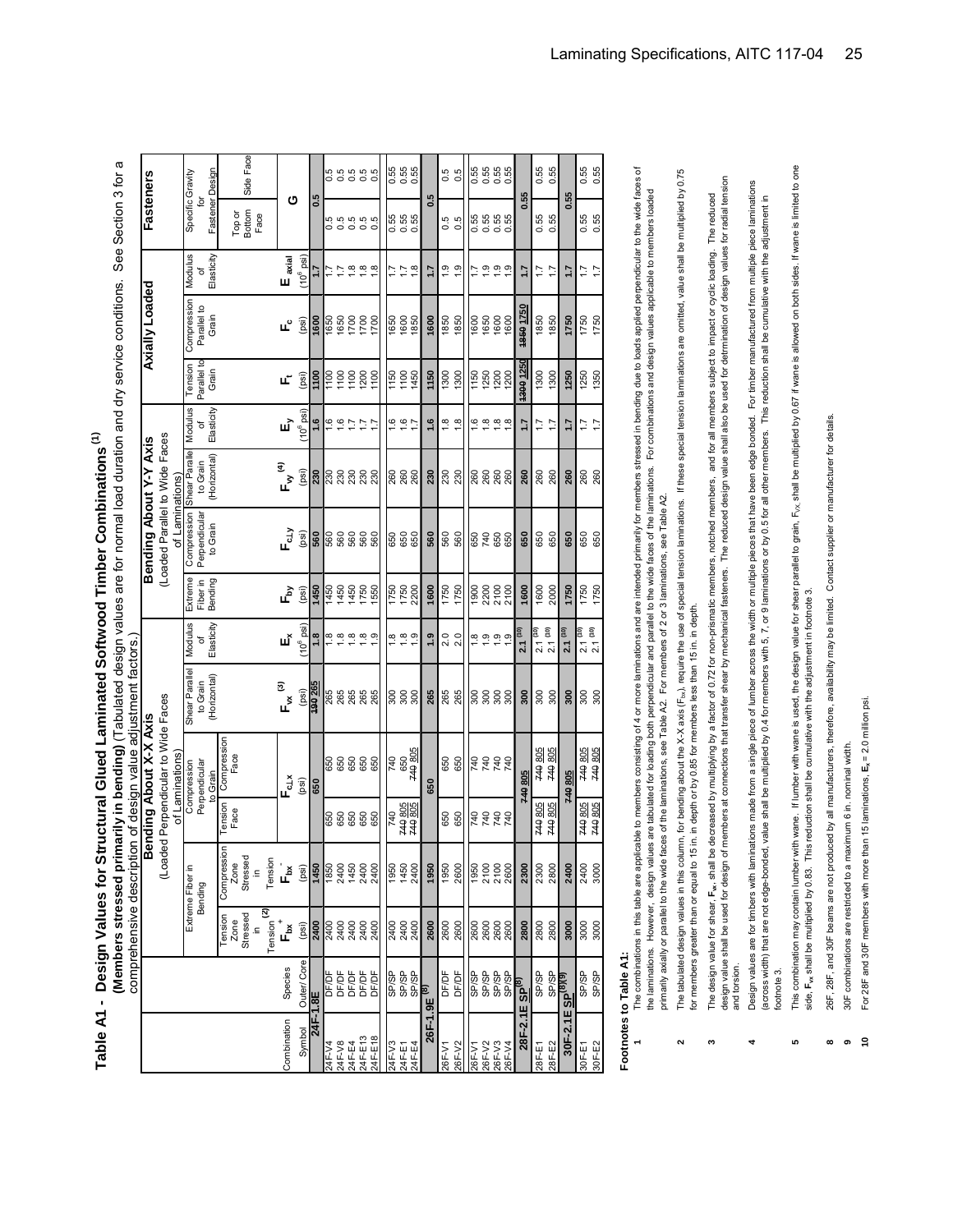# Table A1 - Design Values for Structural Glued Laminated Softwood Timber Combinations[1]

**(Members stressed primarily in bending)** (Tabulated design values are for normal load duration and dry service conditions. See Section 3 for a comprehensive description of design value adjustment factors.)

| Combination Symbol | Species Outer/ Core | Bending About X-X Axis (Loaded Perpendicular to Wide Faces of Laminations): Extreme Fiber in Bending, Tension Zone Stressed in Tension[2], $F_{bx}^{+}$ (psi) | Extreme Fiber in Bending, Compression Zone Stressed in Tension, $F_{bx}^{-}$ (psi) | Compression Perpendicular to Grain, Tension Face, $F_{c\perp x}$ (psi) | Compression Perpendicular to Grain, Compression Face, $F_{c\perp x}$ (psi) | Shear Parallel to Grain (Horizontal), $F_{vx}$[3] (psi) | Modulus of Elasticity, $E_x$ ($10^6$ psi) | Bending About Y-Y Axis (Loaded Parallel to Wide Faces of Laminations): Extreme Fiber in Bending, $F_{by}$ (psi) | Compression Perpendicular to Grain, $F_{c\perp y}$ (psi) | Shear Parallel to Grain (Horizontal), $F_{vy}$[4] (psi) | Modulus of Elasticity, $E_y$ ($10^6$ psi) | Axially Loaded: Tension Parallel to Grain, $F_t$ (psi) | Compression Parallel to Grain, $F_c$ (psi) | Modulus of Elasticity, $E_{axial}$ ($10^6$ psi) | Fasteners: Specific Gravity for Fastener Design, G, Top or Bottom Face | Side Face |
|---|---|---|---|---|---|---|---|---|---|---|---|---|---|---|---|---|
| **24F-1.8E** | | **2400** | **1450** | **650** | | **~~190~~ 265** | **1.8** | **1450** | **560** | **230** | **1.6** | **1100** | **1600** | **1.7** | **0.5** | |
| 24F-V4 | DF/DF | 2400 | 1850 | 650 | 650 | 265 | 1.8 | 1450 | 560 | 230 | 1.6 | 1100 | 1650 | 1.7 | 0.5 | 0.5 |
| 24F-V8 | DF/DF | 2400 | 2400 | 650 | 650 | 265 | 1.8 | 1450 | 560 | 230 | 1.6 | 1100 | 1650 | 1.7 | 0.5 | 0.5 |
| 24F-E4 | DF/DF | 2400 | 1450 | 650 | 650 | 265 | 1.8 | 1450 | 560 | 230 | 1.7 | 1100 | 1700 | 1.8 | 0.5 | 0.5 |
| 24F-E13 | DF/DF | 2400 | 2400 | 650 | 650 | 265 | 1.8 | 1750 | 560 | 230 | 1.7 | 1200 | 1700 | 1.8 | 0.5 | 0.5 |
| 24F-E18 | DF/DF | 2400 | 2400 | 650 | 650 | 265 | 1.9 | 1550 | 560 | 230 | 1.7 | 1100 | 1700 | 1.8 | 0.5 | 0.5 |
| 24F-V3 | SP/SP | 2400 | 1950 | 740 | 740 | 300 | 1.8 | 1750 | 650 | 260 | 1.6 | 1150 | 1650 | 1.7 | 0.55 | 0.55 |
| 24F-E1 | SP/SP | 2400 | 1450 | ~~740~~ 805 | 650 | 300 | 1.8 | 1750 | 650 | 260 | 1.6 | 1100 | 1600 | 1.7 | 0.55 | 0.55 |
| 24F-E4 | SP/SP | 2400 | 2400 | ~~740~~ 805 | ~~740~~ 805 | 300 | 1.9 | 2200 | 650 | 260 | 1.7 | 1450 | 1850 | 1.8 | 0.55 | 0.55 |
| **26F-1.9E**[8] | | **2600** | **1950** | **650** | | **265** | **1.9** | **1600** | **560** | **230** | **1.6** | **1150** | **1600** | **1.7** | **0.5** | |
| 26F-V1 | DF/DF | 2600 | 1950 | 650 | 650 | 265 | 2.0 | 1750 | 560 | 230 | 1.8 | 1300 | 1850 | 1.9 | 0.5 | 0.5 |
| 26F-V2 | DF/DF | 2600 | 2600 | 650 | 650 | 265 | 2.0 | 1750 | 560 | 230 | 1.8 | 1300 | 1850 | 1.9 | 0.5 | 0.5 |
| 26F-V1 | SP/SP | 2600 | 1950 | 740 | 740 | 300 | 1.8 | 1900 | 650 | 260 | 1.6 | 1150 | 1600 | 1.7 | 0.55 | 0.55 |
| 26F-V2 | SP/SP | 2600 | 2100 | 740 | 740 | 300 | 1.9 | 2200 | 740 | 260 | 1.8 | 1250 | 1650 | 1.9 | 0.55 | 0.55 |
| 26F-V3 | SP/SP | 2600 | 2100 | 740 | 740 | 300 | 1.9 | 2100 | 650 | 260 | 1.8 | 1200 | 1600 | 1.9 | 0.55 | 0.55 |
| 26F-V4 | SP/SP | 2600 | 2600 | 740 | 740 | 300 | 1.9 | 2100 | 650 | 260 | 1.8 | 1200 | 1600 | 1.9 | 0.55 | 0.55 |
| **28F-2.1E SP**[8] | | **2800** | **2300** | **~~740~~ 805** | | **300** | **2.1**[10] | **1600** | **650** | **260** | **1.7** | **~~1300~~ 1250** | **~~1850~~ 1750** | **1.7** | **0.55** | |
| 28F-E1 | SP/SP | 2800 | 2300 | ~~740~~ 805 | ~~740~~ 805 | 300 | 2.1[10] | 1600 | 650 | 260 | 1.7 | 1300 | 1850 | 1.7 | 0.55 | 0.55 |
| 28F-E2 | SP/SP | 2800 | 2800 | ~~740~~ 805 | ~~740~~ 805 | 300 | 2.1[10] | 2000 | 650 | 260 | 1.7 | 1300 | 1850 | 1.7 | 0.55 | 0.55 |
| **30F-2.1E SP**[8][9] | | **3000** | **2400** | **~~740~~ 805** | | **300** | **2.1**[10] | **1750** | **650** | **260** | **1.7** | **1250** | **1750** | **1.7** | **0.55** | |
| 30F-E1 | SP/SP | 3000 | 2400 | ~~740~~ 805 | ~~740~~ 805 | 300 | 2.1[10] | 1750 | 650 | 260 | 1.7 | 1250 | 1750 | 1.7 | 0.55 | 0.55 |
| 30F-E2 | SP/SP | 3000 | 3000 | ~~740~~ 805 | ~~740~~ 805 | 300 | 2.1[10] | 1750 | 650 | 260 | 1.7 | 1350 | 1750 | 1.7 | 0.55 | 0.55 |

**Footnotes to Table A1:**

1. The combinations in this table are applicable to members consisting of 4 or more laminations and are intended primarily for members stressed in bending due to loads applied perpendicular to the wide faces of the laminations. However, design values are tabulated for loading both perpendicular and parallel to the wide faces of the laminations. For combinations and design values applicable to members loaded primarily axially or parallel to the wide faces of the laminations, see Table A2. For members of 2 or 3 laminations, see Table A2.

2. The tabulated design values in this column, for bending about the X-X axis ($F_{bx}$), require the use of special tension laminations. If these special tension laminations are omitted, value shall be multiplied by 0.75 for members greater than or equal to 15 in. in depth or by 0.85 for members less than 15 in. in depth.

3. The design value for shear, $F_{vx}$, shall be decreased by multiplying by a factor of 0.72 for non-prismatic members, notched members, and for all members subject to impact or cyclic loading. The reduced design value shall be used for design of members at connections that transfer shear by mechanical fasteners. The reduced design value shall also be used for determination of design values for radial tension and torsion.

4. Design values are for timbers with laminations made from a single piece of lumber across the width or multiple pieces that have been edge bonded. For timber manufactured from multiple piece laminations (across width) that are not edge-bonded, value shall be multiplied by 0.4 for members with 5, 7, or 9 laminations or by 0.5 for all other members. This reduction shall be cumulative with the adjustment in footnote 3.

5. This combination may contain lumber with wane. If lumber with wane is used, the design value for shear parallel to grain, $F_{vx}$, shall be multiplied by 0.67 if wane is allowed on both sides. If wane is limited to one side, $F_{vx}$ shall be multiplied by 0.83. This reduction shall be cumulative with the adjustment in footnote 3.

8. 26F, 28F, and 30F beams are not produced by all manufacturers, therefore, availability may be limited. Contact supplier or manufacturer for details.

9. 30F combinations are restricted to a maximum 6 in. nominal width.

10. For 28F and 30F members with more than 15 laminations, $E_x$ = 2.0 million psi.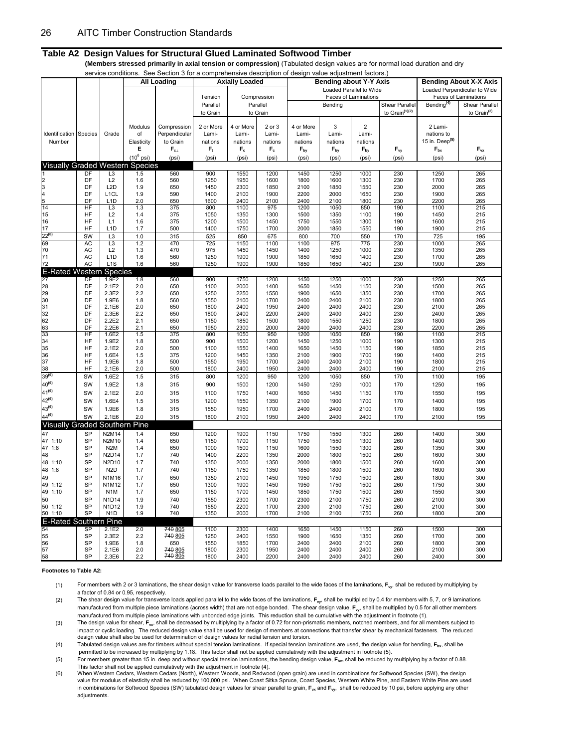## Table A2 Design Values for Structural Glued Laminated Softwood Timber

**(Members stressed primarily in axial tension or compression)** (Tabulated design values are for normal load duration and dry service conditions. See Section 3 for a comprehensive description of design value adjustment factors.)

| | | | All Loading | | Axially Loaded | | | Bending about Y-Y Axis | | | | Bending About X-X Axis | |
|---|---|---|---|---|---|---|---|---|---|---|---|---|---|
| | | | | | Tension Parallel to Grain | Compression Parallel to Grain | | Loaded Parallel to Wide Faces of Laminations | | | | Loaded Perpendicular to Wide Faces of Laminations | |
| | | | | | | | | Bending | | | Shear Parallel to Grain(1)(2) | Bending(4) | Shear Parallel to Grain(3) |
| Identification Number | Species | Grade | Modulus of Elasticity $E$ | Compression Perpendicular to Grain $F_{c\perp}$ | 2 or More Laminations $F_t$ | 4 or More Laminations $F_c$ | 2 or 3 Laminations $F_c$ | 4 or More Laminations $F_{by}$ | 3 Laminations $F_{by}$ | 2 Laminations $F_{by}$ | $F_{vy}$ | 2 Laminations to 15 in. Deep(5) $F_{bx}$ | $F_{vx}$ |
| | | | ($10^6$ psi) | (psi) | (psi) | (psi) | (psi) | (psi) | (psi) | (psi) | (psi) | (psi) | (psi) |
| **Visually Graded Western Species** | | | | | | | | | | | | | |
| 1 | DF | L3 | 1.5 | 560 | 900 | 1550 | 1200 | 1450 | 1250 | 1000 | 230 | 1250 | 265 |
| 2 | DF | L2 | 1.6 | 560 | 1250 | 1950 | 1600 | 1800 | 1600 | 1300 | 230 | 1700 | 265 |
| 3 | DF | L2D | 1.9 | 650 | 1450 | 2300 | 1850 | 2100 | 1850 | 1550 | 230 | 2000 | 265 |
| 4 | DF | L1CL | 1.9 | 590 | 1400 | 2100 | 1900 | 2200 | 2000 | 1650 | 230 | 1900 | 265 |
| 5 | DF | L1D | 2.0 | 650 | 1600 | 2400 | 2100 | 2400 | 2100 | 1800 | 230 | 2200 | 265 |
| 14 | HF | L3 | 1.3 | 375 | 800 | 1100 | 975 | 1200 | 1050 | 850 | 190 | 1100 | 215 |
| 15 | HF | L2 | 1.4 | 375 | 1050 | 1350 | 1300 | 1500 | 1350 | 1100 | 190 | 1450 | 215 |
| 16 | HF | L1 | 1.6 | 375 | 1200 | 1500 | 1450 | 1750 | 1550 | 1300 | 190 | 1600 | 215 |
| 17 | HF | L1D | 1.7 | 500 | 1400 | 1750 | 1700 | 2000 | 1850 | 1550 | 190 | 1900 | 215 |
| 22(6) | SW | L3 | 1.0 | 315 | 525 | 850 | 675 | 800 | 700 | 550 | 170 | 725 | 195 |
| 69 | AC | L3 | 1.2 | 470 | 725 | 1150 | 1100 | 1100 | 975 | 775 | 230 | 1000 | 265 |
| 70 | AC | L2 | 1.3 | 470 | 975 | 1450 | 1450 | 1400 | 1250 | 1000 | 230 | 1350 | 265 |
| 71 | AC | L1D | 1.6 | 560 | 1250 | 1900 | 1900 | 1850 | 1650 | 1400 | 230 | 1700 | 265 |
| 72 | AC | L1S | 1.6 | 560 | 1250 | 1900 | 1900 | 1850 | 1650 | 1400 | 230 | 1900 | 265 |
| **E-Rated Western Species** | | | | | | | | | | | | | |
| 27 | DF | 1.9E2 | 1.8 | 560 | 900 | 1750 | 1200 | 1450 | 1250 | 1000 | 230 | 1250 | 265 |
| 28 | DF | 2.1E2 | 2.0 | 650 | 1100 | 2000 | 1400 | 1650 | 1450 | 1150 | 230 | 1500 | 265 |
| 29 | DF | 2.3E2 | 2.2 | 650 | 1250 | 2250 | 1550 | 1900 | 1650 | 1350 | 230 | 1700 | 265 |
| 30 | DF | 1.9E6 | 1.8 | 560 | 1550 | 2100 | 1700 | 2400 | 2400 | 2100 | 230 | 1800 | 265 |
| 31 | DF | 2.1E6 | 2.0 | 650 | 1800 | 2400 | 1950 | 2400 | 2400 | 2400 | 230 | 2100 | 265 |
| 32 | DF | 2.3E6 | 2.2 | 650 | 1800 | 2400 | 2200 | 2400 | 2400 | 2400 | 230 | 2400 | 265 |
| 62 | DF | 2.2E2 | 2.1 | 650 | 1150 | 1850 | 1500 | 1800 | 1550 | 1250 | 230 | 1800 | 265 |
| 63 | DF | 2.2E6 | 2.1 | 650 | 1950 | 2300 | 2000 | 2400 | 2400 | 2400 | 230 | 2200 | 265 |
| 33 | HF | 1.6E2 | 1.5 | 375 | 800 | 1050 | 950 | 1200 | 1050 | 850 | 190 | 1100 | 215 |
| 34 | HF | 1.9E2 | 1.8 | 500 | 900 | 1500 | 1200 | 1450 | 1250 | 1000 | 190 | 1300 | 215 |
| 35 | HF | 2.1E2 | 2.0 | 500 | 1100 | 1550 | 1400 | 1650 | 1450 | 1150 | 190 | 1850 | 215 |
| 36 | HF | 1.6E4 | 1.5 | 375 | 1200 | 1450 | 1350 | 2100 | 1900 | 1700 | 190 | 1400 | 215 |
| 37 | HF | 1.9E6 | 1.8 | 500 | 1550 | 1950 | 1700 | 2400 | 2400 | 2100 | 190 | 1800 | 215 |
| 38 | HF | 2.1E6 | 2.0 | 500 | 1800 | 2400 | 1950 | 2400 | 2400 | 2400 | 190 | 2100 | 215 |
| 39(6) | SW | 1.6E2 | 1.5 | 315 | 800 | 1200 | 950 | 1200 | 1050 | 850 | 170 | 1100 | 195 |
| 40(6) | SW | 1.9E2 | 1.8 | 315 | 900 | 1500 | 1200 | 1450 | 1250 | 1000 | 170 | 1250 | 195 |
| 41(6) | SW | 2.1E2 | 2.0 | 315 | 1100 | 1750 | 1400 | 1650 | 1450 | 1150 | 170 | 1550 | 195 |
| 42(6) | SW | 1.6E4 | 1.5 | 315 | 1200 | 1550 | 1350 | 2100 | 1900 | 1700 | 170 | 1400 | 195 |
| 43(6) | SW | 1.9E6 | 1.8 | 315 | 1550 | 1950 | 1700 | 2400 | 2400 | 2100 | 170 | 1800 | 195 |
| 44(6) | SW | 2.1E6 | 2.0 | 315 | 1800 | 2100 | 1950 | 2400 | 2400 | 2400 | 170 | 2100 | 195 |
| **Visually Graded Southern Pine** | | | | | | | | | | | | | |
| 47 | SP | N2M14 | 1.4 | 650 | 1200 | 1900 | 1150 | 1750 | 1550 | 1300 | 260 | 1400 | 300 |
| 47 1:10 | SP | N2M10 | 1.4 | 650 | 1150 | 1700 | 1150 | 1750 | 1550 | 1300 | 260 | 1400 | 300 |
| 47 1:8 | SP | N2M | 1.4 | 650 | 1000 | 1500 | 1150 | 1600 | 1550 | 1300 | 260 | 1350 | 300 |
| 48 | SP | N2D14 | 1.7 | 740 | 1400 | 2200 | 1350 | 2000 | 1800 | 1500 | 260 | 1600 | 300 |
| 48 1:10 | SP | N2D10 | 1.7 | 740 | 1350 | 2000 | 1350 | 2000 | 1800 | 1500 | 260 | 1600 | 300 |
| 48 1:8 | SP | N2D | 1.7 | 740 | 1150 | 1750 | 1350 | 1850 | 1800 | 1500 | 260 | 1600 | 300 |
| 49 | SP | N1M16 | 1.7 | 650 | 1350 | 2100 | 1450 | 1950 | 1750 | 1500 | 260 | 1800 | 300 |
| 49 1:12 | SP | N1M12 | 1.7 | 650 | 1300 | 1900 | 1450 | 1950 | 1750 | 1500 | 260 | 1750 | 300 |
| 49 1:10 | SP | N1M | 1.7 | 650 | 1150 | 1700 | 1450 | 1850 | 1750 | 1500 | 260 | 1550 | 300 |
| 50 | SP | N1D14 | 1.9 | 740 | 1550 | 2300 | 1700 | 2300 | 2100 | 1750 | 260 | 2100 | 300 |
| 50 1:12 | SP | N1D12 | 1.9 | 740 | 1550 | 2200 | 1700 | 2300 | 2100 | 1750 | 260 | 2100 | 300 |
| 50 1:10 | SP | N1D | 1.9 | 740 | 1350 | 2000 | 1700 | 2100 | 2100 | 1750 | 260 | 1800 | 300 |
| **E-Rated Southern Pine** | | | | | | | | | | | | | |
| 54 | SP | 2.1E2 | 2.0 | ~~740~~ 805 | 1100 | 2300 | 1400 | 1650 | 1450 | 1150 | 260 | 1500 | 300 |
| 55 | SP | 2.3E2 | 2.2 | ~~740~~ 805 | 1250 | 2400 | 1550 | 1900 | 1650 | 1350 | 260 | 1700 | 300 |
| 56 | SP | 1.9E6 | 1.8 | 650 | 1550 | 1850 | 1700 | 2400 | 2400 | 2100 | 260 | 1800 | 300 |
| 57 | SP | 2.1E6 | 2.0 | ~~740~~ 805 | 1800 | 2300 | 1950 | 2400 | 2400 | 2400 | 260 | 2100 | 300 |
| 58 | SP | 2.3E6 | 2.2 | ~~740~~ 805 | 1800 | 2400 | 2200 | 2400 | 2400 | 2400 | 260 | 2400 | 300 |

**Footnotes to Table A2:**

(1) For members with 2 or 3 laminations, the shear design value for transverse loads parallel to the wide faces of the laminations, $F_{vy}$, shall be reduced by multiplying by a factor of 0.84 or 0.95, respectively.

(2) The shear design value for transverse loads applied parallel to the wide faces of the laminations, $F_{vy}$, shall be multiplied by 0.4 for members with 5, 7, or 9 laminations manufactured from multiple piece laminations (across width) that are not edge bonded. The shear design value, $F_{vy}$, shall be multiplied by 0.5 for all other members manufactured from multiple piece laminations with unbonded edge joints. This reduction shall be cumulative with the adjustment in footnote (1).

(3) The design value for shear, $F_{vx}$, shall be decreased by multiplying by a factor of 0.72 for non-prismatic members, notched members, and for all members subject to impact or cyclic loading. The reduced design value shall be used for design of members at connections that transfer shear by mechanical fasteners. The reduced design value shall also be used for determination of design values for radial tension and torsion.

(4) Tabulated design values are for timbers without special tension laminations. If special tension laminations are used, the design value for bending, $F_{bx}$, shall be permitted to be increased by multiplying by 1.18. This factor shall not be applied cumulatively with the adjustment in footnote (5).

(5) For members greater than 15 in. deep and without special tension laminations, the bending design value, $F_{bx}$, shall be reduced by multiplying by a factor of 0.88. This factor shall not be applied cumulatively with the adjustment in footnote (4).

(6) When Western Cedars, Western Cedars (North), Western Woods, and Redwood (open grain) are used in combinations for Softwood Species (SW), the design value for modulus of elasticity shall be reduced by 100,000 psi. When Coast Sitka Spruce, Coast Species, Western White Pine, and Eastern White Pine are used in combinations for Softwood Species (SW) tabulated design values for shear parallel to grain, $F_{vx}$ and $F_{vy}$, shall be reduced by 10 psi, before applying any other adjustments.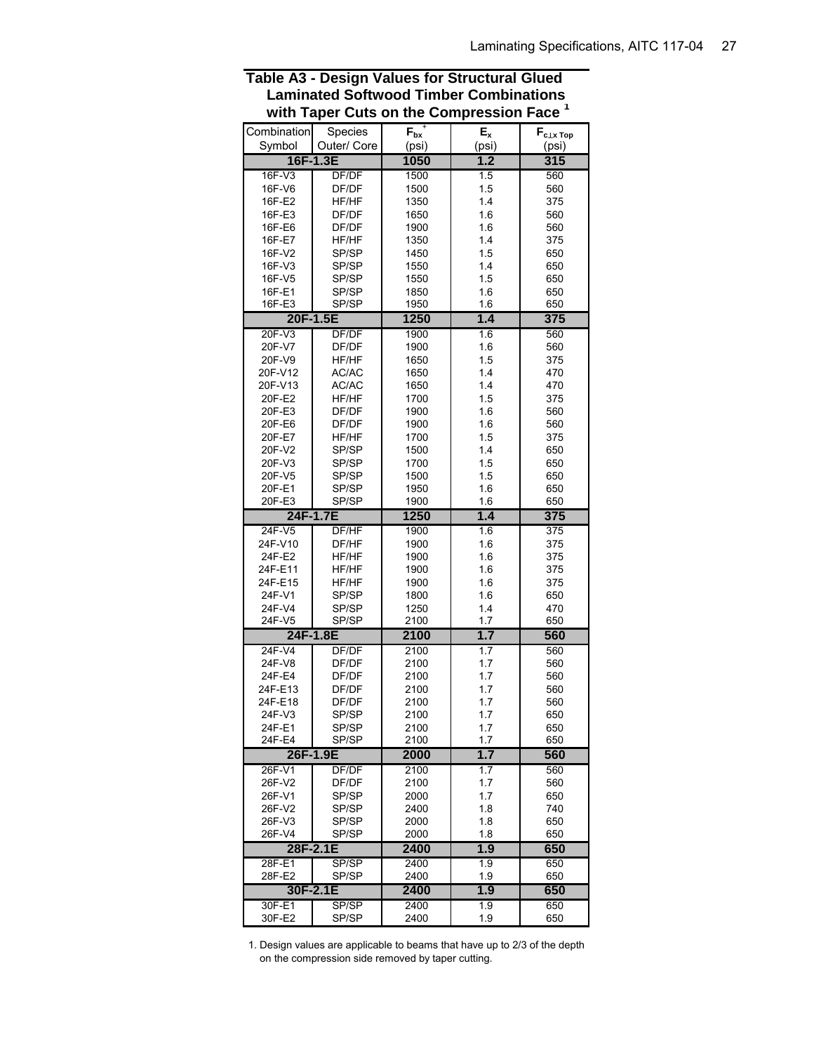## Table A3 - Design Values for Structural Glued Laminated Softwood Timber Combinations with Taper Cuts on the Compression Face [1]

| Combination Symbol | Species Outer/ Core | $F_{bx}^{+}$ (psi) | $E_x$ (psi) | $F_{c\perp x\ Top}$ (psi) |
|---|---|---|---|---|
| **16F-1.3E** | | **1050** | **1.2** | **315** |
| 16F-V3 | DF/DF | 1500 | 1.5 | 560 |
| 16F-V6 | DF/DF | 1500 | 1.5 | 560 |
| 16F-E2 | HF/HF | 1350 | 1.4 | 375 |
| 16F-E3 | DF/DF | 1650 | 1.6 | 560 |
| 16F-E6 | DF/DF | 1900 | 1.6 | 560 |
| 16F-E7 | HF/HF | 1350 | 1.4 | 375 |
| 16F-V2 | SP/SP | 1450 | 1.5 | 650 |
| 16F-V3 | SP/SP | 1550 | 1.4 | 650 |
| 16F-V5 | SP/SP | 1550 | 1.5 | 650 |
| 16F-E1 | SP/SP | 1850 | 1.6 | 650 |
| 16F-E3 | SP/SP | 1950 | 1.6 | 650 |
| **20F-1.5E** | | **1250** | **1.4** | **375** |
| 20F-V3 | DF/DF | 1900 | 1.6 | 560 |
| 20F-V7 | DF/DF | 1900 | 1.6 | 560 |
| 20F-V9 | HF/HF | 1650 | 1.5 | 375 |
| 20F-V12 | AC/AC | 1650 | 1.4 | 470 |
| 20F-V13 | AC/AC | 1650 | 1.4 | 470 |
| 20F-E2 | HF/HF | 1700 | 1.5 | 375 |
| 20F-E3 | DF/DF | 1900 | 1.6 | 560 |
| 20F-E6 | DF/DF | 1900 | 1.6 | 560 |
| 20F-E7 | HF/HF | 1700 | 1.5 | 375 |
| 20F-V2 | SP/SP | 1500 | 1.4 | 650 |
| 20F-V3 | SP/SP | 1700 | 1.5 | 650 |
| 20F-V5 | SP/SP | 1500 | 1.5 | 650 |
| 20F-E1 | SP/SP | 1950 | 1.6 | 650 |
| 20F-E3 | SP/SP | 1900 | 1.6 | 650 |
| **24F-1.7E** | | **1250** | **1.4** | **375** |
| 24F-V5 | DF/HF | 1900 | 1.6 | 375 |
| 24F-V10 | DF/HF | 1900 | 1.6 | 375 |
| 24F-E2 | HF/HF | 1900 | 1.6 | 375 |
| 24F-E11 | HF/HF | 1900 | 1.6 | 375 |
| 24F-E15 | HF/HF | 1900 | 1.6 | 375 |
| 24F-V1 | SP/SP | 1800 | 1.6 | 650 |
| 24F-V4 | SP/SP | 1250 | 1.4 | 470 |
| 24F-V5 | SP/SP | 2100 | 1.7 | 650 |
| **24F-1.8E** | | **2100** | **1.7** | **560** |
| 24F-V4 | DF/DF | 2100 | 1.7 | 560 |
| 24F-V8 | DF/DF | 2100 | 1.7 | 560 |
| 24F-E4 | DF/DF | 2100 | 1.7 | 560 |
| 24F-E13 | DF/DF | 2100 | 1.7 | 560 |
| 24F-E18 | DF/DF | 2100 | 1.7 | 560 |
| 24F-V3 | SP/SP | 2100 | 1.7 | 650 |
| 24F-E1 | SP/SP | 2100 | 1.7 | 650 |
| 24F-E4 | SP/SP | 2100 | 1.7 | 650 |
| **26F-1.9E** | | **2000** | **1.7** | **560** |
| 26F-V1 | DF/DF | 2100 | 1.7 | 560 |
| 26F-V2 | DF/DF | 2100 | 1.7 | 560 |
| 26F-V1 | SP/SP | 2000 | 1.7 | 650 |
| 26F-V2 | SP/SP | 2400 | 1.8 | 740 |
| 26F-V3 | SP/SP | 2000 | 1.8 | 650 |
| 26F-V4 | SP/SP | 2000 | 1.8 | 650 |
| **28F-2.1E** | | **2400** | **1.9** | **650** |
| 28F-E1 | SP/SP | 2400 | 1.9 | 650 |
| 28F-E2 | SP/SP | 2400 | 1.9 | 650 |
| **30F-2.1E** | | **2400** | **1.9** | **650** |
| 30F-E1 | SP/SP | 2400 | 1.9 | 650 |
| 30F-E2 | SP/SP | 2400 | 1.9 | 650 |

1. Design values are applicable to beams that have up to 2/3 of the depth on the compression side removed by taper cutting.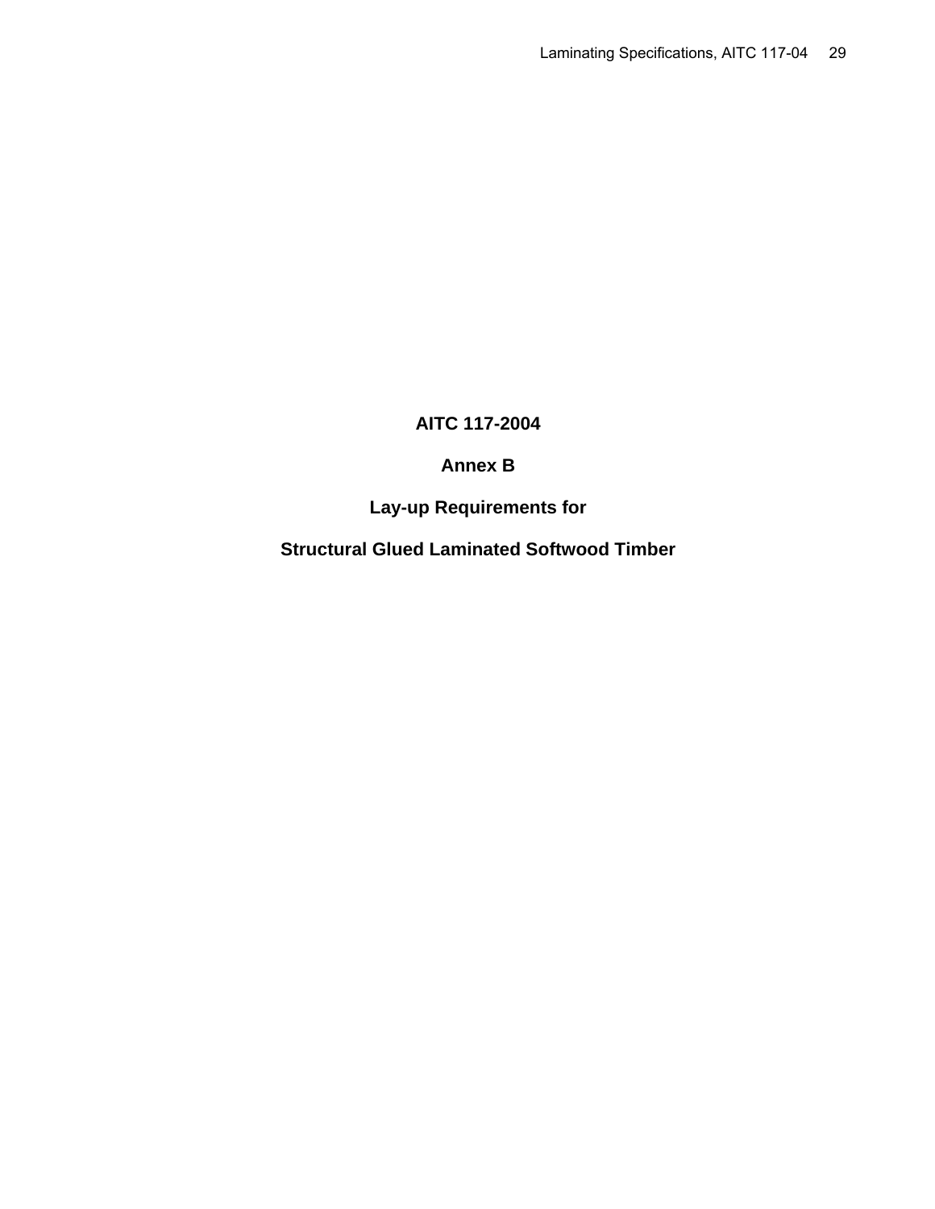# AITC 117-2004

## Annex B

## Lay-up Requirements for

## Structural Glued Laminated Softwood Timber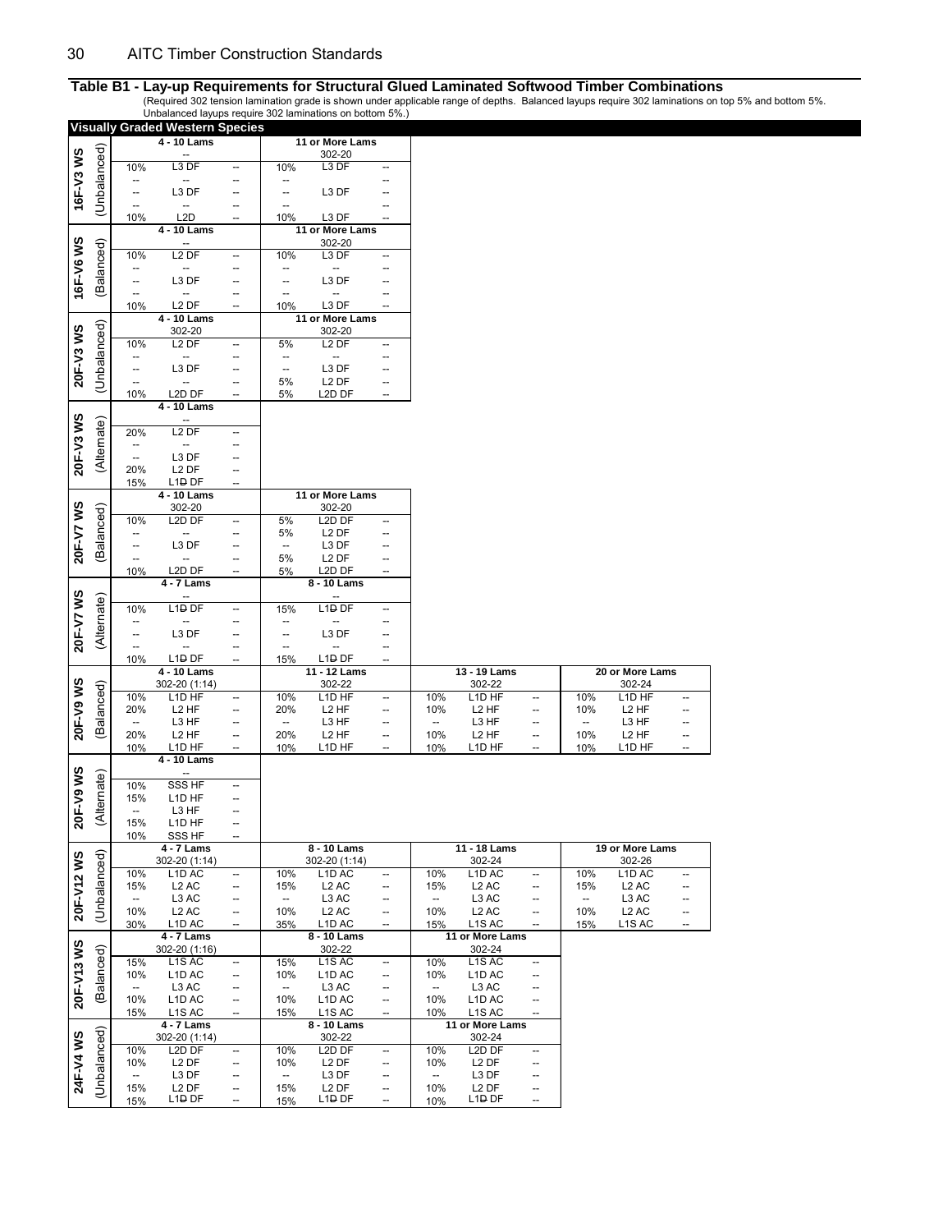## Table B1 - Lay-up Requirements for Structural Glued Laminated Softwood Timber Combinations

(Required 302 tension lamination grade is shown under applicable range of depths. Balanced layups require 302 laminations on top 5% and bottom 5%. Unbalanced layups require 302 laminations on bottom 5%.)

**Visually Graded Western Species**

**16F-V3 WS (Unbalanced)**

| 4 - 10 Lams | | | 11 or More Lams | | |
|---|---|---|---|---|---|
| | -- | | | 302-20 | |
| 10% | L3 DF | -- | 10% | L3 DF | -- |
| -- | -- | -- | -- | | -- |
| -- | L3 DF | -- | -- | L3 DF | -- |
| -- | -- | -- | -- | | -- |
| 10% | L2D | -- | 10% | L3 DF | -- |

**16F-V6 WS (Balanced)**

| 4 - 10 Lams | | | 11 or More Lams | | |
|---|---|---|---|---|---|
| | -- | | | 302-20 | |
| 10% | L2 DF | -- | 10% | L3 DF | -- |
| -- | -- | -- | -- | -- | -- |
| -- | L3 DF | -- | -- | L3 DF | -- |
| -- | -- | -- | -- | -- | -- |
| 10% | L2 DF | -- | 10% | L3 DF | -- |

**20F-V3 WS (Unbalanced)**

| 4 - 10 Lams | | | 11 or More Lams | | |
|---|---|---|---|---|---|
| | 302-20 | | | 302-20 | |
| 10% | L2 DF | -- | 5% | L2 DF | -- |
| -- | -- | -- | -- | -- | -- |
| -- | L3 DF | -- | -- | L3 DF | -- |
| -- | -- | -- | 5% | L2 DF | -- |
| 10% | L2D DF | -- | 5% | L2D DF | -- |

**20F-V3 WS (Alternate)**

| 4 - 10 Lams | | |
|---|---|---|
| | -- | |
| 20% | L2 DF | -- |
| -- | -- | -- |
| -- | L3 DF | -- |
| 20% | L2 DF | -- |
| 15% | L1D DF | -- |

**20F-V7 WS (Balanced)**

| 4 - 10 Lams | | | 11 or More Lams | | |
|---|---|---|---|---|---|
| | 302-20 | | | 302-20 | |
| 10% | L2D DF | -- | 5% | L2D DF | -- |
| -- | -- | -- | 5% | L2 DF | -- |
| -- | L3 DF | -- | -- | L3 DF | -- |
| -- | -- | -- | 5% | L2 DF | -- |
| 10% | L2D DF | -- | 5% | L2D DF | -- |

**20F-V7 WS (Alternate)**

| 4 - 7 Lams | | | 8 - 10 Lams | | |
|---|---|---|---|---|---|
| | -- | | | -- | |
| 10% | L1D DF | -- | 15% | L1D DF | -- |
| -- | -- | -- | -- | -- | -- |
| -- | L3 DF | -- | -- | L3 DF | -- |
| -- | -- | -- | -- | -- | -- |
| 10% | L1D DF | -- | 15% | L1D DF | -- |

**20F-V9 WS (Balanced)**

| 4 - 10 Lams | | | 11 - 12 Lams | | | 13 - 19 Lams | | | 20 or More Lams | | |
|---|---|---|---|---|---|---|---|---|---|---|---|
| | 302-20 (1:14) | | | 302-22 | | | 302-22 | | | 302-24 | |
| 10% | L1D HF | -- | 10% | L1D HF | -- | 10% | L1D HF | -- | 10% | L1D HF | -- |
| 20% | L2 HF | -- | 20% | L2 HF | -- | 10% | L2 HF | -- | 10% | L2 HF | -- |
| -- | L3 HF | -- | -- | L3 HF | -- | -- | L3 HF | -- | -- | L3 HF | -- |
| 20% | L2 HF | -- | 20% | L2 HF | -- | 10% | L2 HF | -- | 10% | L2 HF | -- |
| 10% | L1D HF | -- | 10% | L1D HF | -- | 10% | L1D HF | -- | 10% | L1D HF | -- |

**20F-V9 WS (Alternate)**

| 4 - 10 Lams | | |
|---|---|---|
| | -- | |
| 10% | SSS HF | -- |
| 15% | L1D HF | -- |
| -- | L3 HF | -- |
| 15% | L1D HF | -- |
| 10% | SSS HF | -- |

**20F-V12 WS (Unbalanced)**

| 4 - 7 Lams | | | 8 - 10 Lams | | | 11 - 18 Lams | | | 19 or More Lams | | |
|---|---|---|---|---|---|---|---|---|---|---|---|
| | 302-20 (1:14) | | | 302-20 (1:14) | | | 302-24 | | | 302-26 | |
| 10% | L1D AC | -- | 10% | L1D AC | -- | 10% | L1D AC | -- | 10% | L1D AC | -- |
| 15% | L2 AC | -- | 15% | L2 AC | -- | 15% | L2 AC | -- | 15% | L2 AC | -- |
| -- | L3 AC | -- | -- | L3 AC | -- | -- | L3 AC | -- | -- | L3 AC | -- |
| 10% | L2 AC | -- | 10% | L2 AC | -- | 10% | L2 AC | -- | 10% | L2 AC | -- |
| 30% | L1D AC | -- | 35% | L1D AC | -- | 15% | L1S AC | -- | 15% | L1S AC | -- |

**20F-V13 WS (Balanced)**

| 4 - 7 Lams | | | 8 - 10 Lams | | | 11 or More Lams | | |
|---|---|---|---|---|---|---|---|---|
| | 302-20 (1:16) | | | 302-22 | | | 302-24 | |
| 15% | L1S AC | -- | 15% | L1S AC | -- | 10% | L1S AC | -- |
| 10% | L1D AC | -- | 10% | L1D AC | -- | 10% | L1D AC | -- |
| -- | L3 AC | -- | -- | L3 AC | -- | -- | L3 AC | -- |
| 10% | L1D AC | -- | 10% | L1D AC | -- | 10% | L1D AC | -- |
| 15% | L1S AC | -- | 15% | L1S AC | -- | 10% | L1S AC | -- |

**24F-V4 WS (Unbalanced)**

| 4 - 7 Lams | | | 8 - 10 Lams | | | 11 or More Lams | | |
|---|---|---|---|---|---|---|---|---|
| | 302-20 (1:14) | | | 302-22 | | | 302-24 | |
| 10% | L2D DF | -- | 10% | L2D DF | -- | 10% | L2D DF | -- |
| 10% | L2 DF | -- | 10% | L2 DF | -- | 10% | L2 DF | -- |
| -- | L3 DF | -- | -- | L3 DF | -- | -- | L3 DF | -- |
| 15% | L2 DF | -- | 15% | L2 DF | -- | 10% | L2 DF | -- |
| 15% | L1D DF | -- | 15% | L1D DF | -- | 10% | L1D DF | -- |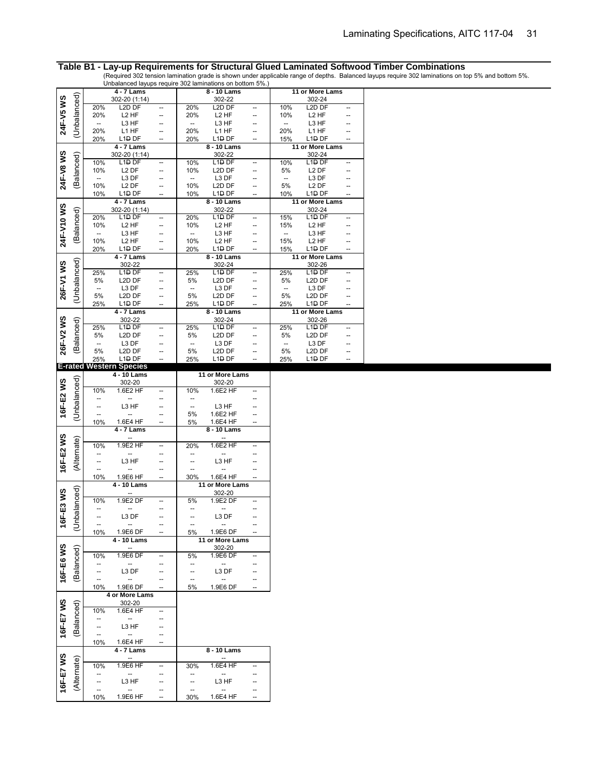**Table B1 - Lay-up Requirements for Structural Glued Laminated Softwood Timber Combinations**

(Required 302 tension lamination grade is shown under applicable range of depths. Balanced layups require 302 laminations on top 5% and bottom 5%. Unbalanced layups require 302 laminations on bottom 5%.)

| Combination | | 4 - 7 Lams | | | 8 - 10 Lams | | | 11 or More Lams | |
|---|---|---|---|---|---|---|---|---|---|
| **24F-V5 WS** (Unbalanced) | | 302-20 (1:14) | | | 302-22 | | | 302-24 | |
| | 20% | L2D DF | -- | 20% | L2D DF | -- | 10% | L2D DF | -- |
| | 20% | L2 HF | -- | 20% | L2 HF | -- | 10% | L2 HF | -- |
| | -- | L3 HF | -- | -- | L3 HF | -- | -- | L3 HF | -- |
| | 20% | L1 HF | -- | 20% | L1 HF | -- | 20% | L1 HF | -- |
| | 20% | L1D DF | -- | 20% | L1D DF | -- | 15% | L1D DF | -- |
| **24F-V8 WS** (Balanced) | | 302-20 (1:14) | | | 302-22 | | | 302-24 | |
| | 10% | L1D DF | -- | 10% | L1D DF | -- | 10% | L1D DF | -- |
| | 10% | L2 DF | -- | 10% | L2D DF | -- | 5% | L2 DF | -- |
| | -- | L3 DF | -- | -- | L3 DF | -- | -- | L3 DF | -- |
| | 10% | L2 DF | -- | 10% | L2D DF | -- | 5% | L2 DF | -- |
| | 10% | L1D DF | -- | 10% | L1D DF | -- | 10% | L1D DF | -- |
| **24F-V10 WS** (Balanced) | | 302-20 (1:14) | | | 302-22 | | | 302-24 | |
| | 20% | L1D DF | -- | 20% | L1D DF | -- | 15% | L1D DF | -- |
| | 10% | L2 HF | -- | 10% | L2 HF | -- | 15% | L2 HF | -- |
| | -- | L3 HF | -- | -- | L3 HF | -- | -- | L3 HF | -- |
| | 10% | L2 HF | -- | 10% | L2 HF | -- | 15% | L2 HF | -- |
| | 20% | L1D DF | -- | 20% | L1D DF | -- | 15% | L1D DF | -- |
| **26F-V1 WS** (Unbalanced) | | 302-22 | | | 302-24 | | | 302-26 | |
| | 25% | L1D DF | -- | 25% | L1D DF | -- | 25% | L1D DF | -- |
| | 5% | L2D DF | -- | 5% | L2D DF | -- | 5% | L2D DF | -- |
| | -- | L3 DF | -- | -- | L3 DF | -- | -- | L3 DF | -- |
| | 5% | L2D DF | -- | 5% | L2D DF | -- | 5% | L2D DF | -- |
| | 25% | L1D DF | -- | 25% | L1D DF | -- | 25% | L1D DF | -- |
| **26F-V2 WS** (Balanced) | | 302-22 | | | 302-24 | | | 302-26 | |
| | 25% | L1D DF | -- | 25% | L1D DF | -- | 25% | L1D DF | -- |
| | 5% | L2D DF | -- | 5% | L2D DF | -- | 5% | L2D DF | -- |
| | -- | L3 DF | -- | -- | L3 DF | -- | -- | L3 DF | -- |
| | 5% | L2D DF | -- | 5% | L2D DF | -- | 5% | L2D DF | -- |
| | 25% | L1D DF | -- | 25% | L1D DF | -- | 25% | L1D DF | -- |

**E-rated Western Species**

| Combination | | Lams | | | Lams | |
|---|---|---|---|---|---|---|
| **16F-E2 WS** (Unbalanced) | | 4 - 10 Lams | | | 11 or More Lams | |
| | | 302-20 | | | 302-20 | |
| | 10% | 1.6E2 HF | -- | 10% | 1.6E2 HF | -- |
| | -- | -- | -- | -- | | -- |
| | -- | L3 HF | -- | -- | L3 HF | -- |
| | -- | -- | -- | 5% | 1.6E2 HF | -- |
| | 10% | 1.6E4 HF | -- | 5% | 1.6E4 HF | -- |
| **16F-E2 WS** (Alternate) | | 4 - 7 Lams | | | 8 - 10 Lams | |
| | | -- | | | -- | |
| | 10% | 1.9E2 HF | -- | 20% | 1.6E2 HF | -- |
| | -- | -- | -- | -- | -- | -- |
| | -- | L3 HF | -- | -- | L3 HF | -- |
| | -- | -- | -- | -- | -- | -- |
| | 10% | 1.9E6 HF | -- | 30% | 1.6E4 HF | -- |
| **16F-E3 WS** (Unbalanced) | | 4 - 10 Lams | | | 11 or More Lams | |
| | | -- | | | 302-20 | |
| | 10% | 1.9E2 DF | -- | 5% | 1.9E2 DF | -- |
| | -- | -- | -- | -- | -- | -- |
| | -- | L3 DF | -- | -- | L3 DF | -- |
| | -- | -- | -- | -- | -- | -- |
| | 10% | 1.9E6 DF | -- | 5% | 1.9E6 DF | -- |
| **16F-E6 WS** (Balanced) | | 4 - 10 Lams | | | 11 or More Lams | |
| | | -- | | | 302-20 | |
| | 10% | 1.9E6 DF | -- | 5% | 1.9E6 DF | -- |
| | -- | -- | -- | -- | -- | -- |
| | -- | L3 DF | -- | -- | L3 DF | -- |
| | -- | -- | -- | -- | -- | -- |
| | 10% | 1.9E6 DF | -- | 5% | 1.9E6 DF | -- |
| **16F-E7 WS** (Balanced) | | 4 or More Lams | | | | |
| | | 302-20 | | | | |
| | 10% | 1.6E4 HF | -- | | | |
| | -- | -- | -- | | | |
| | -- | L3 HF | -- | | | |
| | -- | -- | -- | | | |
| | 10% | 1.6E4 HF | -- | | | |
| **16F-E7 WS** (Alternate) | | 4 - 7 Lams | | | 8 - 10 Lams | |
| | | -- | | | -- | |
| | 10% | 1.9E6 HF | -- | 30% | 1.6E4 HF | -- |
| | -- | -- | -- | -- | -- | -- |
| | -- | L3 HF | -- | -- | L3 HF | -- |
| | -- | -- | -- | -- | -- | -- |
| | 10% | 1.9E6 HF | -- | 30% | 1.6E4 HF | -- |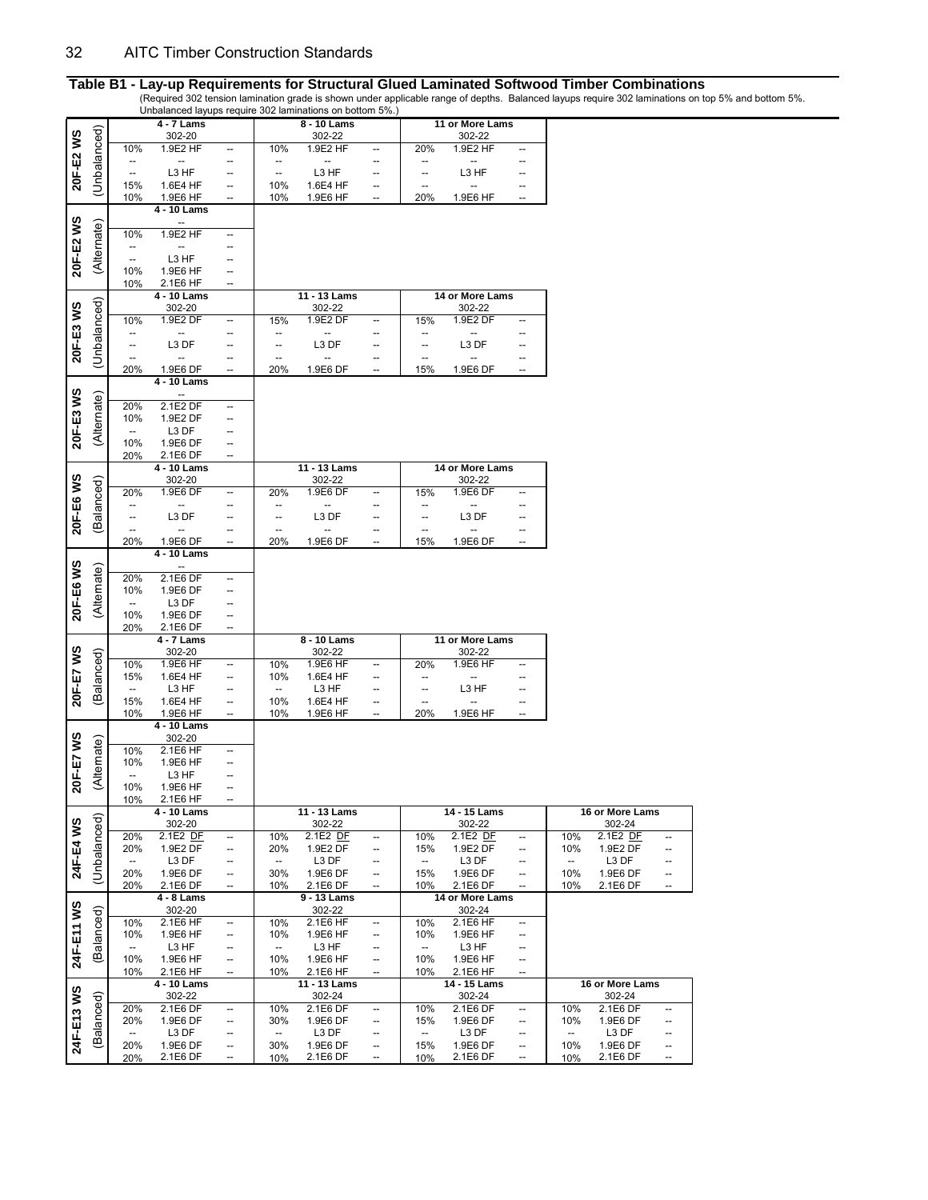## Table B1 - Lay-up Requirements for Structural Glued Laminated Softwood Timber Combinations

(Required 302 tension lamination grade is shown under applicable range of depths. Balanced layups require 302 laminations on top 5% and bottom 5%. Unbalanced layups require 302 laminations on bottom 5%.)

| Combination | | 4 - 7 Lams | | | 8 - 10 Lams | | | 11 or More Lams | | |
|---|---|---|---|---|---|---|---|---|---|---|
| | | 302-20 | | | 302-22 | | | 302-22 | | |
| 20F-E2 WS | (Unbalanced) | 10% | 1.9E2 HF | -- | 10% | 1.9E2 HF | -- | 20% | 1.9E2 HF | -- |
| | | -- | -- | -- | -- | -- | -- | -- | -- | -- |
| | | -- | L3 HF | -- | -- | L3 HF | -- | -- | L3 HF | -- |
| | | 15% | 1.6E4 HF | -- | 10% | 1.6E4 HF | -- | -- | -- | -- |
| | | 10% | 1.9E6 HF | -- | 10% | 1.9E6 HF | -- | 20% | 1.9E6 HF | -- |

| Combination | | 4 - 10 Lams | | |
|---|---|---|---|---|
| | | -- | | |
| 20F-E2 WS | (Alternate) | 10% | 1.9E2 HF | -- |
| | | -- | -- | -- |
| | | -- | L3 HF | -- |
| | | 10% | 1.9E6 HF | -- |
| | | 10% | 2.1E6 HF | -- |

| Combination | | 4 - 10 Lams | | | 11 - 13 Lams | | | 14 or More Lams | | |
|---|---|---|---|---|---|---|---|---|---|---|
| | | 302-20 | | | 302-22 | | | 302-22 | | |
| 20F-E3 WS | (Unbalanced) | 10% | 1.9E2 DF | -- | 15% | 1.9E2 DF | -- | 15% | 1.9E2 DF | -- |
| | | -- | -- | -- | -- | -- | -- | -- | -- | -- |
| | | -- | L3 DF | -- | -- | L3 DF | -- | -- | L3 DF | -- |
| | | -- | -- | -- | -- | -- | -- | -- | -- | -- |
| | | 20% | 1.9E6 DF | -- | 20% | 1.9E6 DF | -- | 15% | 1.9E6 DF | -- |

| Combination | | 4 - 10 Lams | | |
|---|---|---|---|---|
| | | -- | | |
| 20F-E3 WS | (Alternate) | 20% | 2.1E2 DF | -- |
| | | 10% | 1.9E2 DF | -- |
| | | -- | L3 DF | -- |
| | | 10% | 1.9E6 DF | -- |
| | | 20% | 2.1E6 DF | -- |

| Combination | | 4 - 10 Lams | | | 11 - 13 Lams | | | 14 or More Lams | | |
|---|---|---|---|---|---|---|---|---|---|---|
| | | 302-20 | | | 302-22 | | | 302-22 | | |
| 20F-E6 WS | (Balanced) | 20% | 1.9E6 DF | -- | 20% | 1.9E6 DF | -- | 15% | 1.9E6 DF | -- |
| | | -- | -- | -- | -- | -- | -- | -- | -- | -- |
| | | -- | L3 DF | -- | -- | L3 DF | -- | -- | L3 DF | -- |
| | | -- | -- | -- | -- | -- | -- | -- | -- | -- |
| | | 20% | 1.9E6 DF | -- | 20% | 1.9E6 DF | -- | 15% | 1.9E6 DF | -- |

| Combination | | 4 - 10 Lams | | |
|---|---|---|---|---|
| | | -- | | |
| 20F-E6 WS | (Alternate) | 20% | 2.1E6 DF | -- |
| | | 10% | 1.9E6 DF | -- |
| | | -- | L3 DF | -- |
| | | 10% | 1.9E6 DF | -- |
| | | 20% | 2.1E6 DF | -- |

| Combination | | 4 - 7 Lams | | | 8 - 10 Lams | | | 11 or More Lams | | |
|---|---|---|---|---|---|---|---|---|---|---|
| | | 302-20 | | | 302-22 | | | 302-22 | | |
| 20F-E7 WS | (Balanced) | 10% | 1.9E6 HF | -- | 10% | 1.9E6 HF | -- | 20% | 1.9E6 HF | -- |
| | | 15% | 1.6E4 HF | -- | 10% | 1.6E4 HF | -- | -- | -- | -- |
| | | -- | L3 HF | -- | -- | L3 HF | -- | -- | L3 HF | -- |
| | | 15% | 1.6E4 HF | -- | 10% | 1.6E4 HF | -- | -- | -- | -- |
| | | 10% | 1.9E6 HF | -- | 10% | 1.9E6 HF | -- | 20% | 1.9E6 HF | -- |

| Combination | | 4 - 10 Lams | | |
|---|---|---|---|---|
| | | 302-20 | | |
| 20F-E7 WS | (Alternate) | 10% | 2.1E6 HF | -- |
| | | 10% | 1.9E6 HF | -- |
| | | -- | L3 HF | -- |
| | | 10% | 1.9E6 HF | -- |
| | | 10% | 2.1E6 HF | -- |

| Combination | | 4 - 10 Lams | | | 11 - 13 Lams | | | 14 - 15 Lams | | | 16 or More Lams | | |
|---|---|---|---|---|---|---|---|---|---|---|---|---|---|
| | | 302-20 | | | 302-22 | | | 302-22 | | | 302-24 | | |
| 24F-E4 WS | (Unbalanced) | 20% | 2.1E2 DF | -- | 10% | 2.1E2 DF | -- | 10% | 2.1E2 DF | -- | 10% | 2.1E2 DF | -- |
| | | 20% | 1.9E2 DF | -- | 20% | 1.9E2 DF | -- | 15% | 1.9E2 DF | -- | 10% | 1.9E2 DF | -- |
| | | -- | L3 DF | -- | -- | L3 DF | -- | -- | L3 DF | -- | -- | L3 DF | -- |
| | | 20% | 1.9E6 DF | -- | 30% | 1.9E6 DF | -- | 15% | 1.9E6 DF | -- | 10% | 1.9E6 DF | -- |
| | | 20% | 2.1E6 DF | -- | 10% | 2.1E6 DF | -- | 10% | 2.1E6 DF | -- | 10% | 2.1E6 DF | -- |

| Combination | | 4 - 8 Lams | | | 9 - 13 Lams | | | 14 or More Lams | | |
|---|---|---|---|---|---|---|---|---|---|---|
| | | 302-20 | | | 302-22 | | | 302-24 | | |
| 24F-E11 WS | (Balanced) | 10% | 2.1E6 HF | -- | 10% | 2.1E6 HF | -- | 10% | 2.1E6 HF | -- |
| | | 10% | 1.9E6 HF | -- | 10% | 1.9E6 HF | -- | 10% | 1.9E6 HF | -- |
| | | -- | L3 HF | -- | -- | L3 HF | -- | -- | L3 HF | -- |
| | | 10% | 1.9E6 HF | -- | 10% | 1.9E6 HF | -- | 10% | 1.9E6 HF | -- |
| | | 10% | 2.1E6 HF | -- | 10% | 2.1E6 HF | -- | 10% | 2.1E6 HF | -- |

| Combination | | 4 - 10 Lams | | | 11 - 13 Lams | | | 14 - 15 Lams | | | 16 or More Lams | | |
|---|---|---|---|---|---|---|---|---|---|---|---|---|---|
| | | 302-22 | | | 302-24 | | | 302-24 | | | 302-24 | | |
| 24F-E13 WS | (Balanced) | 20% | 2.1E6 DF | -- | 10% | 2.1E6 DF | -- | 10% | 2.1E6 DF | -- | 10% | 2.1E6 DF | -- |
| | | 20% | 1.9E6 DF | -- | 30% | 1.9E6 DF | -- | 15% | 1.9E6 DF | -- | 10% | 1.9E6 DF | -- |
| | | -- | L3 DF | -- | -- | L3 DF | -- | -- | L3 DF | -- | -- | L3 DF | -- |
| | | 20% | 1.9E6 DF | -- | 30% | 1.9E6 DF | -- | 15% | 1.9E6 DF | -- | 10% | 1.9E6 DF | -- |
| | | 20% | 2.1E6 DF | -- | 10% | 2.1E6 DF | -- | 10% | 2.1E6 DF | -- | 10% | 2.1E6 DF | -- |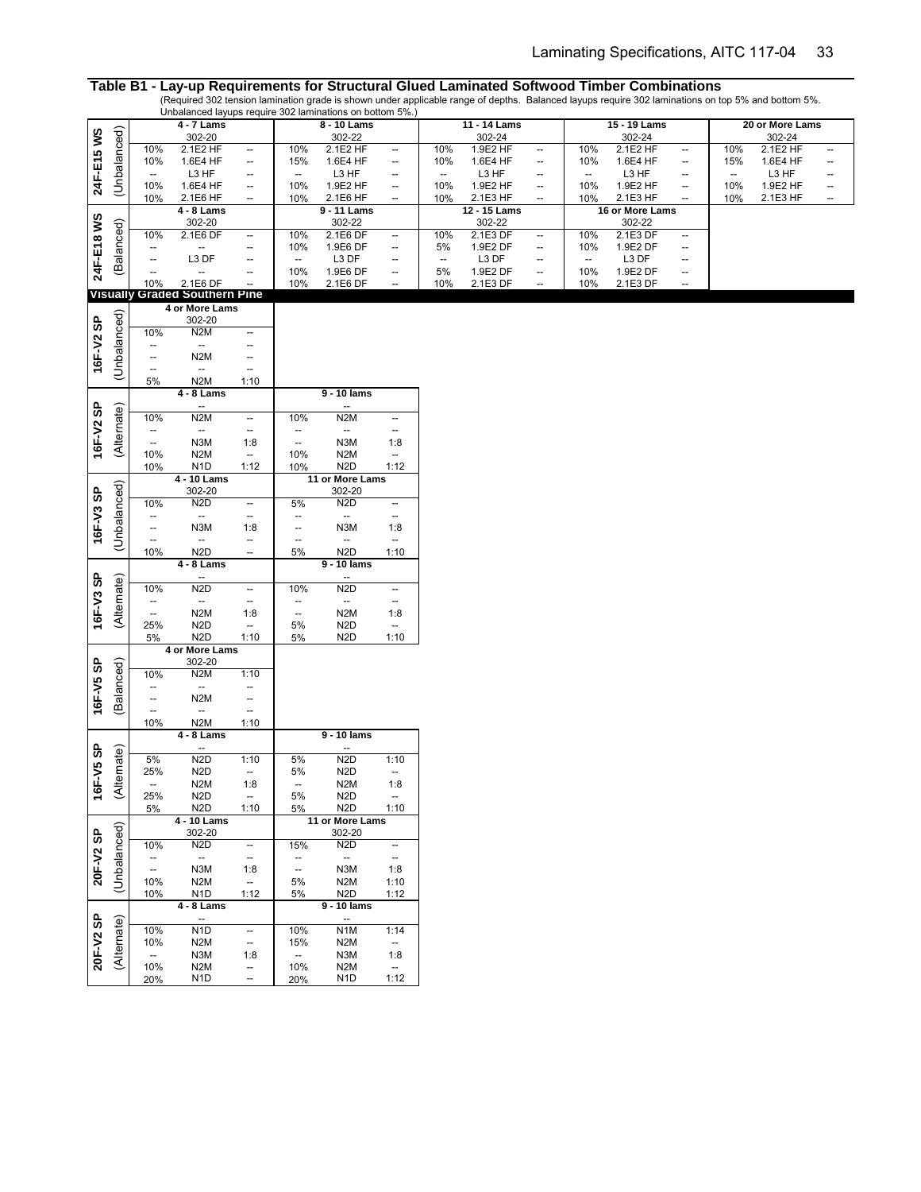## Table B1 - Lay-up Requirements for Structural Glued Laminated Softwood Timber Combinations

(Required 302 tension lamination grade is shown under applicable range of depths. Balanced layups require 302 laminations on top 5% and bottom 5%. Unbalanced layups require 302 laminations on bottom 5%.)

**24F-E15 WS (Unbalanced)**

| 4 - 7 Lams | | | 8 - 10 Lams | | | 11 - 14 Lams | | | 15 - 19 Lams | | | 20 or More Lams | | |
|---|---|---|---|---|---|---|---|---|---|---|---|---|---|---|
| 302-20 | | | 302-22 | | | 302-24 | | | 302-24 | | | 302-24 | | |
| 10% | 2.1E2 HF | -- | 10% | 2.1E2 HF | -- | 10% | 1.9E2 HF | -- | 10% | 2.1E2 HF | -- | 10% | 2.1E2 HF | -- |
| 10% | 1.6E4 HF | -- | 15% | 1.6E4 HF | -- | 10% | 1.6E4 HF | -- | 10% | 1.6E4 HF | -- | 15% | 1.6E4 HF | -- |
| -- | L3 HF | -- | -- | L3 HF | -- | -- | L3 HF | -- | -- | L3 HF | -- | -- | L3 HF | -- |
| 10% | 1.6E4 HF | -- | 10% | 1.9E2 HF | -- | 10% | 1.9E2 HF | -- | 10% | 1.9E2 HF | -- | 10% | 1.9E2 HF | -- |
| 10% | 2.1E6 HF | -- | 10% | 2.1E6 HF | -- | 10% | 2.1E3 HF | -- | 10% | 2.1E3 HF | -- | 10% | 2.1E3 HF | -- |

**24F-E18 WS (Balanced)**

| 4 - 8 Lams | | | 9 - 11 Lams | | | 12 - 15 Lams | | | 16 or More Lams | | |
|---|---|---|---|---|---|---|---|---|---|---|---|
| 302-20 | | | 302-22 | | | 302-22 | | | 302-22 | | |
| 10% | 2.1E6 DF | -- | 10% | 2.1E6 DF | -- | 10% | 2.1E3 DF | -- | 10% | 2.1E3 DF | -- |
| -- | -- | -- | 10% | 1.9E6 DF | -- | 5% | 1.9E2 DF | -- | 10% | 1.9E2 DF | -- |
| -- | L3 DF | -- | -- | L3 DF | -- | -- | L3 DF | -- | -- | L3 DF | -- |
| -- | -- | -- | 10% | 1.9E6 DF | -- | 5% | 1.9E2 DF | -- | 10% | 1.9E2 DF | -- |
| 10% | 2.1E6 DF | -- | 10% | 2.1E6 DF | -- | 10% | 2.1E3 DF | -- | 10% | 2.1E3 DF | -- |

### Visually Graded Southern Pine

**16F-V2 SP (Unbalanced)**

| 4 or More Lams | | |
|---|---|---|
| 302-20 | | |
| 10% | N2M | -- |
| -- | -- | -- |
| -- | N2M | -- |
| -- | -- | -- |
| 5% | N2M | 1:10 |

**16F-V2 SP (Alternate)**

| 4 - 8 Lams | | | 9 - 10 lams | | |
|---|---|---|---|---|---|
| -- | | | -- | | |
| 10% | N2M | -- | 10% | N2M | -- |
| -- | -- | -- | -- | -- | -- |
| -- | N3M | 1:8 | -- | N3M | 1:8 |
| 10% | N2M | -- | 10% | N2M | -- |
| 10% | N1D | 1:12 | 10% | N2D | 1:12 |

**16F-V3 SP (Unbalanced)**

| 4 - 10 Lams | | | 11 or More Lams | | |
|---|---|---|---|---|---|
| 302-20 | | | 302-20 | | |
| 10% | N2D | -- | 5% | N2D | -- |
| -- | -- | -- | -- | -- | -- |
| -- | N3M | 1:8 | -- | N3M | 1:8 |
| -- | -- | -- | -- | -- | -- |
| 10% | N2D | -- | 5% | N2D | 1:10 |

**16F-V3 SP (Alternate)**

| 4 - 8 Lams | | | 9 - 10 lams | | |
|---|---|---|---|---|---|
| -- | | | -- | | |
| 10% | N2D | -- | 10% | N2D | -- |
| -- | -- | -- | -- | -- | -- |
| -- | N2M | 1:8 | -- | N2M | 1:8 |
| 25% | N2D | -- | 5% | N2D | -- |
| 5% | N2D | 1:10 | 5% | N2D | 1:10 |

**16F-V5 SP (Balanced)**

| 4 or More Lams | | |
|---|---|---|
| 302-20 | | |
| 10% | N2M | 1:10 |
| -- | -- | -- |
| -- | N2M | -- |
| -- | -- | -- |
| 10% | N2M | 1:10 |

**16F-V5 SP (Alternate)**

| 4 - 8 Lams | | | 9 - 10 lams | | |
|---|---|---|---|---|---|
| -- | | | -- | | |
| 5% | N2D | 1:10 | 5% | N2D | 1:10 |
| 25% | N2D | -- | 5% | N2D | -- |
| -- | N2M | 1:8 | -- | N2M | 1:8 |
| 25% | N2D | -- | 5% | N2D | -- |
| 5% | N2D | 1:10 | 5% | N2D | 1:10 |

**20F-V2 SP (Unbalanced)**

| 4 - 10 Lams | | | 11 or More Lams | | |
|---|---|---|---|---|---|
| 302-20 | | | 302-20 | | |
| 10% | N2D | -- | 15% | N2D | -- |
| -- | -- | -- | -- | -- | -- |
| -- | N3M | 1:8 | -- | N3M | 1:8 |
| 10% | N2M | -- | 5% | N2M | 1:10 |
| 10% | N1D | 1:12 | 5% | N2D | 1:12 |

**20F-V2 SP (Alternate)**

| 4 - 8 Lams | | | 9 - 10 lams | | |
|---|---|---|---|---|---|
| -- | | | -- | | |
| 10% | N1D | -- | 10% | N1M | 1:14 |
| 10% | N2M | -- | 15% | N2M | -- |
| -- | N3M | 1:8 | -- | N3M | 1:8 |
| 10% | N2M | -- | 10% | N2M | -- |
| 20% | N1D | -- | 20% | N1D | 1:12 |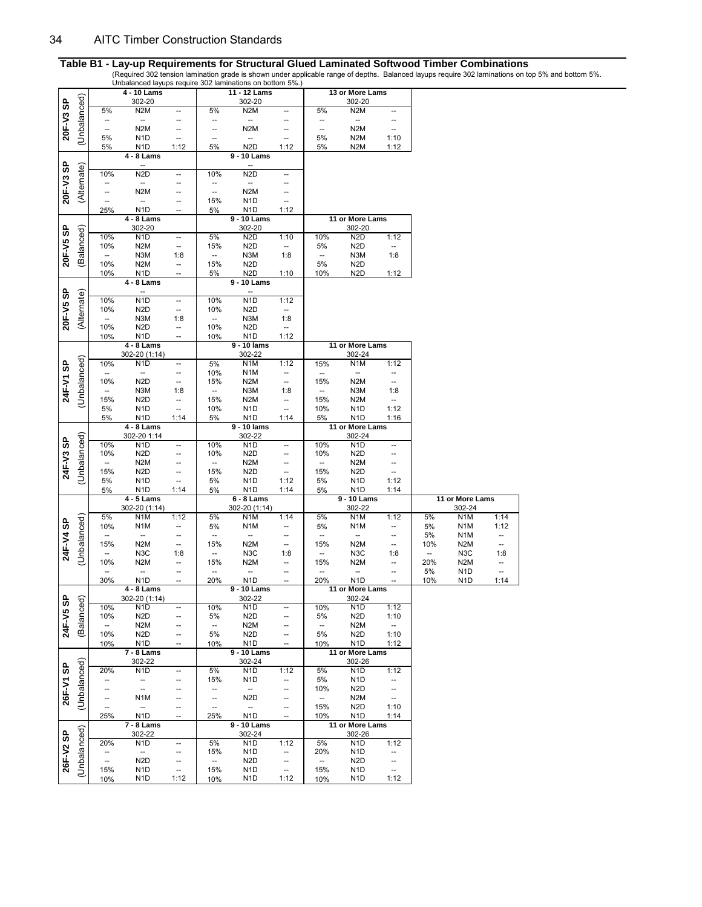## Table B1 - Lay-up Requirements for Structural Glued Laminated Softwood Timber Combinations

(Required 302 tension lamination grade is shown under applicable range of depths. Balanced layups require 302 laminations on top 5% and bottom 5%. Unbalanced layups require 302 laminations on bottom 5%.)

| Combination | | 4 - 10 Lams | | | 11 - 12 Lams | | | 13 or More Lams | |
|---|---|---|---|---|---|---|---|---|---|
| **20F-V3 SP** (Unbalanced) | | 302-20 | | | 302-20 | | | 302-20 | |
| | 5% | N2M | -- | 5% | N2M | -- | 5% | N2M | -- |
| | -- | -- | -- | -- | -- | -- | -- | -- | -- |
| | -- | N2M | -- | -- | N2M | -- | -- | N2M | -- |
| | 5% | N1D | -- | -- | -- | -- | 5% | N2M | 1:10 |
| | 5% | N1D | 1:12 | 5% | N2D | 1:12 | 5% | N2M | 1:12 |

| Combination | | 4 - 8 Lams | | | 9 - 10 Lams | |
|---|---|---|---|---|---|---|
| **20F-V3 SP** (Alternate) | | -- | | | -- | |
| | 10% | N2D | -- | 10% | N2D | -- |
| | -- | -- | -- | -- | -- | -- |
| | -- | N2M | -- | -- | N2M | -- |
| | -- | -- | -- | 15% | N1D | -- |
| | 25% | N1D | -- | 5% | N1D | 1:12 |

| Combination | | 4 - 8 Lams | | | 9 - 10 Lams | | | 11 or More Lams | |
|---|---|---|---|---|---|---|---|---|---|
| **20F-V5 SP** (Balanced) | | 302-20 | | | 302-20 | | | 302-20 | |
| | 10% | N1D | -- | 5% | N2D | 1:10 | 10% | N2D | 1:12 |
| | 10% | N2M | -- | 15% | N2D | -- | 5% | N2D | -- |
| | -- | N3M | 1:8 | -- | N3M | 1:8 | -- | N3M | 1:8 |
| | 10% | N2M | -- | 15% | N2D | | 5% | N2D | |
| | 10% | N1D | -- | 5% | N2D | 1:10 | 10% | N2D | 1:12 |

| Combination | | 4 - 8 Lams | | | 9 - 10 Lams | |
|---|---|---|---|---|---|---|
| **20F-V5 SP** (Alternate) | | -- | | | -- | |
| | 10% | N1D | -- | 10% | N1D | 1:12 |
| | 10% | N2D | -- | 10% | N2D | -- |
| | -- | N3M | 1:8 | -- | N3M | 1:8 |
| | 10% | N2D | -- | 10% | N2D | -- |
| | 10% | N1D | -- | 10% | N1D | 1:12 |

| Combination | | 4 - 8 Lams | | | 9 - 10 lams | | | 11 or More Lams | |
|---|---|---|---|---|---|---|---|---|---|
| **24F-V1 SP** (Unbalanced) | | 302-20 (1:14) | | | 302-22 | | | 302-24 | |
| | 10% | N1D | -- | 5% | N1M | 1:12 | 15% | N1M | 1:12 |
| | -- | -- | -- | 10% | N1M | -- | -- | -- | -- |
| | 10% | N2D | -- | 15% | N2M | -- | 15% | N2M | -- |
| | -- | N3M | 1:8 | -- | N3M | 1:8 | -- | N3M | 1:8 |
| | 15% | N2D | -- | 15% | N2M | -- | 15% | N2M | -- |
| | 5% | N1D | -- | 10% | N1D | -- | 10% | N1D | 1:12 |
| | 5% | N1D | 1:14 | 5% | N1D | 1:14 | 5% | N1D | 1:16 |

| Combination | | 4 - 8 Lams | | | 9 - 10 lams | | | 11 or More Lams | |
|---|---|---|---|---|---|---|---|---|---|
| **24F-V3 SP** (Unbalanced) | | 302-20 1:14 | | | 302-22 | | | 302-24 | |
| | 10% | N1D | -- | 10% | N1D | -- | 10% | N1D | -- |
| | 10% | N2D | -- | 10% | N2D | -- | 10% | N2D | -- |
| | -- | N2M | -- | -- | N2M | -- | -- | N2M | -- |
| | 15% | N2D | -- | 15% | N2D | -- | 15% | N2D | -- |
| | 5% | N1D | -- | 5% | N1D | 1:12 | 5% | N1D | 1:12 |
| | 5% | N1D | 1:14 | 5% | N1D | 1:14 | 5% | N1D | 1:14 |

| Combination | | 4 - 5 Lams | | | 6 - 8 Lams | | | 9 - 10 Lams | | | 11 or More Lams | |
|---|---|---|---|---|---|---|---|---|---|---|---|---|
| **24F-V4 SP** (Unbalanced) | | 302-20 (1:14) | | | 302-20 (1:14) | | | 302-22 | | | 302-24 | |
| | 5% | N1M | 1:12 | 5% | N1M | 1:14 | 5% | N1M | 1:12 | 5% | N1M | 1:14 |
| | 10% | N1M | -- | 5% | N1M | -- | 5% | N1M | -- | 5% | N1M | 1:12 |
| | -- | -- | -- | -- | -- | -- | -- | -- | -- | 5% | N1M | -- |
| | 15% | N2M | -- | 15% | N2M | -- | 15% | N2M | -- | 10% | N2M | -- |
| | -- | N3C | 1:8 | -- | N3C | 1:8 | -- | N3C | 1:8 | -- | N3C | 1:8 |
| | 10% | N2M | -- | 15% | N2M | -- | 15% | N2M | -- | 20% | N2M | -- |
| | -- | -- | -- | -- | -- | -- | -- | -- | -- | 5% | N1D | -- |
| | 30% | N1D | -- | 20% | N1D | -- | 20% | N1D | -- | 10% | N1D | 1:14 |

| Combination | | 4 - 8 Lams | | | 9 - 10 Lams | | | 11 or More Lams | |
|---|---|---|---|---|---|---|---|---|---|
| **24F-V5 SP** (Balanced) | | 302-20 (1:14) | | | 302-22 | | | 302-24 | |
| | 10% | N1D | -- | 10% | N1D | -- | 10% | N1D | 1:12 |
| | 10% | N2D | -- | 5% | N2D | -- | 5% | N2D | 1:10 |
| | -- | N2M | -- | -- | N2M | -- | -- | N2M | -- |
| | 10% | N2D | -- | 5% | N2D | -- | 5% | N2D | 1:10 |
| | 10% | N1D | -- | 10% | N1D | -- | 10% | N1D | 1:12 |

| Combination | | 7 - 8 Lams | | | 9 - 10 Lams | | | 11 or More Lams | |
|---|---|---|---|---|---|---|---|---|---|
| **26F-V1 SP** (Unbalanced) | | 302-22 | | | 302-24 | | | 302-26 | |
| | 20% | N1D | -- | 5% | N1D | 1:12 | 5% | N1D | 1:12 |
| | -- | -- | -- | 15% | N1D | -- | 5% | N1D | -- |
| | -- | -- | -- | -- | -- | -- | 10% | N2D | -- |
| | -- | N1M | -- | -- | N2D | -- | -- | N2M | -- |
| | -- | -- | -- | -- | -- | -- | 15% | N2D | 1:10 |
| | 25% | N1D | -- | 25% | N1D | -- | 10% | N1D | 1:14 |

| Combination | | 7 - 8 Lams | | | 9 - 10 Lams | | | 11 or More Lams | |
|---|---|---|---|---|---|---|---|---|---|
| **26F-V2 SP** (Unbalanced) | | 302-22 | | | 302-24 | | | 302-26 | |
| | 20% | N1D | -- | 5% | N1D | 1:12 | 5% | N1D | 1:12 |
| | -- | -- | -- | 15% | N1D | -- | 20% | N1D | -- |
| | -- | N2D | -- | -- | N2D | -- | -- | N2D | -- |
| | 15% | N1D | -- | 15% | N1D | -- | 15% | N1D | -- |
| | 10% | N1D | 1:12 | 10% | N1D | 1:12 | 10% | N1D | 1:12 |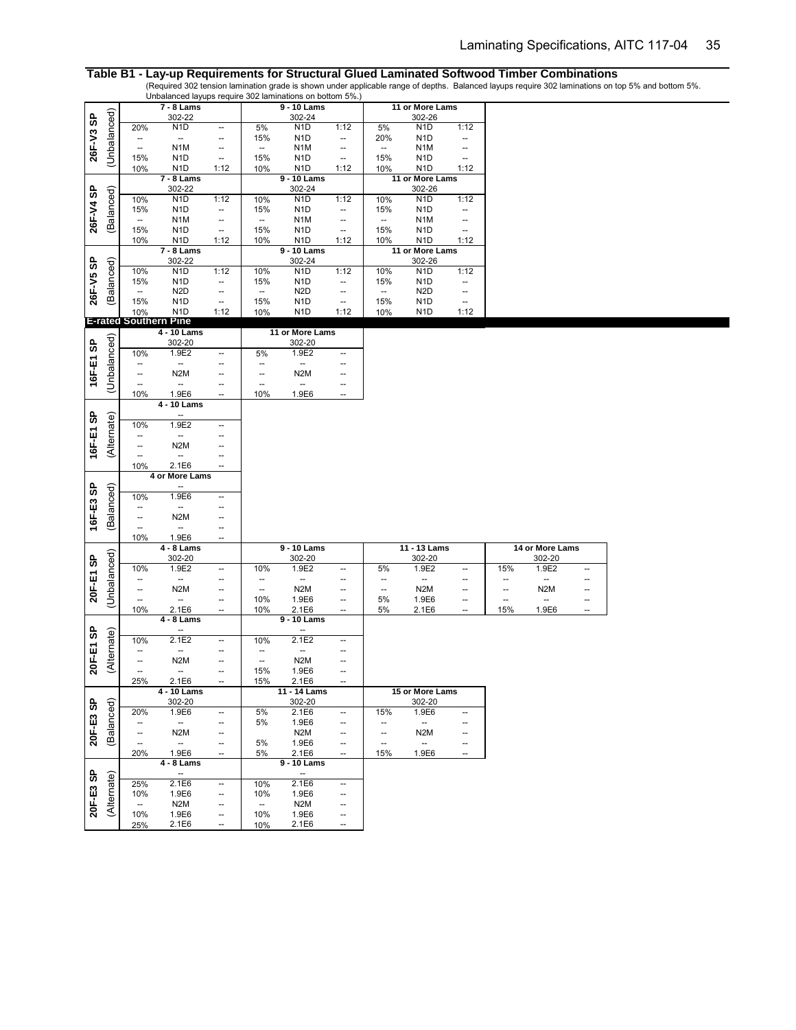## Table B1 - Lay-up Requirements for Structural Glued Laminated Softwood Timber Combinations

(Required 302 tension lamination grade is shown under applicable range of depths. Balanced layups require 302 laminations on top 5% and bottom 5%. Unbalanced layups require 302 laminations on bottom 5%.)

### 26F-V3 SP (Unbalanced)

| 7 - 8 Lams | | | 9 - 10 Lams | | | 11 or More Lams | | |
|---|---|---|---|---|---|---|---|---|
| | 302-22 | | | 302-24 | | | 302-26 | |
| 20% | N1D | -- | 5% | N1D | 1:12 | 5% | N1D | 1:12 |
| -- | -- | -- | 15% | N1D | -- | 20% | N1D | -- |
| -- | N1M | -- | -- | N1M | -- | -- | N1M | -- |
| 15% | N1D | -- | 15% | N1D | -- | 15% | N1D | -- |
| 10% | N1D | 1:12 | 10% | N1D | 1:12 | 10% | N1D | 1:12 |

### 26F-V4 SP (Balanced)

| 7 - 8 Lams | | | 9 - 10 Lams | | | 11 or More Lams | | |
|---|---|---|---|---|---|---|---|---|
| | 302-22 | | | 302-24 | | | 302-26 | |
| 10% | N1D | 1:12 | 10% | N1D | 1:12 | 10% | N1D | 1:12 |
| 15% | N1D | -- | 15% | N1D | -- | 15% | N1D | -- |
| -- | N1M | -- | -- | N1M | -- | -- | N1M | -- |
| 15% | N1D | -- | 15% | N1D | -- | 15% | N1D | -- |
| 10% | N1D | 1:12 | 10% | N1D | 1:12 | 10% | N1D | 1:12 |

### 26F-V5 SP (Balanced)

| 7 - 8 Lams | | | 9 - 10 Lams | | | 11 or More Lams | | |
|---|---|---|---|---|---|---|---|---|
| | 302-22 | | | 302-24 | | | 302-26 | |
| 10% | N1D | 1:12 | 10% | N1D | 1:12 | 10% | N1D | 1:12 |
| 15% | N1D | -- | 15% | N1D | -- | 15% | N1D | -- |
| -- | N2D | -- | -- | N2D | -- | -- | N2D | -- |
| 15% | N1D | -- | 15% | N1D | -- | 15% | N1D | -- |
| 10% | N1D | 1:12 | 10% | N1D | 1:12 | 10% | N1D | 1:12 |

## E-rated Southern Pine

### 16F-E1 SP (Unbalanced)

| 4 - 10 Lams | | | 11 or More Lams | | |
|---|---|---|---|---|---|
| | 302-20 | | | 302-20 | |
| 10% | 1.9E2 | -- | 5% | 1.9E2 | -- |
| -- | -- | -- | -- | -- | -- |
| -- | N2M | -- | -- | N2M | -- |
| -- | -- | -- | -- | -- | -- |
| 10% | 1.9E6 | -- | 10% | 1.9E6 | -- |

### 16F-E1 SP (Alternate)

| 4 - 10 Lams | | |
|---|---|---|
| | -- | |
| 10% | 1.9E2 | -- |
| -- | -- | -- |
| -- | N2M | -- |
| -- | -- | -- |
| 10% | 2.1E6 | -- |

### 16F-E3 SP (Balanced)

| 4 or More Lams | | |
|---|---|---|
| | -- | |
| 10% | 1.9E6 | -- |
| -- | -- | -- |
| -- | N2M | -- |
| -- | -- | -- |
| 10% | 1.9E6 | -- |

### 20F-E1 SP (Unbalanced)

| 4 - 8 Lams | | | 9 - 10 Lams | | | 11 - 13 Lams | | | 14 or More Lams | | |
|---|---|---|---|---|---|---|---|---|---|---|---|
| | 302-20 | | | 302-20 | | | 302-20 | | | 302-20 | |
| 10% | 1.9E2 | -- | 10% | 1.9E2 | -- | 5% | 1.9E2 | -- | 15% | 1.9E2 | -- |
| -- | -- | -- | -- | -- | -- | -- | -- | -- | -- | -- | -- |
| -- | N2M | -- | -- | N2M | -- | -- | N2M | -- | -- | N2M | -- |
| -- | -- | -- | 10% | 1.9E6 | -- | 5% | 1.9E6 | -- | -- | -- | -- |
| 10% | 2.1E6 | -- | 10% | 2.1E6 | -- | 5% | 2.1E6 | -- | 15% | 1.9E6 | -- |

### 20F-E1 SP (Alternate)

| 4 - 8 Lams | | | 9 - 10 Lams | | |
|---|---|---|---|---|---|
| | -- | | | -- | |
| 10% | 2.1E2 | -- | 10% | 2.1E2 | -- |
| -- | -- | -- | -- | -- | -- |
| -- | N2M | -- | -- | N2M | -- |
| -- | -- | -- | 15% | 1.9E6 | -- |
| 25% | 2.1E6 | -- | 15% | 2.1E6 | -- |

### 20F-E3 SP (Balanced)

| 4 - 10 Lams | | | 11 - 14 Lams | | | 15 or More Lams | | |
|---|---|---|---|---|---|---|---|---|
| | 302-20 | | | 302-20 | | | 302-20 | |
| 20% | 1.9E6 | -- | 5% | 2.1E6 | -- | 15% | 1.9E6 | -- |
| -- | -- | -- | 5% | 1.9E6 | -- | -- | -- | -- |
| -- | N2M | -- | | N2M | -- | -- | N2M | -- |
| -- | -- | -- | 5% | 1.9E6 | -- | -- | -- | -- |
| 20% | 1.9E6 | -- | 5% | 2.1E6 | -- | 15% | 1.9E6 | -- |

### 20F-E3 SP (Alternate)

| 4 - 8 Lams | | | 9 - 10 Lams | | |
|---|---|---|---|---|---|
| | -- | | | -- | |
| 25% | 2.1E6 | -- | 10% | 2.1E6 | -- |
| 10% | 1.9E6 | -- | 10% | 1.9E6 | -- |
| -- | N2M | -- | -- | N2M | -- |
| 10% | 1.9E6 | -- | 10% | 1.9E6 | -- |
| 25% | 2.1E6 | -- | 10% | 2.1E6 | -- |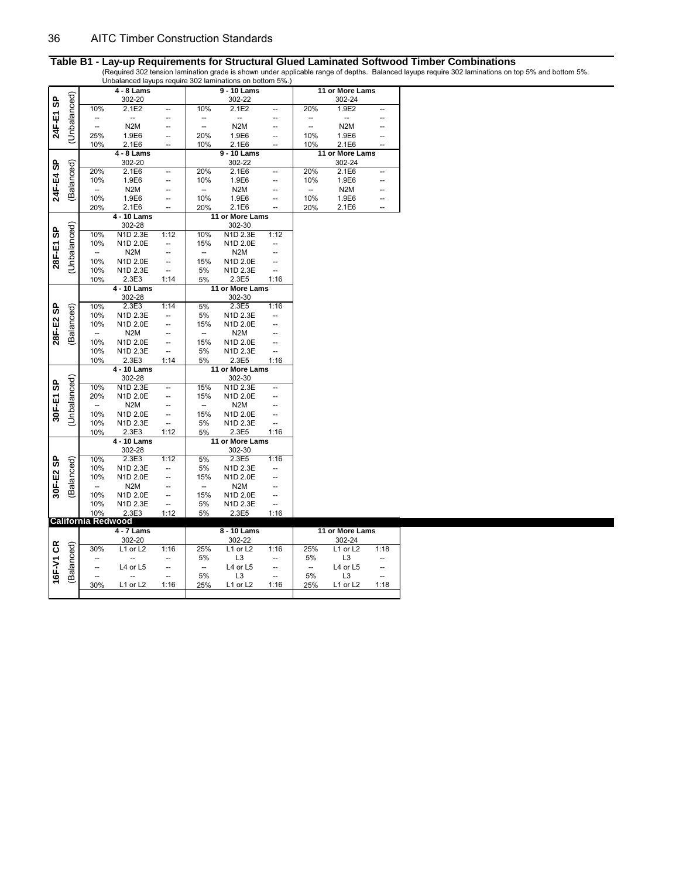## Table B1 - Lay-up Requirements for Structural Glued Laminated Softwood Timber Combinations

(Required 302 tension lamination grade is shown under applicable range of depths. Balanced layups require 302 laminations on top 5% and bottom 5%. Unbalanced layups require 302 laminations on bottom 5%.)

| Combination | | 4 - 8 Lams | | | 9 - 10 Lams | | | 11 or More Lams | |
|---|---|---|---|---|---|---|---|---|---|
| **24F-E1 SP** (Unbalanced) | | 302-20 | | | 302-22 | | | 302-24 | |
| | 10% | 2.1E2 | -- | 10% | 2.1E2 | -- | 20% | 1.9E2 | -- |
| | -- | -- | -- | -- | -- | -- | -- | -- | -- |
| | -- | N2M | -- | -- | N2M | -- | -- | N2M | -- |
| | 25% | 1.9E6 | -- | 20% | 1.9E6 | -- | 10% | 1.9E6 | -- |
| | 10% | 2.1E6 | -- | 10% | 2.1E6 | -- | 10% | 2.1E6 | -- |

| Combination | | 4 - 8 Lams | | | 9 - 10 Lams | | | 11 or More Lams | |
|---|---|---|---|---|---|---|---|---|---|
| **24F-E4 SP** (Balanced) | | 302-20 | | | 302-22 | | | 302-24 | |
| | 20% | 2.1E6 | -- | 20% | 2.1E6 | -- | 20% | 2.1E6 | -- |
| | 10% | 1.9E6 | -- | 10% | 1.9E6 | -- | 10% | 1.9E6 | -- |
| | -- | N2M | -- | -- | N2M | -- | -- | N2M | -- |
| | 10% | 1.9E6 | -- | 10% | 1.9E6 | -- | 10% | 1.9E6 | -- |
| | 20% | 2.1E6 | -- | 20% | 2.1E6 | -- | 20% | 2.1E6 | -- |

| Combination | | 4 - 10 Lams | | | 11 or More Lams | |
|---|---|---|---|---|---|---|
| **28F-E1 SP** (Unbalanced) | | 302-28 | | | 302-30 | |
| | 10% | N1D 2.3E | 1:12 | 10% | N1D 2.3E | 1:12 |
| | 10% | N1D 2.0E | -- | 15% | N1D 2.0E | -- |
| | -- | N2M | -- | -- | N2M | -- |
| | 10% | N1D 2.0E | -- | 15% | N1D 2.0E | -- |
| | 10% | N1D 2.3E | -- | 5% | N1D 2.3E | -- |
| | 10% | 2.3E3 | 1:14 | 5% | 2.3E5 | 1:16 |

| Combination | | 4 - 10 Lams | | | 11 or More Lams | |
|---|---|---|---|---|---|---|
| **28F-E2 SP** (Balanced) | | 302-28 | | | 302-30 | |
| | 10% | 2.3E3 | 1:14 | 5% | 2.3E5 | 1:16 |
| | 10% | N1D 2.3E | -- | 5% | N1D 2.3E | -- |
| | 10% | N1D 2.0E | -- | 15% | N1D 2.0E | -- |
| | -- | N2M | -- | -- | N2M | -- |
| | 10% | N1D 2.0E | -- | 15% | N1D 2.0E | -- |
| | 10% | N1D 2.3E | -- | 5% | N1D 2.3E | -- |
| | 10% | 2.3E3 | 1:14 | 5% | 2.3E5 | 1:16 |

| Combination | | 4 - 10 Lams | | | 11 or More Lams | |
|---|---|---|---|---|---|---|
| **30F-E1 SP** (Unbalanced) | | 302-28 | | | 302-30 | |
| | 10% | N1D 2.3E | -- | 15% | N1D 2.3E | -- |
| | 20% | N1D 2.0E | -- | 15% | N1D 2.0E | -- |
| | -- | N2M | -- | -- | N2M | -- |
| | 10% | N1D 2.0E | -- | 15% | N1D 2.0E | -- |
| | 10% | N1D 2.3E | -- | 5% | N1D 2.3E | -- |
| | 10% | 2.3E3 | 1:12 | 5% | 2.3E5 | 1:16 |

| Combination | | 4 - 10 Lams | | | 11 or More Lams | |
|---|---|---|---|---|---|---|
| **30F-E2 SP** (Balanced) | | 302-28 | | | 302-30 | |
| | 10% | 2.3E3 | 1:12 | 5% | 2.3E5 | 1:16 |
| | 10% | N1D 2.3E | -- | 5% | N1D 2.3E | -- |
| | 10% | N1D 2.0E | -- | 15% | N1D 2.0E | -- |
| | -- | N2M | -- | -- | N2M | -- |
| | 10% | N1D 2.0E | -- | 15% | N1D 2.0E | -- |
| | 10% | N1D 2.3E | -- | 5% | N1D 2.3E | -- |
| | 10% | 2.3E3 | 1:12 | 5% | 2.3E5 | 1:16 |

### California Redwood

| Combination | | 4 - 7 Lams | | | 8 - 10 Lams | | | 11 or More Lams | |
|---|---|---|---|---|---|---|---|---|---|
| **16F-V1 CR** (Balanced) | | 302-20 | | | 302-22 | | | 302-24 | |
| | 30% | L1 or L2 | 1:16 | 25% | L1 or L2 | 1:16 | 25% | L1 or L2 | 1:18 |
| | -- | -- | -- | 5% | L3 | -- | 5% | L3 | -- |
| | -- | L4 or L5 | -- | -- | L4 or L5 | -- | -- | L4 or L5 | -- |
| | -- | -- | -- | 5% | L3 | -- | 5% | L3 | -- |
| | 30% | L1 or L2 | 1:16 | 25% | L1 or L2 | 1:16 | 25% | L1 or L2 | 1:18 |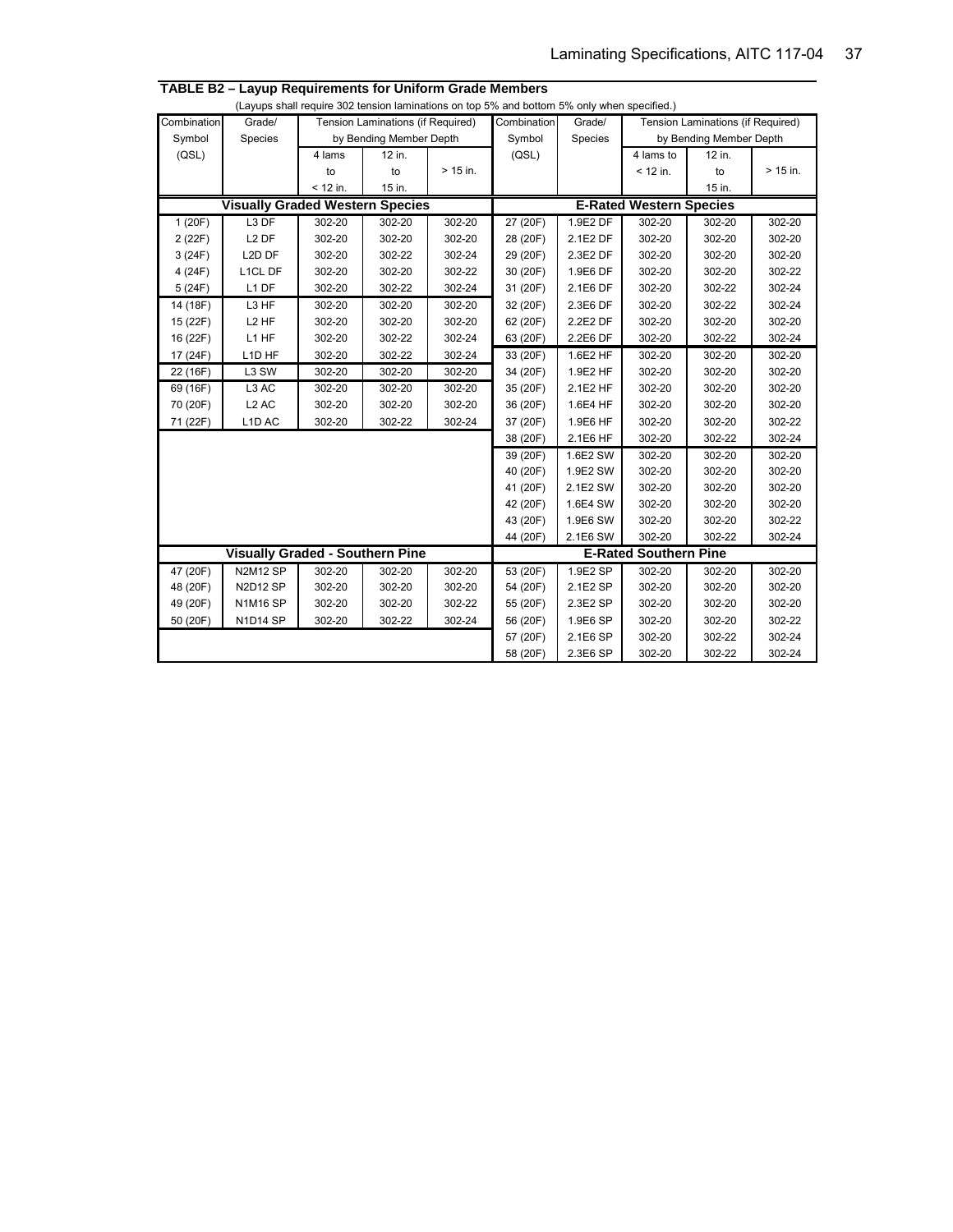**TABLE B2 – Layup Requirements for Uniform Grade Members**

(Layups shall require 302 tension laminations on top 5% and bottom 5% only when specified.)

| Combination Symbol (QSL) | Grade/ Species | Tension Laminations (if Required) by Bending Member Depth | | | Combination Symbol (QSL) | Grade/ Species | Tension Laminations (if Required) by Bending Member Depth | | |
|---|---|---|---|---|---|---|---|---|---|
| | | 4 lams to < 12 in. | 12 in. to 15 in. | > 15 in. | | | 4 lams to < 12 in. | 12 in. to 15 in. | > 15 in. |
| **Visually Graded Western Species** | | | | | **E-Rated Western Species** | | | | |
| 1 (20F) | L3 DF | 302-20 | 302-20 | 302-20 | 27 (20F) | 1.9E2 DF | 302-20 | 302-20 | 302-20 |
| 2 (22F) | L2 DF | 302-20 | 302-20 | 302-20 | 28 (20F) | 2.1E2 DF | 302-20 | 302-20 | 302-20 |
| 3 (24F) | L2D DF | 302-20 | 302-22 | 302-24 | 29 (20F) | 2.3E2 DF | 302-20 | 302-20 | 302-20 |
| 4 (24F) | L1CL DF | 302-20 | 302-20 | 302-22 | 30 (20F) | 1.9E6 DF | 302-20 | 302-20 | 302-22 |
| 5 (24F) | L1 DF | 302-20 | 302-22 | 302-24 | 31 (20F) | 2.1E6 DF | 302-20 | 302-22 | 302-24 |
| 14 (18F) | L3 HF | 302-20 | 302-20 | 302-20 | 32 (20F) | 2.3E6 DF | 302-20 | 302-22 | 302-24 |
| 15 (22F) | L2 HF | 302-20 | 302-20 | 302-20 | 62 (20F) | 2.2E2 DF | 302-20 | 302-20 | 302-20 |
| 16 (22F) | L1 HF | 302-20 | 302-22 | 302-24 | 63 (20F) | 2.2E6 DF | 302-20 | 302-22 | 302-24 |
| 17 (24F) | L1D HF | 302-20 | 302-22 | 302-24 | 33 (20F) | 1.6E2 HF | 302-20 | 302-20 | 302-20 |
| 22 (16F) | L3 SW | 302-20 | 302-20 | 302-20 | 34 (20F) | 1.9E2 HF | 302-20 | 302-20 | 302-20 |
| 69 (16F) | L3 AC | 302-20 | 302-20 | 302-20 | 35 (20F) | 2.1E2 HF | 302-20 | 302-20 | 302-20 |
| 70 (20F) | L2 AC | 302-20 | 302-20 | 302-20 | 36 (20F) | 1.6E4 HF | 302-20 | 302-20 | 302-20 |
| 71 (22F) | L1D AC | 302-20 | 302-22 | 302-24 | 37 (20F) | 1.9E6 HF | 302-20 | 302-20 | 302-22 |
| | | | | | 38 (20F) | 2.1E6 HF | 302-20 | 302-22 | 302-24 |
| | | | | | 39 (20F) | 1.6E2 SW | 302-20 | 302-20 | 302-20 |
| | | | | | 40 (20F) | 1.9E2 SW | 302-20 | 302-20 | 302-20 |
| | | | | | 41 (20F) | 2.1E2 SW | 302-20 | 302-20 | 302-20 |
| | | | | | 42 (20F) | 1.6E4 SW | 302-20 | 302-20 | 302-20 |
| | | | | | 43 (20F) | 1.9E6 SW | 302-20 | 302-20 | 302-22 |
| | | | | | 44 (20F) | 2.1E6 SW | 302-20 | 302-22 | 302-24 |
| **Visually Graded - Southern Pine** | | | | | **E-Rated Southern Pine** | | | | |
| 47 (20F) | N2M12 SP | 302-20 | 302-20 | 302-20 | 53 (20F) | 1.9E2 SP | 302-20 | 302-20 | 302-20 |
| 48 (20F) | N2D12 SP | 302-20 | 302-20 | 302-20 | 54 (20F) | 2.1E2 SP | 302-20 | 302-20 | 302-20 |
| 49 (20F) | N1M16 SP | 302-20 | 302-20 | 302-22 | 55 (20F) | 2.3E2 SP | 302-20 | 302-20 | 302-20 |
| 50 (20F) | N1D14 SP | 302-20 | 302-22 | 302-24 | 56 (20F) | 1.9E6 SP | 302-20 | 302-20 | 302-22 |
| | | | | | 57 (20F) | 2.1E6 SP | 302-20 | 302-22 | 302-24 |
| | | | | | 58 (20F) | 2.3E6 SP | 302-20 | 302-22 | 302-24 |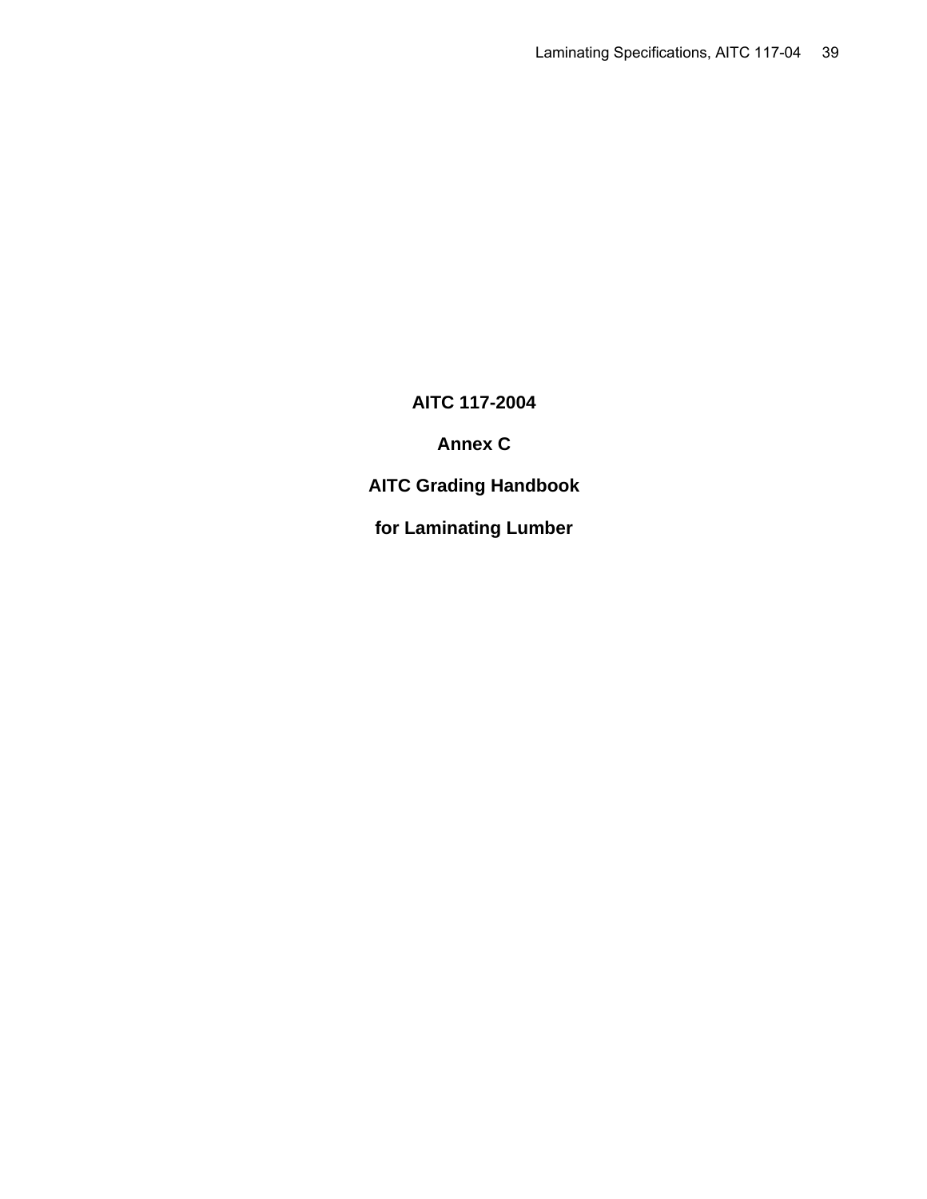# AITC 117-2004

## Annex C

## AITC Grading Handbook

## for Laminating Lumber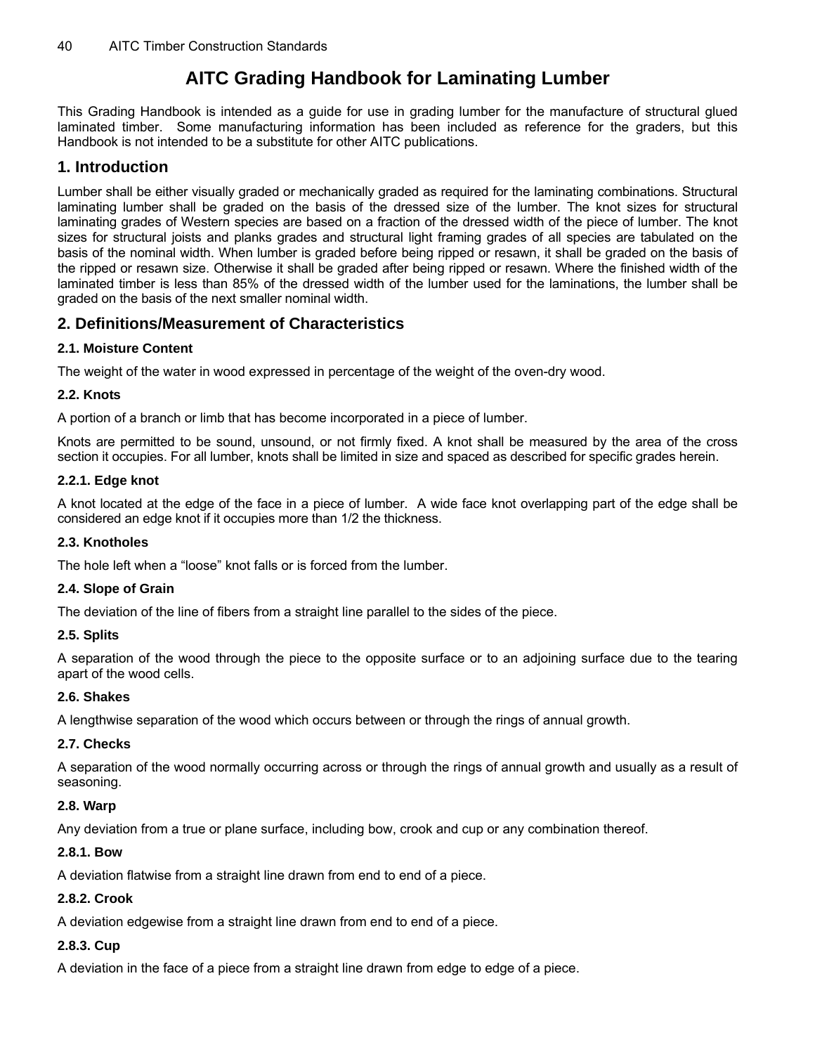# AITC Grading Handbook for Laminating Lumber

This Grading Handbook is intended as a guide for use in grading lumber for the manufacture of structural glued laminated timber. Some manufacturing information has been included as reference for the graders, but this Handbook is not intended to be a substitute for other AITC publications.

## 1. Introduction

Lumber shall be either visually graded or mechanically graded as required for the laminating combinations. Structural laminating lumber shall be graded on the basis of the dressed size of the lumber. The knot sizes for structural laminating grades of Western species are based on a fraction of the dressed width of the piece of lumber. The knot sizes for structural joists and planks grades and structural light framing grades of all species are tabulated on the basis of the nominal width. When lumber is graded before being ripped or resawn, it shall be graded on the basis of the ripped or resawn size. Otherwise it shall be graded after being ripped or resawn. Where the finished width of the laminated timber is less than 85% of the dressed width of the lumber used for the laminations, the lumber shall be graded on the basis of the next smaller nominal width.

## 2. Definitions/Measurement of Characteristics

### 2.1. Moisture Content

The weight of the water in wood expressed in percentage of the weight of the oven-dry wood.

### 2.2. Knots

A portion of a branch or limb that has become incorporated in a piece of lumber.

Knots are permitted to be sound, unsound, or not firmly fixed. A knot shall be measured by the area of the cross section it occupies. For all lumber, knots shall be limited in size and spaced as described for specific grades herein.

#### 2.2.1. Edge knot

A knot located at the edge of the face in a piece of lumber. A wide face knot overlapping part of the edge shall be considered an edge knot if it occupies more than 1/2 the thickness.

### 2.3. Knotholes

The hole left when a "loose" knot falls or is forced from the lumber.

### 2.4. Slope of Grain

The deviation of the line of fibers from a straight line parallel to the sides of the piece.

### 2.5. Splits

A separation of the wood through the piece to the opposite surface or to an adjoining surface due to the tearing apart of the wood cells.

### 2.6. Shakes

A lengthwise separation of the wood which occurs between or through the rings of annual growth.

### 2.7. Checks

A separation of the wood normally occurring across or through the rings of annual growth and usually as a result of seasoning.

### 2.8. Warp

Any deviation from a true or plane surface, including bow, crook and cup or any combination thereof.

#### 2.8.1. Bow

A deviation flatwise from a straight line drawn from end to end of a piece.

#### 2.8.2. Crook

A deviation edgewise from a straight line drawn from end to end of a piece.

#### 2.8.3. Cup

A deviation in the face of a piece from a straight line drawn from edge to edge of a piece.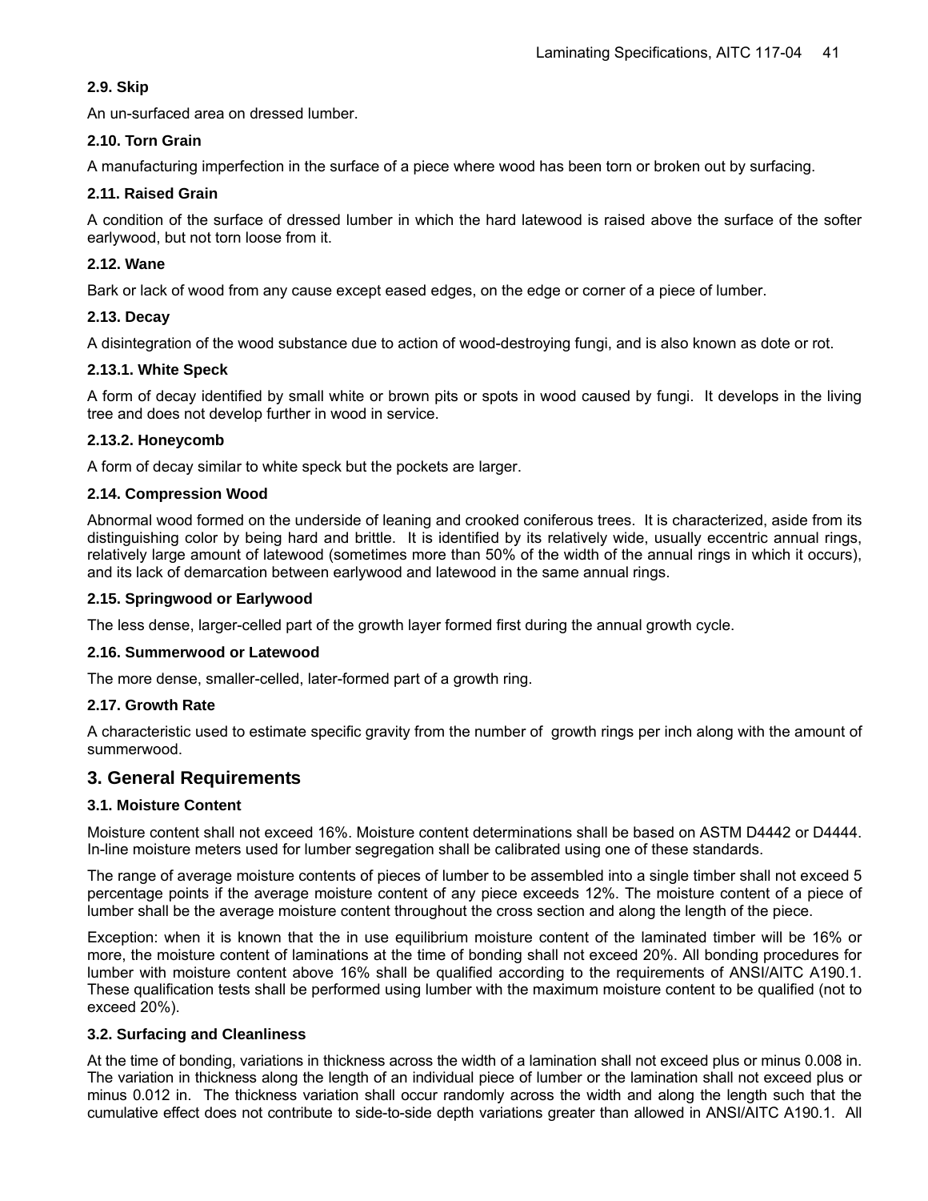### 2.9. Skip

An un-surfaced area on dressed lumber.

### 2.10. Torn Grain

A manufacturing imperfection in the surface of a piece where wood has been torn or broken out by surfacing.

### 2.11. Raised Grain

A condition of the surface of dressed lumber in which the hard latewood is raised above the surface of the softer earlywood, but not torn loose from it.

### 2.12. Wane

Bark or lack of wood from any cause except eased edges, on the edge or corner of a piece of lumber.

### 2.13. Decay

A disintegration of the wood substance due to action of wood-destroying fungi, and is also known as dote or rot.

#### 2.13.1. White Speck

A form of decay identified by small white or brown pits or spots in wood caused by fungi. It develops in the living tree and does not develop further in wood in service.

#### 2.13.2. Honeycomb

A form of decay similar to white speck but the pockets are larger.

### 2.14. Compression Wood

Abnormal wood formed on the underside of leaning and crooked coniferous trees. It is characterized, aside from its distinguishing color by being hard and brittle. It is identified by its relatively wide, usually eccentric annual rings, relatively large amount of latewood (sometimes more than 50% of the width of the annual rings in which it occurs), and its lack of demarcation between earlywood and latewood in the same annual rings.

### 2.15. Springwood or Earlywood

The less dense, larger-celled part of the growth layer formed first during the annual growth cycle.

### 2.16. Summerwood or Latewood

The more dense, smaller-celled, later-formed part of a growth ring.

### 2.17. Growth Rate

A characteristic used to estimate specific gravity from the number of growth rings per inch along with the amount of summerwood.

## 3. General Requirements

### 3.1. Moisture Content

Moisture content shall not exceed 16%. Moisture content determinations shall be based on ASTM D4442 or D4444. In-line moisture meters used for lumber segregation shall be calibrated using one of these standards.

The range of average moisture contents of pieces of lumber to be assembled into a single timber shall not exceed 5 percentage points if the average moisture content of any piece exceeds 12%. The moisture content of a piece of lumber shall be the average moisture content throughout the cross section and along the length of the piece.

Exception: when it is known that the in use equilibrium moisture content of the laminated timber will be 16% or more, the moisture content of laminations at the time of bonding shall not exceed 20%. All bonding procedures for lumber with moisture content above 16% shall be qualified according to the requirements of ANSI/AITC A190.1. These qualification tests shall be performed using lumber with the maximum moisture content to be qualified (not to exceed 20%).

### 3.2. Surfacing and Cleanliness

At the time of bonding, variations in thickness across the width of a lamination shall not exceed plus or minus 0.008 in. The variation in thickness along the length of an individual piece of lumber or the lamination shall not exceed plus or minus 0.012 in. The thickness variation shall occur randomly across the width and along the length such that the cumulative effect does not contribute to side-to-side depth variations greater than allowed in ANSI/AITC A190.1. All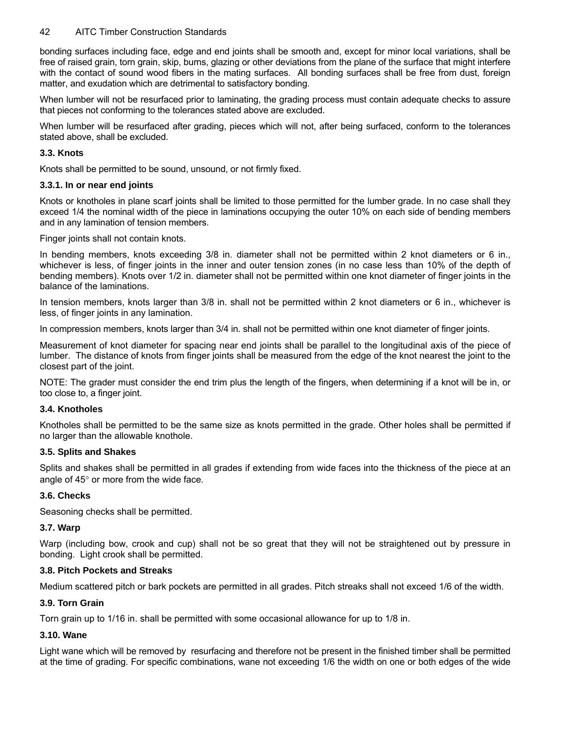bonding surfaces including face, edge and end joints shall be smooth and, except for minor local variations, shall be free of raised grain, torn grain, skip, burns, glazing or other deviations from the plane of the surface that might interfere with the contact of sound wood fibers in the mating surfaces. All bonding surfaces shall be free from dust, foreign matter, and exudation which are detrimental to satisfactory bonding.

When lumber will not be resurfaced prior to laminating, the grading process must contain adequate checks to assure that pieces not conforming to the tolerances stated above are excluded.

When lumber will be resurfaced after grading, pieces which will not, after being surfaced, conform to the tolerances stated above, shall be excluded.

### 3.3. Knots

Knots shall be permitted to be sound, unsound, or not firmly fixed.

#### 3.3.1. In or near end joints

Knots or knotholes in plane scarf joints shall be limited to those permitted for the lumber grade. In no case shall they exceed 1/4 the nominal width of the piece in laminations occupying the outer 10% on each side of bending members and in any lamination of tension members.

Finger joints shall not contain knots.

In bending members, knots exceeding 3/8 in. diameter shall not be permitted within 2 knot diameters or 6 in., whichever is less, of finger joints in the inner and outer tension zones (in no case less than 10% of the depth of bending members). Knots over 1/2 in. diameter shall not be permitted within one knot diameter of finger joints in the balance of the laminations.

In tension members, knots larger than 3/8 in. shall not be permitted within 2 knot diameters or 6 in., whichever is less, of finger joints in any lamination.

In compression members, knots larger than 3/4 in. shall not be permitted within one knot diameter of finger joints.

Measurement of knot diameter for spacing near end joints shall be parallel to the longitudinal axis of the piece of lumber. The distance of knots from finger joints shall be measured from the edge of the knot nearest the joint to the closest part of the joint.

NOTE: The grader must consider the end trim plus the length of the fingers, when determining if a knot will be in, or too close to, a finger joint.

### 3.4. Knotholes

Knotholes shall be permitted to be the same size as knots permitted in the grade. Other holes shall be permitted if no larger than the allowable knothole.

### 3.5. Splits and Shakes

Splits and shakes shall be permitted in all grades if extending from wide faces into the thickness of the piece at an angle of 45° or more from the wide face.

### 3.6. Checks

Seasoning checks shall be permitted.

### 3.7. Warp

Warp (including bow, crook and cup) shall not be so great that they will not be straightened out by pressure in bonding. Light crook shall be permitted.

### 3.8. Pitch Pockets and Streaks

Medium scattered pitch or bark pockets are permitted in all grades. Pitch streaks shall not exceed 1/6 of the width.

### 3.9. Torn Grain

Torn grain up to 1/16 in. shall be permitted with some occasional allowance for up to 1/8 in.

### 3.10. Wane

Light wane which will be removed by resurfacing and therefore not be present in the finished timber shall be permitted at the time of grading. For specific combinations, wane not exceeding 1/6 the width on one or both edges of the wide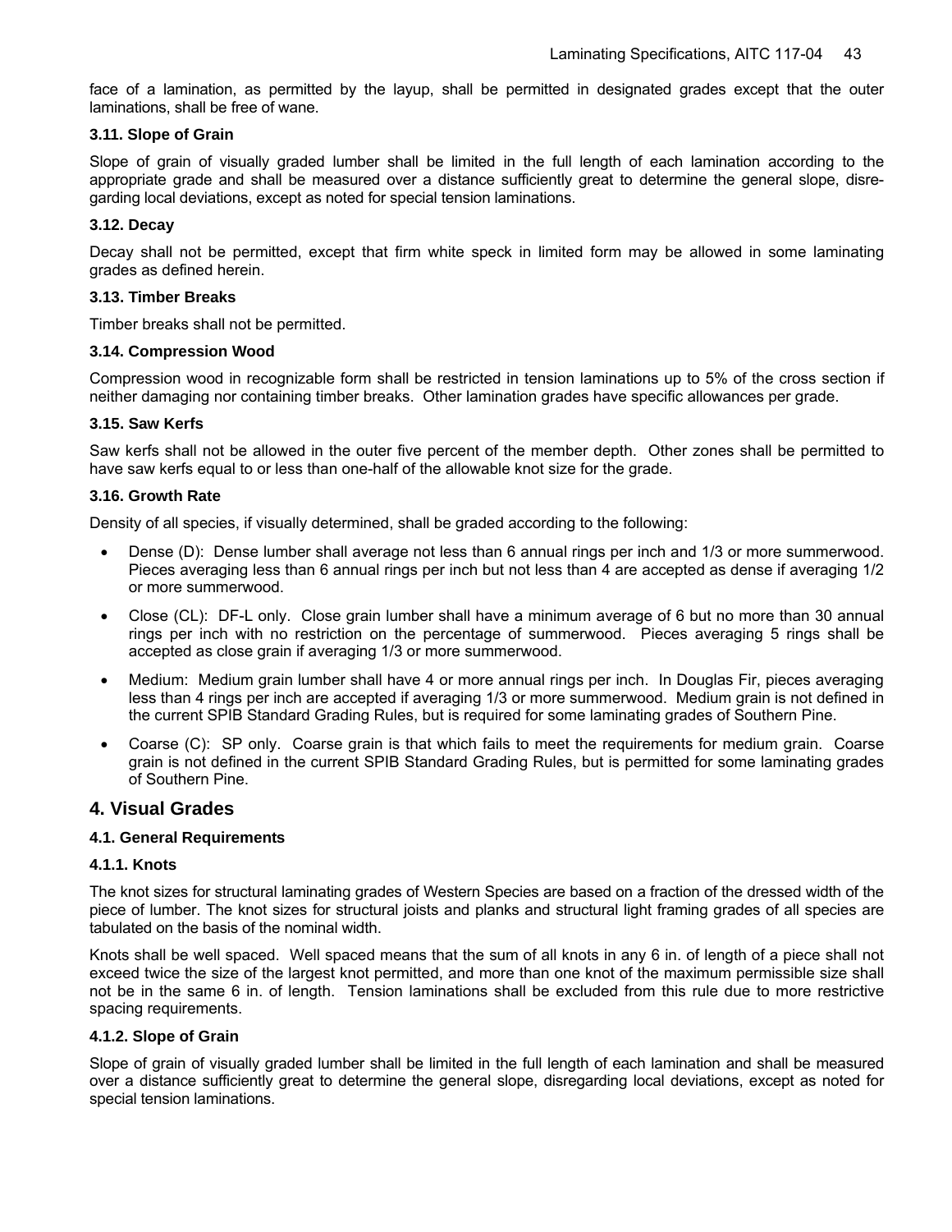face of a lamination, as permitted by the layup, shall be permitted in designated grades except that the outer laminations, shall be free of wane.

### 3.11. Slope of Grain

Slope of grain of visually graded lumber shall be limited in the full length of each lamination according to the appropriate grade and shall be measured over a distance sufficiently great to determine the general slope, disregarding local deviations, except as noted for special tension laminations.

### 3.12. Decay

Decay shall not be permitted, except that firm white speck in limited form may be allowed in some laminating grades as defined herein.

### 3.13. Timber Breaks

Timber breaks shall not be permitted.

### 3.14. Compression Wood

Compression wood in recognizable form shall be restricted in tension laminations up to 5% of the cross section if neither damaging nor containing timber breaks. Other lamination grades have specific allowances per grade.

### 3.15. Saw Kerfs

Saw kerfs shall not be allowed in the outer five percent of the member depth. Other zones shall be permitted to have saw kerfs equal to or less than one-half of the allowable knot size for the grade.

### 3.16. Growth Rate

Density of all species, if visually determined, shall be graded according to the following:

- Dense (D): Dense lumber shall average not less than 6 annual rings per inch and 1/3 or more summerwood. Pieces averaging less than 6 annual rings per inch but not less than 4 are accepted as dense if averaging 1/2 or more summerwood.
- Close (CL): DF-L only. Close grain lumber shall have a minimum average of 6 but no more than 30 annual rings per inch with no restriction on the percentage of summerwood. Pieces averaging 5 rings shall be accepted as close grain if averaging 1/3 or more summerwood.
- Medium: Medium grain lumber shall have 4 or more annual rings per inch. In Douglas Fir, pieces averaging less than 4 rings per inch are accepted if averaging 1/3 or more summerwood. Medium grain is not defined in the current SPIB Standard Grading Rules, but is required for some laminating grades of Southern Pine.
- Coarse (C): SP only. Coarse grain is that which fails to meet the requirements for medium grain. Coarse grain is not defined in the current SPIB Standard Grading Rules, but is permitted for some laminating grades of Southern Pine.

## 4. Visual Grades

### 4.1. General Requirements

#### 4.1.1. Knots

The knot sizes for structural laminating grades of Western Species are based on a fraction of the dressed width of the piece of lumber. The knot sizes for structural joists and planks and structural light framing grades of all species are tabulated on the basis of the nominal width.

Knots shall be well spaced. Well spaced means that the sum of all knots in any 6 in. of length of a piece shall not exceed twice the size of the largest knot permitted, and more than one knot of the maximum permissible size shall not be in the same 6 in. of length. Tension laminations shall be excluded from this rule due to more restrictive spacing requirements.

#### 4.1.2. Slope of Grain

Slope of grain of visually graded lumber shall be limited in the full length of each lamination and shall be measured over a distance sufficiently great to determine the general slope, disregarding local deviations, except as noted for special tension laminations.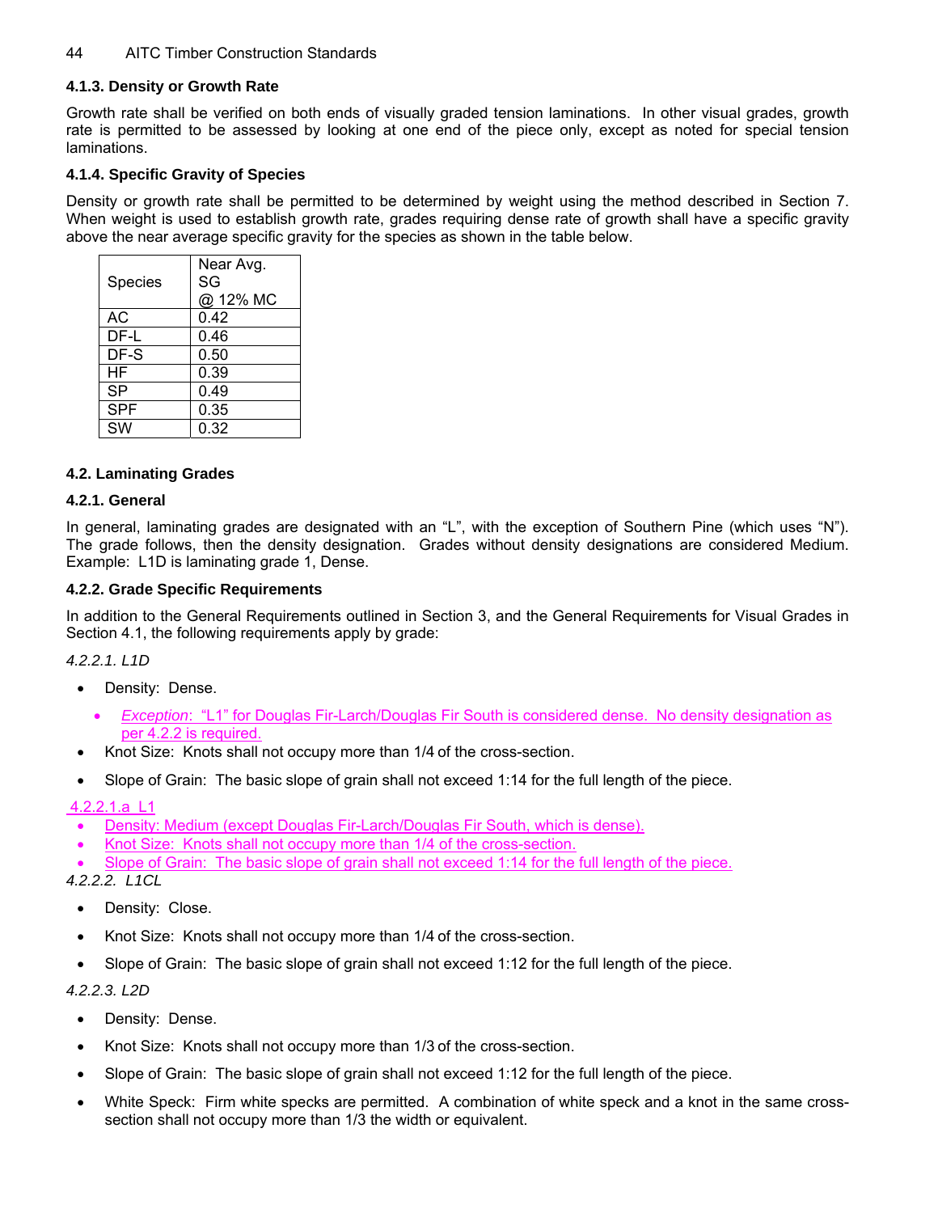#### 4.1.3. Density or Growth Rate

Growth rate shall be verified on both ends of visually graded tension laminations. In other visual grades, growth rate is permitted to be assessed by looking at one end of the piece only, except as noted for special tension laminations.

#### 4.1.4. Specific Gravity of Species

Density or growth rate shall be permitted to be determined by weight using the method described in Section 7. When weight is used to establish growth rate, grades requiring dense rate of growth shall have a specific gravity above the near average specific gravity for the species as shown in the table below.

| Species | Near Avg. SG @ 12% MC |
|---|---|
| AC | 0.42 |
| DF-L | 0.46 |
| DF-S | 0.50 |
| HF | 0.39 |
| SP | 0.49 |
| SPF | 0.35 |
| SW | 0.32 |

### 4.2. Laminating Grades

#### 4.2.1. General

In general, laminating grades are designated with an "L", with the exception of Southern Pine (which uses "N"). The grade follows, then the density designation. Grades without density designations are considered Medium. Example: L1D is laminating grade 1, Dense.

#### 4.2.2. Grade Specific Requirements

In addition to the General Requirements outlined in Section 3, and the General Requirements for Visual Grades in Section 4.1, the following requirements apply by grade:

*4.2.2.1. L1D*

- Density: Dense.
  - *Exception*: "L1" for Douglas Fir-Larch/Douglas Fir South is considered dense. No density designation as per 4.2.2 is required.
- Knot Size: Knots shall not occupy more than 1/4 of the cross-section.
- Slope of Grain: The basic slope of grain shall not exceed 1:14 for the full length of the piece.

4.2.2.1.a L1

- Density: Medium (except Douglas Fir-Larch/Douglas Fir South, which is dense).
- Knot Size: Knots shall not occupy more than 1/4 of the cross-section.
- Slope of Grain: The basic slope of grain shall not exceed 1:14 for the full length of the piece.

*4.2.2.2. L1CL*

- Density: Close.
- Knot Size: Knots shall not occupy more than 1/4 of the cross-section.
- Slope of Grain: The basic slope of grain shall not exceed 1:12 for the full length of the piece.

*4.2.2.3. L2D*

- Density: Dense.
- Knot Size: Knots shall not occupy more than 1/3 of the cross-section.
- Slope of Grain: The basic slope of grain shall not exceed 1:12 for the full length of the piece.
- White Speck: Firm white specks are permitted. A combination of white speck and a knot in the same cross-section shall not occupy more than 1/3 the width or equivalent.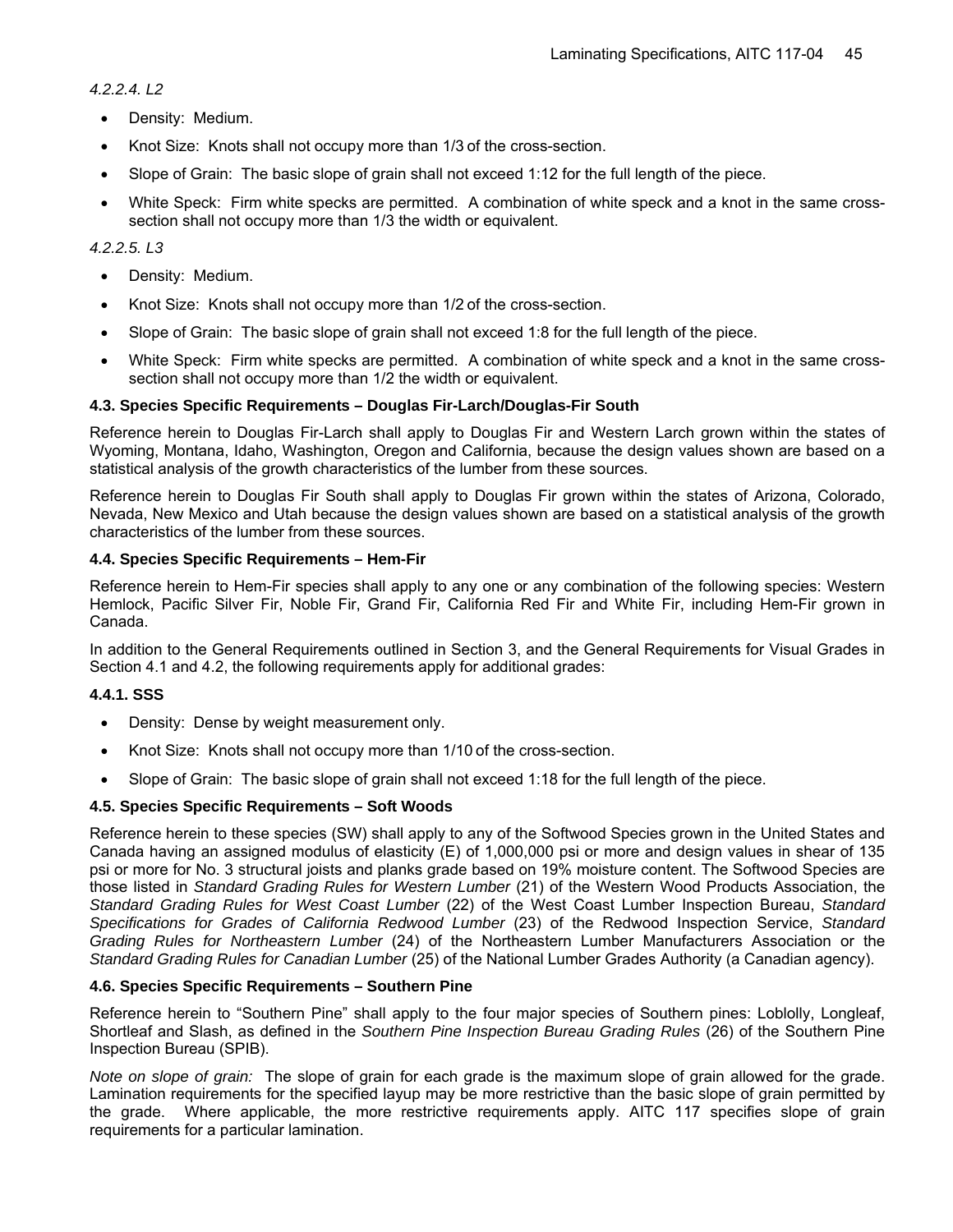*4.2.2.4. L2*

- Density: Medium.
- Knot Size: Knots shall not occupy more than 1/3 of the cross-section.
- Slope of Grain: The basic slope of grain shall not exceed 1:12 for the full length of the piece.
- White Speck: Firm white specks are permitted. A combination of white speck and a knot in the same cross-section shall not occupy more than 1/3 the width or equivalent.

*4.2.2.5. L3*

- Density: Medium.
- Knot Size: Knots shall not occupy more than 1/2 of the cross-section.
- Slope of Grain: The basic slope of grain shall not exceed 1:8 for the full length of the piece.
- White Speck: Firm white specks are permitted. A combination of white speck and a knot in the same cross-section shall not occupy more than 1/2 the width or equivalent.

### 4.3. Species Specific Requirements – Douglas Fir-Larch/Douglas-Fir South

Reference herein to Douglas Fir-Larch shall apply to Douglas Fir and Western Larch grown within the states of Wyoming, Montana, Idaho, Washington, Oregon and California, because the design values shown are based on a statistical analysis of the growth characteristics of the lumber from these sources.

Reference herein to Douglas Fir South shall apply to Douglas Fir grown within the states of Arizona, Colorado, Nevada, New Mexico and Utah because the design values shown are based on a statistical analysis of the growth characteristics of the lumber from these sources.

### 4.4. Species Specific Requirements – Hem-Fir

Reference herein to Hem-Fir species shall apply to any one or any combination of the following species: Western Hemlock, Pacific Silver Fir, Noble Fir, Grand Fir, California Red Fir and White Fir, including Hem-Fir grown in Canada.

In addition to the General Requirements outlined in Section 3, and the General Requirements for Visual Grades in Section 4.1 and 4.2, the following requirements apply for additional grades:

#### 4.4.1. SSS

- Density: Dense by weight measurement only.
- Knot Size: Knots shall not occupy more than 1/10 of the cross-section.
- Slope of Grain: The basic slope of grain shall not exceed 1:18 for the full length of the piece.

### 4.5. Species Specific Requirements – Soft Woods

Reference herein to these species (SW) shall apply to any of the Softwood Species grown in the United States and Canada having an assigned modulus of elasticity (E) of 1,000,000 psi or more and design values in shear of 135 psi or more for No. 3 structural joists and planks grade based on 19% moisture content. The Softwood Species are those listed in *Standard Grading Rules for Western Lumber* (21) of the Western Wood Products Association, the *Standard Grading Rules for West Coast Lumber* (22) of the West Coast Lumber Inspection Bureau, *Standard Specifications for Grades of California Redwood Lumber* (23) of the Redwood Inspection Service, *Standard Grading Rules for Northeastern Lumber* (24) of the Northeastern Lumber Manufacturers Association or the *Standard Grading Rules for Canadian Lumber* (25) of the National Lumber Grades Authority (a Canadian agency).

### 4.6. Species Specific Requirements – Southern Pine

Reference herein to "Southern Pine" shall apply to the four major species of Southern pines: Loblolly, Longleaf, Shortleaf and Slash, as defined in the *Southern Pine Inspection Bureau Grading Rules* (26) of the Southern Pine Inspection Bureau (SPIB).

*Note on slope of grain:* The slope of grain for each grade is the maximum slope of grain allowed for the grade. Lamination requirements for the specified layup may be more restrictive than the basic slope of grain permitted by the grade. Where applicable, the more restrictive requirements apply. AITC 117 specifies slope of grain requirements for a particular lamination.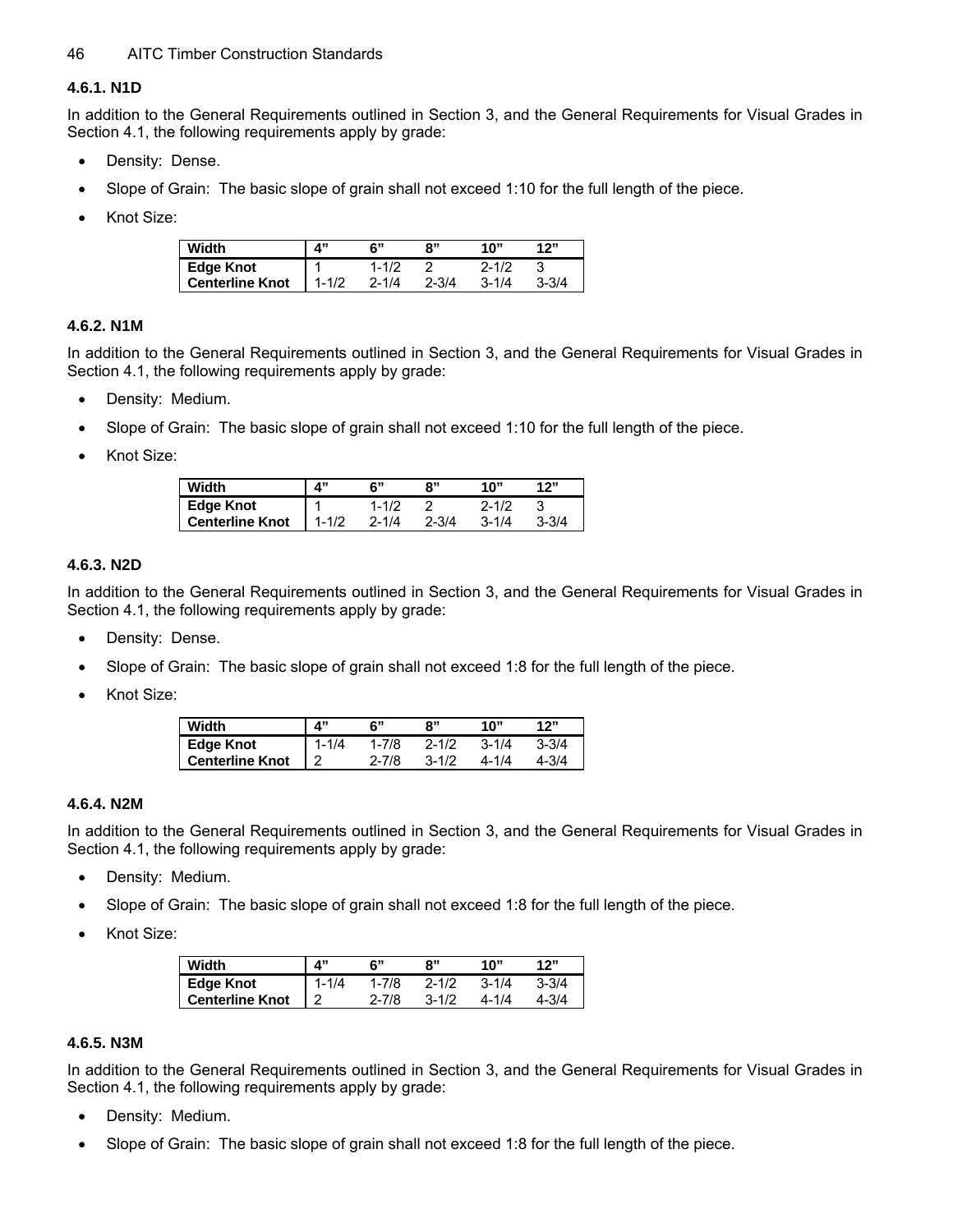#### 4.6.1. N1D

In addition to the General Requirements outlined in Section 3, and the General Requirements for Visual Grades in Section 4.1, the following requirements apply by grade:

- Density: Dense.
- Slope of Grain: The basic slope of grain shall not exceed 1:10 for the full length of the piece.
- Knot Size:

| Width | 4" | 6" | 8" | 10" | 12" |
|---|---|---|---|---|---|
| Edge Knot | 1 | 1-1/2 | 2 | 2-1/2 | 3 |
| Centerline Knot | 1-1/2 | 2-1/4 | 2-3/4 | 3-1/4 | 3-3/4 |

#### 4.6.2. N1M

In addition to the General Requirements outlined in Section 3, and the General Requirements for Visual Grades in Section 4.1, the following requirements apply by grade:

- Density: Medium.
- Slope of Grain: The basic slope of grain shall not exceed 1:10 for the full length of the piece.
- Knot Size:

| Width | 4" | 6" | 8" | 10" | 12" |
|---|---|---|---|---|---|
| Edge Knot | 1 | 1-1/2 | 2 | 2-1/2 | 3 |
| Centerline Knot | 1-1/2 | 2-1/4 | 2-3/4 | 3-1/4 | 3-3/4 |

#### 4.6.3. N2D

In addition to the General Requirements outlined in Section 3, and the General Requirements for Visual Grades in Section 4.1, the following requirements apply by grade:

- Density: Dense.
- Slope of Grain: The basic slope of grain shall not exceed 1:8 for the full length of the piece.
- Knot Size:

| Width | 4" | 6" | 8" | 10" | 12" |
|---|---|---|---|---|---|
| Edge Knot | 1-1/4 | 1-7/8 | 2-1/2 | 3-1/4 | 3-3/4 |
| Centerline Knot | 2 | 2-7/8 | 3-1/2 | 4-1/4 | 4-3/4 |

#### 4.6.4. N2M

In addition to the General Requirements outlined in Section 3, and the General Requirements for Visual Grades in Section 4.1, the following requirements apply by grade:

- Density: Medium.
- Slope of Grain: The basic slope of grain shall not exceed 1:8 for the full length of the piece.
- Knot Size:

| Width | 4" | 6" | 8" | 10" | 12" |
|---|---|---|---|---|---|
| Edge Knot | 1-1/4 | 1-7/8 | 2-1/2 | 3-1/4 | 3-3/4 |
| Centerline Knot | 2 | 2-7/8 | 3-1/2 | 4-1/4 | 4-3/4 |

#### 4.6.5. N3M

In addition to the General Requirements outlined in Section 3, and the General Requirements for Visual Grades in Section 4.1, the following requirements apply by grade:

- Density: Medium.
- Slope of Grain: The basic slope of grain shall not exceed 1:8 for the full length of the piece.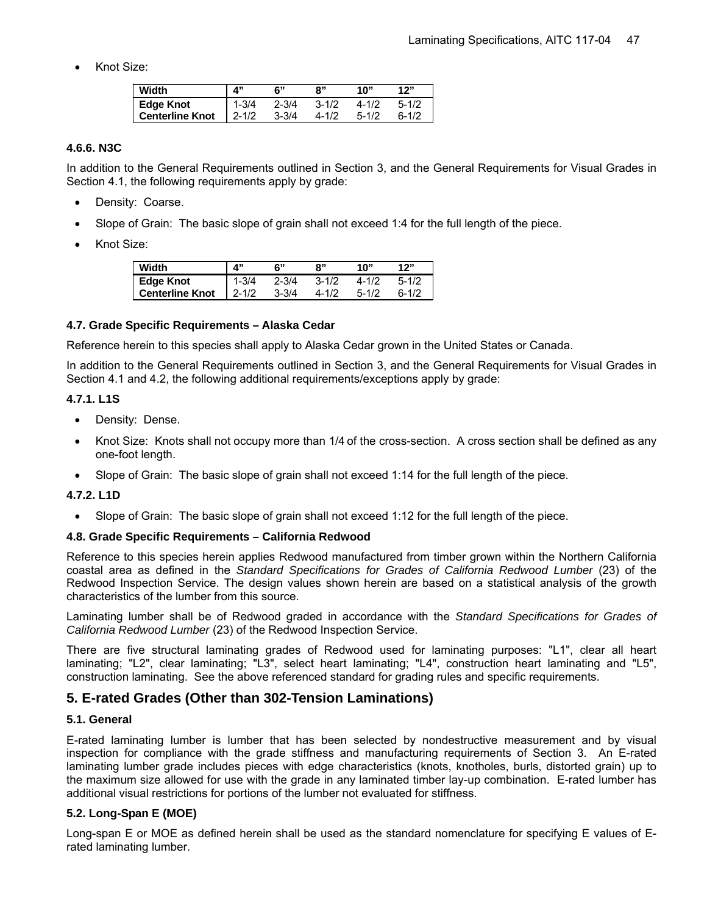- Knot Size:

| Width | 4" | 6" | 8" | 10" | 12" |
|---|---|---|---|---|---|
| Edge Knot | 1-3/4 | 2-3/4 | 3-1/2 | 4-1/2 | 5-1/2 |
| Centerline Knot | 2-1/2 | 3-3/4 | 4-1/2 | 5-1/2 | 6-1/2 |

#### 4.6.6. N3C

In addition to the General Requirements outlined in Section 3, and the General Requirements for Visual Grades in Section 4.1, the following requirements apply by grade:

- Density: Coarse.
- Slope of Grain: The basic slope of grain shall not exceed 1:4 for the full length of the piece.
- Knot Size:

| Width | 4" | 6" | 8" | 10" | 12" |
|---|---|---|---|---|---|
| Edge Knot | 1-3/4 | 2-3/4 | 3-1/2 | 4-1/2 | 5-1/2 |
| Centerline Knot | 2-1/2 | 3-3/4 | 4-1/2 | 5-1/2 | 6-1/2 |

### 4.7. Grade Specific Requirements – Alaska Cedar

Reference herein to this species shall apply to Alaska Cedar grown in the United States or Canada.

In addition to the General Requirements outlined in Section 3, and the General Requirements for Visual Grades in Section 4.1 and 4.2, the following additional requirements/exceptions apply by grade:

#### 4.7.1. L1S

- Density: Dense.
- Knot Size: Knots shall not occupy more than 1/4 of the cross-section. A cross section shall be defined as any one-foot length.
- Slope of Grain: The basic slope of grain shall not exceed 1:14 for the full length of the piece.

#### 4.7.2. L1D

- Slope of Grain: The basic slope of grain shall not exceed 1:12 for the full length of the piece.

### 4.8. Grade Specific Requirements – California Redwood

Reference to this species herein applies Redwood manufactured from timber grown within the Northern California coastal area as defined in the *Standard Specifications for Grades of California Redwood Lumber* (23) of the Redwood Inspection Service. The design values shown herein are based on a statistical analysis of the growth characteristics of the lumber from this source.

Laminating lumber shall be of Redwood graded in accordance with the *Standard Specifications for Grades of California Redwood Lumber* (23) of the Redwood Inspection Service.

There are five structural laminating grades of Redwood used for laminating purposes: "L1", clear all heart laminating; "L2", clear laminating; "L3", select heart laminating; "L4", construction heart laminating and "L5", construction laminating. See the above referenced standard for grading rules and specific requirements.

## 5. E-rated Grades (Other than 302-Tension Laminations)

### 5.1. General

E-rated laminating lumber is lumber that has been selected by nondestructive measurement and by visual inspection for compliance with the grade stiffness and manufacturing requirements of Section 3. An E-rated laminating lumber grade includes pieces with edge characteristics (knots, knotholes, burls, distorted grain) up to the maximum size allowed for use with the grade in any laminated timber lay-up combination. E-rated lumber has additional visual restrictions for portions of the lumber not evaluated for stiffness.

### 5.2. Long-Span E (MOE)

Long-span E or MOE as defined herein shall be used as the standard nomenclature for specifying E values of E-rated laminating lumber.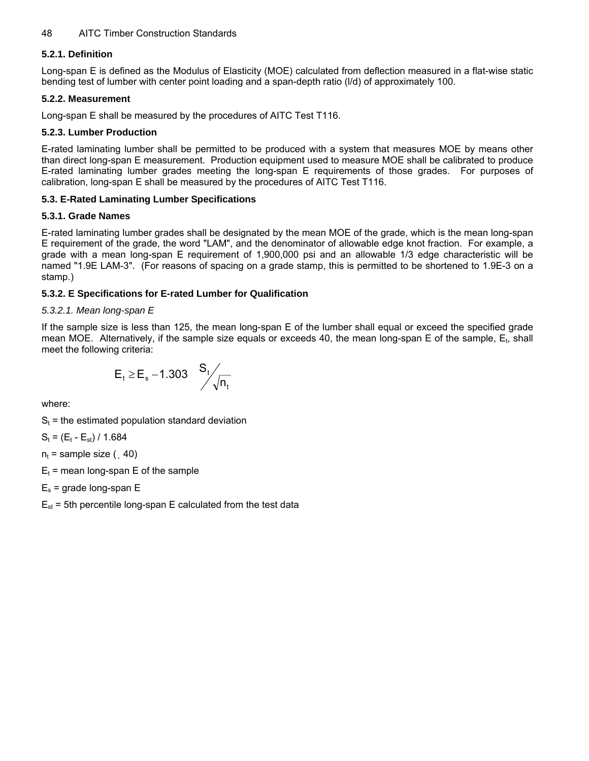### 5.2.1. Definition

Long-span E is defined as the Modulus of Elasticity (MOE) calculated from deflection measured in a flat-wise static bending test of lumber with center point loading and a span-depth ratio (l/d) of approximately 100.

### 5.2.2. Measurement

Long-span E shall be measured by the procedures of AITC Test T116.

### 5.2.3. Lumber Production

E-rated laminating lumber shall be permitted to be produced with a system that measures MOE by means other than direct long-span E measurement. Production equipment used to measure MOE shall be calibrated to produce E-rated laminating lumber grades meeting the long-span E requirements of those grades. For purposes of calibration, long-span E shall be measured by the procedures of AITC Test T116.

## 5.3. E-Rated Laminating Lumber Specifications

### 5.3.1. Grade Names

E-rated laminating lumber grades shall be designated by the mean MOE of the grade, which is the mean long-span E requirement of the grade, the word "LAM", and the denominator of allowable edge knot fraction. For example, a grade with a mean long-span E requirement of 1,900,000 psi and an allowable 1/3 edge characteristic will be named "1.9E LAM-3". (For reasons of spacing on a grade stamp, this is permitted to be shortened to 1.9E-3 on a stamp.)

### 5.3.2. E Specifications for E-rated Lumber for Qualification

*5.3.2.1. Mean long-span E*

If the sample size is less than 125, the mean long-span E of the lumber shall equal or exceed the specified grade mean MOE. Alternatively, if the sample size equals or exceeds 40, the mean long-span E of the sample, $E_t$, shall meet the following criteria:

$$E_t \geq E_s - 1.303 \; S_t / \sqrt{n_t}$$

where:

$S_t$ = the estimated population standard deviation

$S_t = (E_t - E_{st}) / 1.684$

$n_t$ = sample size ( $\geq$ 40)

$E_t$ = mean long-span E of the sample

$E_s$ = grade long-span E

$E_{st}$ = 5th percentile long-span E calculated from the test data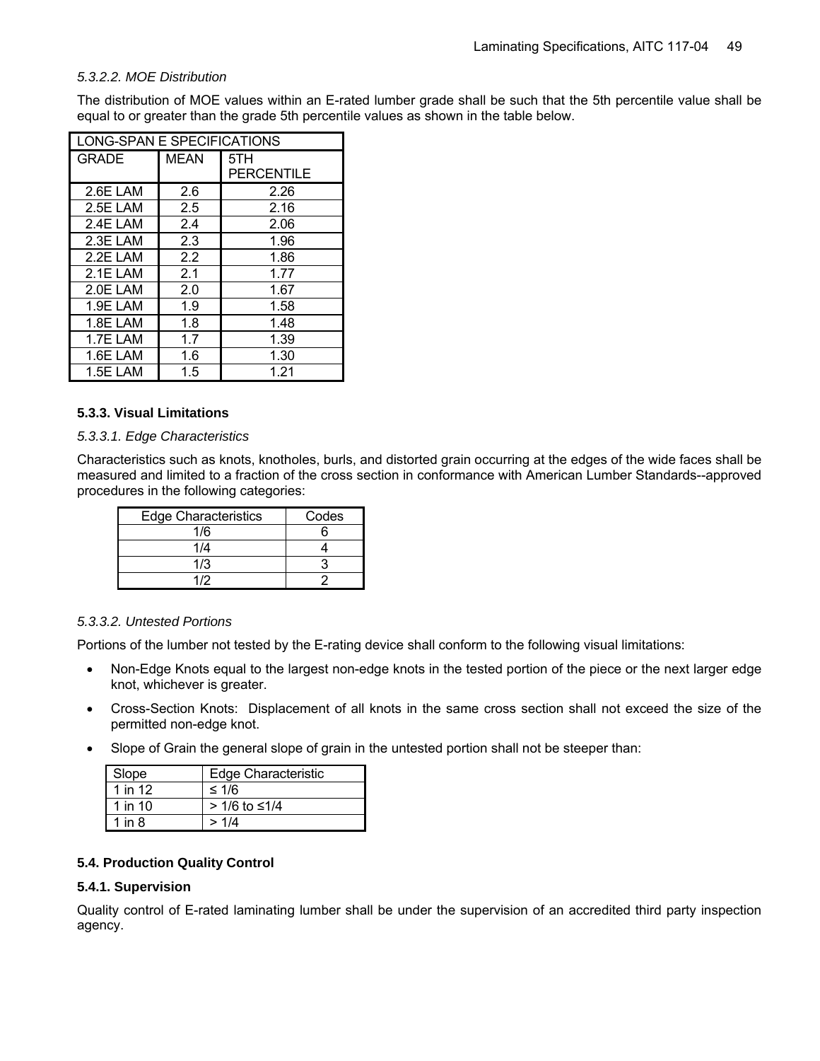*5.3.2.2. MOE Distribution*

The distribution of MOE values within an E-rated lumber grade shall be such that the 5th percentile value shall be equal to or greater than the grade 5th percentile values as shown in the table below.

| LONG-SPAN E SPECIFICATIONS | | |
|---|---|---|
| GRADE | MEAN | 5TH PERCENTILE |
| 2.6E LAM | 2.6 | 2.26 |
| 2.5E LAM | 2.5 | 2.16 |
| 2.4E LAM | 2.4 | 2.06 |
| 2.3E LAM | 2.3 | 1.96 |
| 2.2E LAM | 2.2 | 1.86 |
| 2.1E LAM | 2.1 | 1.77 |
| 2.0E LAM | 2.0 | 1.67 |
| 1.9E LAM | 1.9 | 1.58 |
| 1.8E LAM | 1.8 | 1.48 |
| 1.7E LAM | 1.7 | 1.39 |
| 1.6E LAM | 1.6 | 1.30 |
| 1.5E LAM | 1.5 | 1.21 |

**5.3.3. Visual Limitations**

*5.3.3.1. Edge Characteristics*

Characteristics such as knots, knotholes, burls, and distorted grain occurring at the edges of the wide faces shall be measured and limited to a fraction of the cross section in conformance with American Lumber Standards--approved procedures in the following categories:

| Edge Characteristics | Codes |
|---|---|
| 1/6 | 6 |
| 1/4 | 4 |
| 1/3 | 3 |
| 1/2 | 2 |

*5.3.3.2. Untested Portions*

Portions of the lumber not tested by the E-rating device shall conform to the following visual limitations:

- Non-Edge Knots equal to the largest non-edge knots in the tested portion of the piece or the next larger edge knot, whichever is greater.
- Cross-Section Knots: Displacement of all knots in the same cross section shall not exceed the size of the permitted non-edge knot.
- Slope of Grain the general slope of grain in the untested portion shall not be steeper than:

| Slope | Edge Characteristic |
|---|---|
| 1 in 12 | ≤ 1/6 |
| 1 in 10 | > 1/6 to ≤1/4 |
| 1 in 8 | > 1/4 |

**5.4. Production Quality Control**

**5.4.1. Supervision**

Quality control of E-rated laminating lumber shall be under the supervision of an accredited third party inspection agency.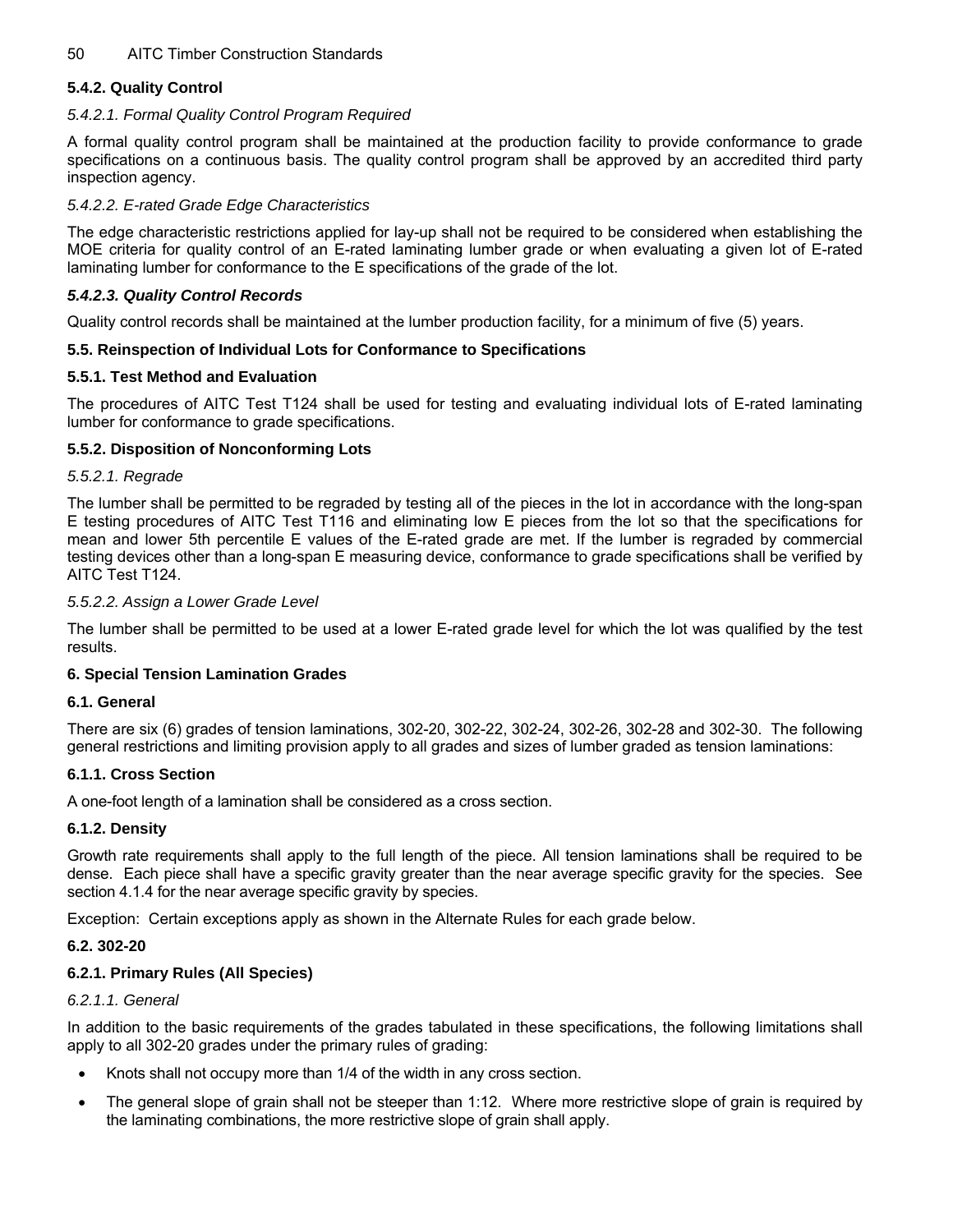### 5.4.2. Quality Control

#### *5.4.2.1. Formal Quality Control Program Required*

A formal quality control program shall be maintained at the production facility to provide conformance to grade specifications on a continuous basis. The quality control program shall be approved by an accredited third party inspection agency.

#### *5.4.2.2. E-rated Grade Edge Characteristics*

The edge characteristic restrictions applied for lay-up shall not be required to be considered when establishing the MOE criteria for quality control of an E-rated laminating lumber grade or when evaluating a given lot of E-rated laminating lumber for conformance to the E specifications of the grade of the lot.

#### ***5.4.2.3. Quality Control Records***

Quality control records shall be maintained at the lumber production facility, for a minimum of five (5) years.

## 5.5. Reinspection of Individual Lots for Conformance to Specifications

### 5.5.1. Test Method and Evaluation

The procedures of AITC Test T124 shall be used for testing and evaluating individual lots of E-rated laminating lumber for conformance to grade specifications.

### 5.5.2. Disposition of Nonconforming Lots

#### *5.5.2.1. Regrade*

The lumber shall be permitted to be regraded by testing all of the pieces in the lot in accordance with the long-span E testing procedures of AITC Test T116 and eliminating low E pieces from the lot so that the specifications for mean and lower 5th percentile E values of the E-rated grade are met. If the lumber is regraded by commercial testing devices other than a long-span E measuring device, conformance to grade specifications shall be verified by AITC Test T124.

#### *5.5.2.2. Assign a Lower Grade Level*

The lumber shall be permitted to be used at a lower E-rated grade level for which the lot was qualified by the test results.

# 6. Special Tension Lamination Grades

## 6.1. General

There are six (6) grades of tension laminations, 302-20, 302-22, 302-24, 302-26, 302-28 and 302-30. The following general restrictions and limiting provision apply to all grades and sizes of lumber graded as tension laminations:

### 6.1.1. Cross Section

A one-foot length of a lamination shall be considered as a cross section.

### 6.1.2. Density

Growth rate requirements shall apply to the full length of the piece. All tension laminations shall be required to be dense. Each piece shall have a specific gravity greater than the near average specific gravity for the species. See section 4.1.4 for the near average specific gravity by species.

Exception: Certain exceptions apply as shown in the Alternate Rules for each grade below.

## 6.2. 302-20

### 6.2.1. Primary Rules (All Species)

#### *6.2.1.1. General*

In addition to the basic requirements of the grades tabulated in these specifications, the following limitations shall apply to all 302-20 grades under the primary rules of grading:

- Knots shall not occupy more than 1/4 of the width in any cross section.
- The general slope of grain shall not be steeper than 1:12. Where more restrictive slope of grain is required by the laminating combinations, the more restrictive slope of grain shall apply.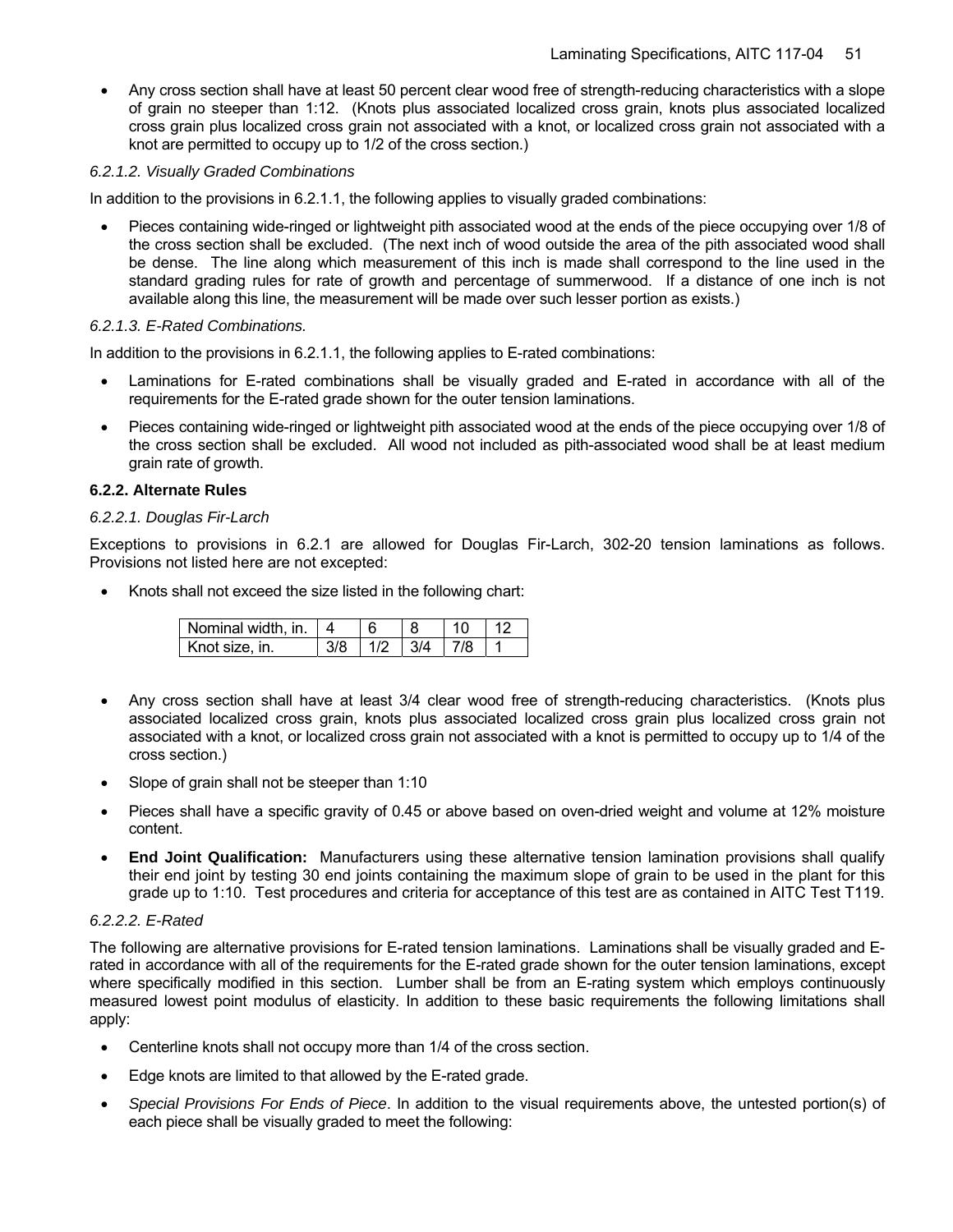- Any cross section shall have at least 50 percent clear wood free of strength-reducing characteristics with a slope of grain no steeper than 1:12. (Knots plus associated localized cross grain, knots plus associated localized cross grain plus localized cross grain not associated with a knot, or localized cross grain not associated with a knot are permitted to occupy up to 1/2 of the cross section.)

#### *6.2.1.2. Visually Graded Combinations*

In addition to the provisions in 6.2.1.1, the following applies to visually graded combinations:

- Pieces containing wide-ringed or lightweight pith associated wood at the ends of the piece occupying over 1/8 of the cross section shall be excluded. (The next inch of wood outside the area of the pith associated wood shall be dense. The line along which measurement of this inch is made shall correspond to the line used in the standard grading rules for rate of growth and percentage of summerwood. If a distance of one inch is not available along this line, the measurement will be made over such lesser portion as exists.)

#### *6.2.1.3. E-Rated Combinations.*

In addition to the provisions in 6.2.1.1, the following applies to E-rated combinations:

- Laminations for E-rated combinations shall be visually graded and E-rated in accordance with all of the requirements for the E-rated grade shown for the outer tension laminations.
- Pieces containing wide-ringed or lightweight pith associated wood at the ends of the piece occupying over 1/8 of the cross section shall be excluded. All wood not included as pith-associated wood shall be at least medium grain rate of growth.

### 6.2.2. Alternate Rules

#### *6.2.2.1. Douglas Fir-Larch*

Exceptions to provisions in 6.2.1 are allowed for Douglas Fir-Larch, 302-20 tension laminations as follows. Provisions not listed here are not excepted:

- Knots shall not exceed the size listed in the following chart:

| Nominal width, in. | 4 | 6 | 8 | 10 | 12 |
|---|---|---|---|---|---|
| Knot size, in. | 3/8 | 1/2 | 3/4 | 7/8 | 1 |

- Any cross section shall have at least 3/4 clear wood free of strength-reducing characteristics. (Knots plus associated localized cross grain, knots plus associated localized cross grain plus localized cross grain not associated with a knot, or localized cross grain not associated with a knot is permitted to occupy up to 1/4 of the cross section.)
- Slope of grain shall not be steeper than 1:10
- Pieces shall have a specific gravity of 0.45 or above based on oven-dried weight and volume at 12% moisture content.
- **End Joint Qualification:** Manufacturers using these alternative tension lamination provisions shall qualify their end joint by testing 30 end joints containing the maximum slope of grain to be used in the plant for this grade up to 1:10. Test procedures and criteria for acceptance of this test are as contained in AITC Test T119.

#### *6.2.2.2. E-Rated*

The following are alternative provisions for E-rated tension laminations. Laminations shall be visually graded and E-rated in accordance with all of the requirements for the E-rated grade shown for the outer tension laminations, except where specifically modified in this section. Lumber shall be from an E-rating system which employs continuously measured lowest point modulus of elasticity. In addition to these basic requirements the following limitations shall apply:

- Centerline knots shall not occupy more than 1/4 of the cross section.
- Edge knots are limited to that allowed by the E-rated grade.
- *Special Provisions For Ends of Piece*. In addition to the visual requirements above, the untested portion(s) of each piece shall be visually graded to meet the following: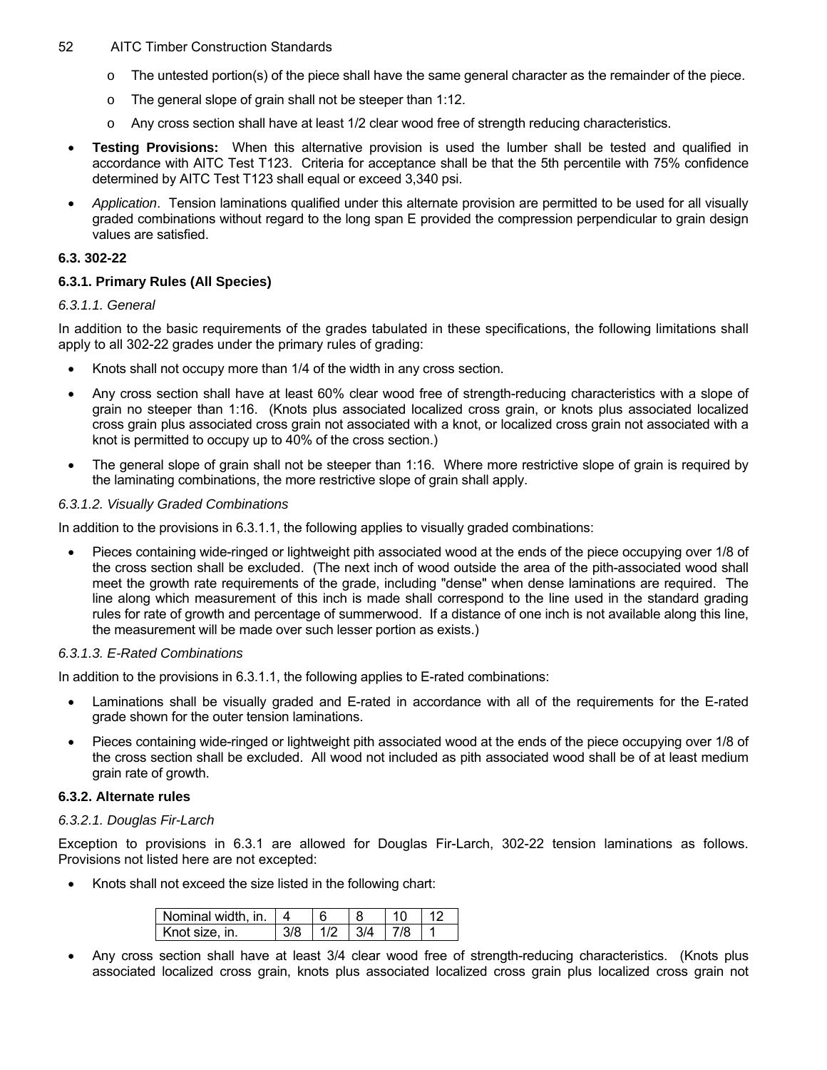- o The untested portion(s) of the piece shall have the same general character as the remainder of the piece.
  - o The general slope of grain shall not be steeper than 1:12.
  - o Any cross section shall have at least 1/2 clear wood free of strength reducing characteristics.

- **Testing Provisions:** When this alternative provision is used the lumber shall be tested and qualified in accordance with AITC Test T123. Criteria for acceptance shall be that the 5th percentile with 75% confidence determined by AITC Test T123 shall equal or exceed 3,340 psi.
- *Application*. Tension laminations qualified under this alternate provision are permitted to be used for all visually graded combinations without regard to the long span E provided the compression perpendicular to grain design values are satisfied.

### 6.3. 302-22

#### 6.3.1. Primary Rules (All Species)

##### *6.3.1.1. General*

In addition to the basic requirements of the grades tabulated in these specifications, the following limitations shall apply to all 302-22 grades under the primary rules of grading:

- Knots shall not occupy more than 1/4 of the width in any cross section.
- Any cross section shall have at least 60% clear wood free of strength-reducing characteristics with a slope of grain no steeper than 1:16. (Knots plus associated localized cross grain, or knots plus associated localized cross grain plus associated cross grain not associated with a knot, or localized cross grain not associated with a knot is permitted to occupy up to 40% of the cross section.)
- The general slope of grain shall not be steeper than 1:16. Where more restrictive slope of grain is required by the laminating combinations, the more restrictive slope of grain shall apply.

##### *6.3.1.2. Visually Graded Combinations*

In addition to the provisions in 6.3.1.1, the following applies to visually graded combinations:

- Pieces containing wide-ringed or lightweight pith associated wood at the ends of the piece occupying over 1/8 of the cross section shall be excluded. (The next inch of wood outside the area of the pith-associated wood shall meet the growth rate requirements of the grade, including "dense" when dense laminations are required. The line along which measurement of this inch is made shall correspond to the line used in the standard grading rules for rate of growth and percentage of summerwood. If a distance of one inch is not available along this line, the measurement will be made over such lesser portion as exists.)

##### *6.3.1.3. E-Rated Combinations*

In addition to the provisions in 6.3.1.1, the following applies to E-rated combinations:

- Laminations shall be visually graded and E-rated in accordance with all of the requirements for the E-rated grade shown for the outer tension laminations.
- Pieces containing wide-ringed or lightweight pith associated wood at the ends of the piece occupying over 1/8 of the cross section shall be excluded. All wood not included as pith associated wood shall be of at least medium grain rate of growth.

#### 6.3.2. Alternate rules

##### *6.3.2.1. Douglas Fir-Larch*

Exception to provisions in 6.3.1 are allowed for Douglas Fir-Larch, 302-22 tension laminations as follows. Provisions not listed here are not excepted:

- Knots shall not exceed the size listed in the following chart:

| Nominal width, in. | 4 | 6 | 8 | 10 | 12 |
|---|---|---|---|---|---|
| Knot size, in. | 3/8 | 1/2 | 3/4 | 7/8 | 1 |

- Any cross section shall have at least 3/4 clear wood free of strength-reducing characteristics. (Knots plus associated localized cross grain, knots plus associated localized cross grain plus localized cross grain not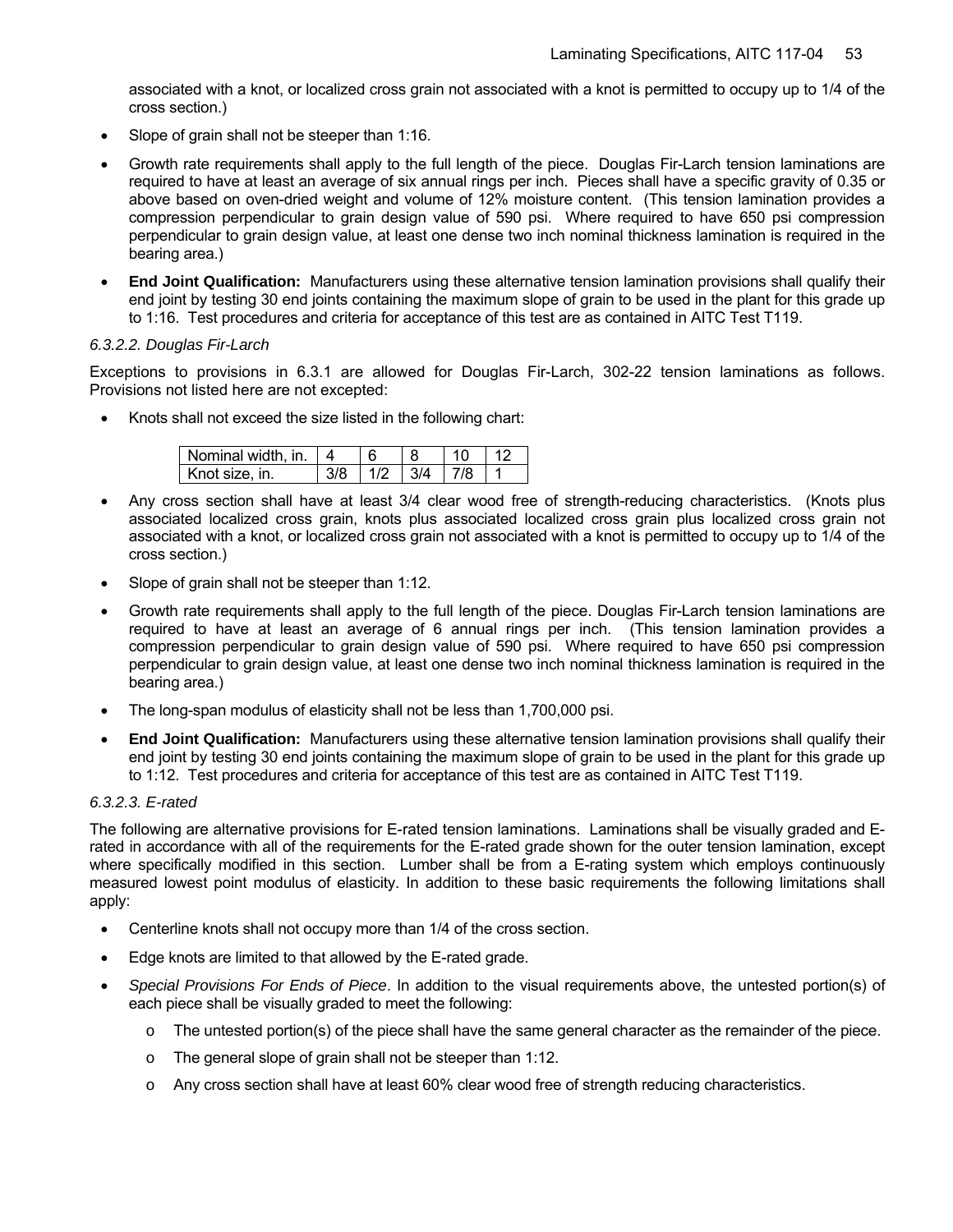associated with a knot, or localized cross grain not associated with a knot is permitted to occupy up to 1/4 of the cross section.)

- Slope of grain shall not be steeper than 1:16.
- Growth rate requirements shall apply to the full length of the piece. Douglas Fir-Larch tension laminations are required to have at least an average of six annual rings per inch. Pieces shall have a specific gravity of 0.35 or above based on oven-dried weight and volume of 12% moisture content. (This tension lamination provides a compression perpendicular to grain design value of 590 psi. Where required to have 650 psi compression perpendicular to grain design value, at least one dense two inch nominal thickness lamination is required in the bearing area.)
- **End Joint Qualification:** Manufacturers using these alternative tension lamination provisions shall qualify their end joint by testing 30 end joints containing the maximum slope of grain to be used in the plant for this grade up to 1:16. Test procedures and criteria for acceptance of this test are as contained in AITC Test T119.

*6.3.2.2. Douglas Fir-Larch*

Exceptions to provisions in 6.3.1 are allowed for Douglas Fir-Larch, 302-22 tension laminations as follows. Provisions not listed here are not excepted:

- Knots shall not exceed the size listed in the following chart:

| Nominal width, in. | 4 | 6 | 8 | 10 | 12 |
|---|---|---|---|---|---|
| Knot size, in. | 3/8 | 1/2 | 3/4 | 7/8 | 1 |

- Any cross section shall have at least 3/4 clear wood free of strength-reducing characteristics. (Knots plus associated localized cross grain, knots plus associated localized cross grain plus localized cross grain not associated with a knot, or localized cross grain not associated with a knot is permitted to occupy up to 1/4 of the cross section.)
- Slope of grain shall not be steeper than 1:12.
- Growth rate requirements shall apply to the full length of the piece. Douglas Fir-Larch tension laminations are required to have at least an average of 6 annual rings per inch. (This tension lamination provides a compression perpendicular to grain design value of 590 psi. Where required to have 650 psi compression perpendicular to grain design value, at least one dense two inch nominal thickness lamination is required in the bearing area.)
- The long-span modulus of elasticity shall not be less than 1,700,000 psi.
- **End Joint Qualification:** Manufacturers using these alternative tension lamination provisions shall qualify their end joint by testing 30 end joints containing the maximum slope of grain to be used in the plant for this grade up to 1:12. Test procedures and criteria for acceptance of this test are as contained in AITC Test T119.

*6.3.2.3. E-rated*

The following are alternative provisions for E-rated tension laminations. Laminations shall be visually graded and E-rated in accordance with all of the requirements for the E-rated grade shown for the outer tension lamination, except where specifically modified in this section. Lumber shall be from a E-rating system which employs continuously measured lowest point modulus of elasticity. In addition to these basic requirements the following limitations shall apply:

- Centerline knots shall not occupy more than 1/4 of the cross section.
- Edge knots are limited to that allowed by the E-rated grade.
- *Special Provisions For Ends of Piece*. In addition to the visual requirements above, the untested portion(s) of each piece shall be visually graded to meet the following:
  - The untested portion(s) of the piece shall have the same general character as the remainder of the piece.
  - The general slope of grain shall not be steeper than 1:12.
  - Any cross section shall have at least 60% clear wood free of strength reducing characteristics.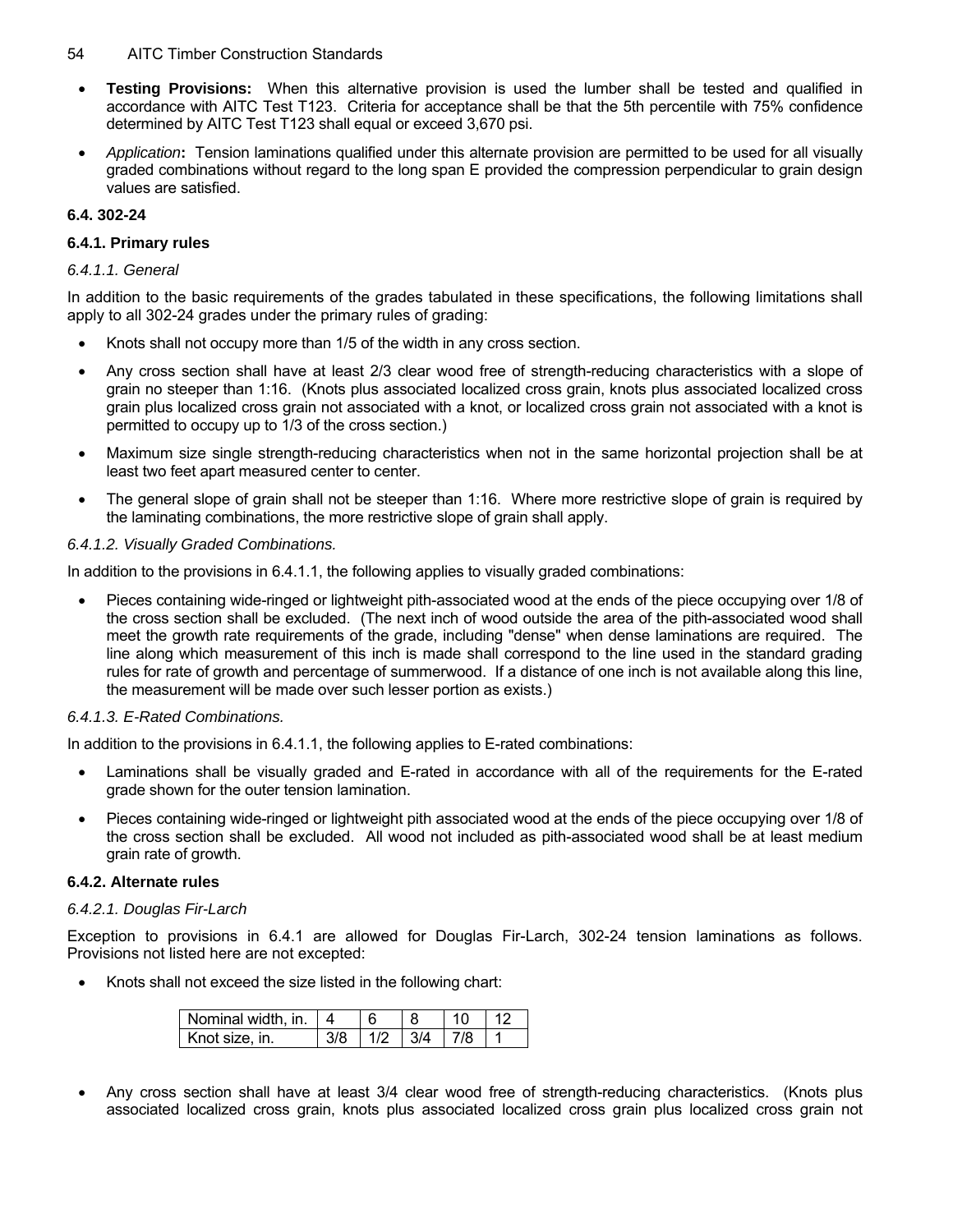- **Testing Provisions:** When this alternative provision is used the lumber shall be tested and qualified in accordance with AITC Test T123. Criteria for acceptance shall be that the 5th percentile with 75% confidence determined by AITC Test T123 shall equal or exceed 3,670 psi.
- *Application***:** Tension laminations qualified under this alternate provision are permitted to be used for all visually graded combinations without regard to the long span E provided the compression perpendicular to grain design values are satisfied.

#### 6.4. 302-24

#### 6.4.1. Primary rules

*6.4.1.1. General*

In addition to the basic requirements of the grades tabulated in these specifications, the following limitations shall apply to all 302-24 grades under the primary rules of grading:

- Knots shall not occupy more than 1/5 of the width in any cross section.
- Any cross section shall have at least 2/3 clear wood free of strength-reducing characteristics with a slope of grain no steeper than 1:16. (Knots plus associated localized cross grain, knots plus associated localized cross grain plus localized cross grain not associated with a knot, or localized cross grain not associated with a knot is permitted to occupy up to 1/3 of the cross section.)
- Maximum size single strength-reducing characteristics when not in the same horizontal projection shall be at least two feet apart measured center to center.
- The general slope of grain shall not be steeper than 1:16. Where more restrictive slope of grain is required by the laminating combinations, the more restrictive slope of grain shall apply.

*6.4.1.2. Visually Graded Combinations.*

In addition to the provisions in 6.4.1.1, the following applies to visually graded combinations:

- Pieces containing wide-ringed or lightweight pith-associated wood at the ends of the piece occupying over 1/8 of the cross section shall be excluded. (The next inch of wood outside the area of the pith-associated wood shall meet the growth rate requirements of the grade, including "dense" when dense laminations are required. The line along which measurement of this inch is made shall correspond to the line used in the standard grading rules for rate of growth and percentage of summerwood. If a distance of one inch is not available along this line, the measurement will be made over such lesser portion as exists.)

*6.4.1.3. E-Rated Combinations.*

In addition to the provisions in 6.4.1.1, the following applies to E-rated combinations:

- Laminations shall be visually graded and E-rated in accordance with all of the requirements for the E-rated grade shown for the outer tension lamination.
- Pieces containing wide-ringed or lightweight pith associated wood at the ends of the piece occupying over 1/8 of the cross section shall be excluded. All wood not included as pith-associated wood shall be at least medium grain rate of growth.

#### 6.4.2. Alternate rules

*6.4.2.1. Douglas Fir-Larch*

Exception to provisions in 6.4.1 are allowed for Douglas Fir-Larch, 302-24 tension laminations as follows. Provisions not listed here are not excepted:

- Knots shall not exceed the size listed in the following chart:

| Nominal width, in. | 4 | 6 | 8 | 10 | 12 |
|---|---|---|---|---|---|
| Knot size, in. | 3/8 | 1/2 | 3/4 | 7/8 | 1 |

- Any cross section shall have at least 3/4 clear wood free of strength-reducing characteristics. (Knots plus associated localized cross grain, knots plus associated localized cross grain plus localized cross grain not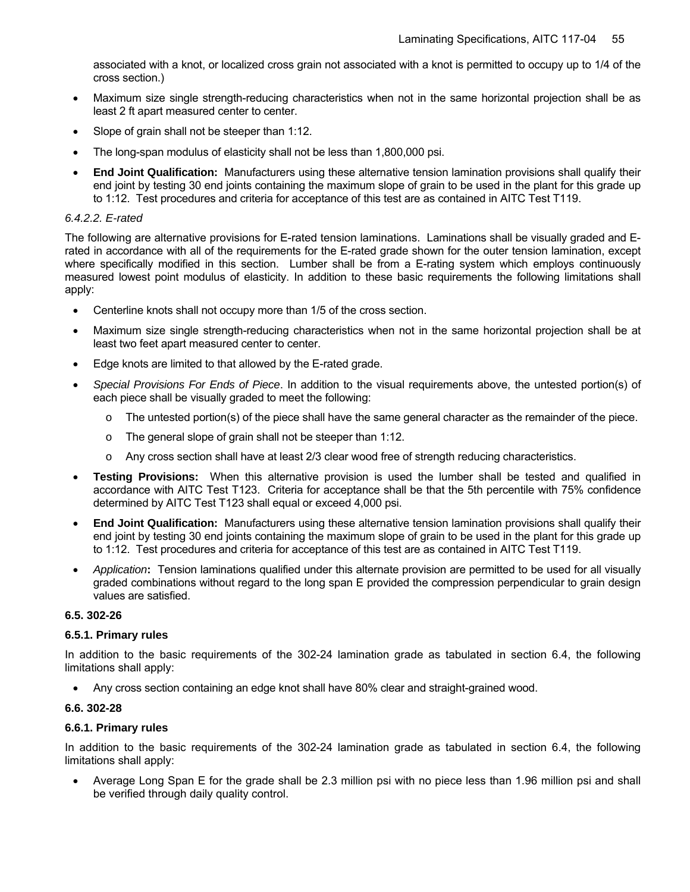associated with a knot, or localized cross grain not associated with a knot is permitted to occupy up to 1/4 of the cross section.)

- Maximum size single strength-reducing characteristics when not in the same horizontal projection shall be as least 2 ft apart measured center to center.
- Slope of grain shall not be steeper than 1:12.
- The long-span modulus of elasticity shall not be less than 1,800,000 psi.
- **End Joint Qualification:** Manufacturers using these alternative tension lamination provisions shall qualify their end joint by testing 30 end joints containing the maximum slope of grain to be used in the plant for this grade up to 1:12. Test procedures and criteria for acceptance of this test are as contained in AITC Test T119.

*6.4.2.2. E-rated*

The following are alternative provisions for E-rated tension laminations. Laminations shall be visually graded and E-rated in accordance with all of the requirements for the E-rated grade shown for the outer tension lamination, except where specifically modified in this section. Lumber shall be from a E-rating system which employs continuously measured lowest point modulus of elasticity. In addition to these basic requirements the following limitations shall apply:

- Centerline knots shall not occupy more than 1/5 of the cross section.
- Maximum size single strength-reducing characteristics when not in the same horizontal projection shall be at least two feet apart measured center to center.
- Edge knots are limited to that allowed by the E-rated grade.
- *Special Provisions For Ends of Piece*. In addition to the visual requirements above, the untested portion(s) of each piece shall be visually graded to meet the following:
  - The untested portion(s) of the piece shall have the same general character as the remainder of the piece.
  - The general slope of grain shall not be steeper than 1:12.
  - Any cross section shall have at least 2/3 clear wood free of strength reducing characteristics.
- **Testing Provisions:** When this alternative provision is used the lumber shall be tested and qualified in accordance with AITC Test T123. Criteria for acceptance shall be that the 5th percentile with 75% confidence determined by AITC Test T123 shall equal or exceed 4,000 psi.
- **End Joint Qualification:** Manufacturers using these alternative tension lamination provisions shall qualify their end joint by testing 30 end joints containing the maximum slope of grain to be used in the plant for this grade up to 1:12. Test procedures and criteria for acceptance of this test are as contained in AITC Test T119.
- *Application***:** Tension laminations qualified under this alternate provision are permitted to be used for all visually graded combinations without regard to the long span E provided the compression perpendicular to grain design values are satisfied.

### 6.5. 302-26

#### 6.5.1. Primary rules

In addition to the basic requirements of the 302-24 lamination grade as tabulated in section 6.4, the following limitations shall apply:

- Any cross section containing an edge knot shall have 80% clear and straight-grained wood.

### 6.6. 302-28

#### 6.6.1. Primary rules

In addition to the basic requirements of the 302-24 lamination grade as tabulated in section 6.4, the following limitations shall apply:

- Average Long Span E for the grade shall be 2.3 million psi with no piece less than 1.96 million psi and shall be verified through daily quality control.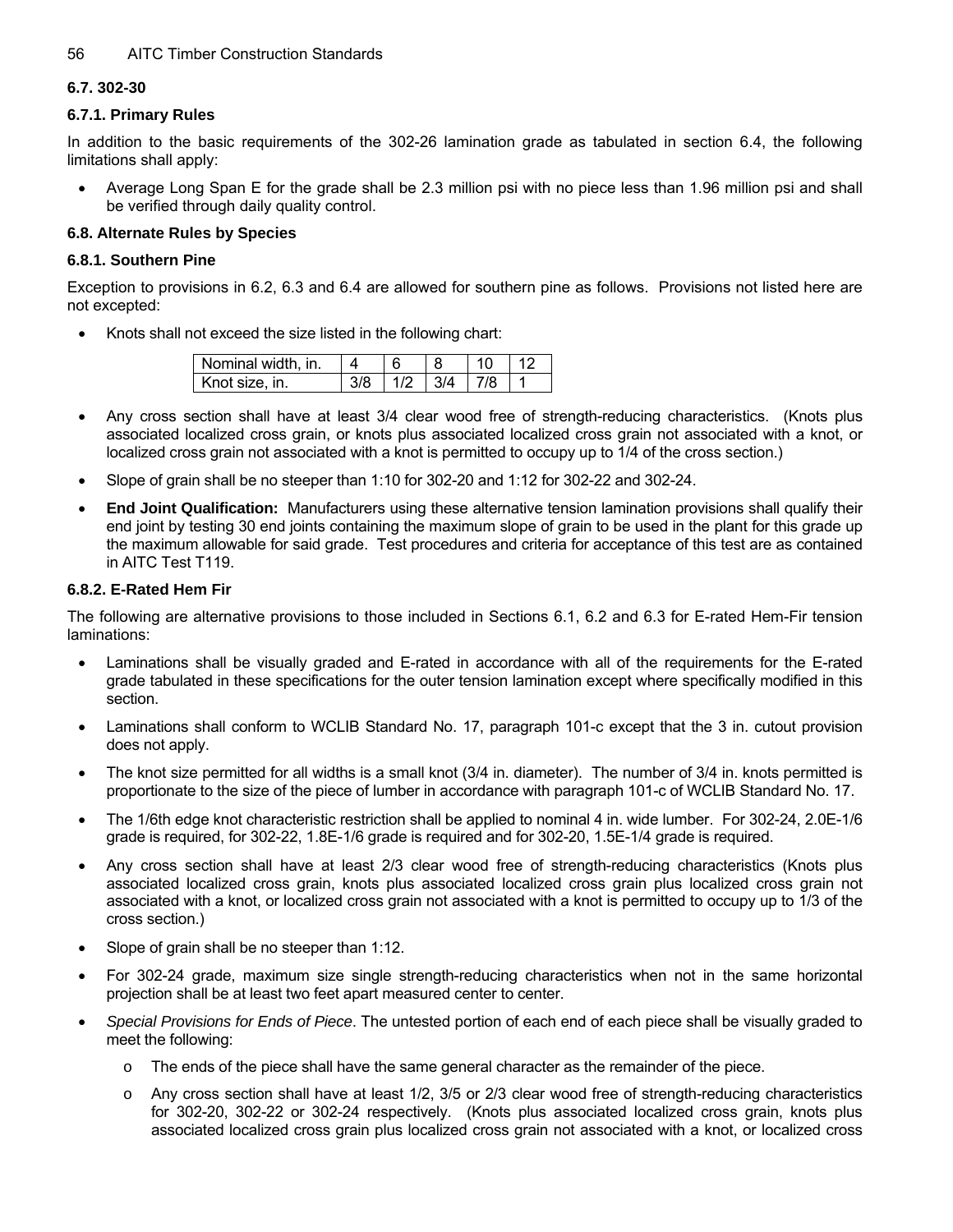### 6.7. 302-30

#### 6.7.1. Primary Rules

In addition to the basic requirements of the 302-26 lamination grade as tabulated in section 6.4, the following limitations shall apply:

- Average Long Span E for the grade shall be 2.3 million psi with no piece less than 1.96 million psi and shall be verified through daily quality control.

### 6.8. Alternate Rules by Species

#### 6.8.1. Southern Pine

Exception to provisions in 6.2, 6.3 and 6.4 are allowed for southern pine as follows. Provisions not listed here are not excepted:

- Knots shall not exceed the size listed in the following chart:

| Nominal width, in. | 4 | 6 | 8 | 10 | 12 |
|---|---|---|---|---|---|
| Knot size, in. | 3/8 | 1/2 | 3/4 | 7/8 | 1 |

- Any cross section shall have at least 3/4 clear wood free of strength-reducing characteristics. (Knots plus associated localized cross grain, or knots plus associated localized cross grain not associated with a knot, or localized cross grain not associated with a knot is permitted to occupy up to 1/4 of the cross section.)
- Slope of grain shall be no steeper than 1:10 for 302-20 and 1:12 for 302-22 and 302-24.
- **End Joint Qualification:** Manufacturers using these alternative tension lamination provisions shall qualify their end joint by testing 30 end joints containing the maximum slope of grain to be used in the plant for this grade up the maximum allowable for said grade. Test procedures and criteria for acceptance of this test are as contained in AITC Test T119.

#### 6.8.2. E-Rated Hem Fir

The following are alternative provisions to those included in Sections 6.1, 6.2 and 6.3 for E-rated Hem-Fir tension laminations:

- Laminations shall be visually graded and E-rated in accordance with all of the requirements for the E-rated grade tabulated in these specifications for the outer tension lamination except where specifically modified in this section.
- Laminations shall conform to WCLIB Standard No. 17, paragraph 101-c except that the 3 in. cutout provision does not apply.
- The knot size permitted for all widths is a small knot (3/4 in. diameter). The number of 3/4 in. knots permitted is proportionate to the size of the piece of lumber in accordance with paragraph 101-c of WCLIB Standard No. 17.
- The 1/6th edge knot characteristic restriction shall be applied to nominal 4 in. wide lumber. For 302-24, 2.0E-1/6 grade is required, for 302-22, 1.8E-1/6 grade is required and for 302-20, 1.5E-1/4 grade is required.
- Any cross section shall have at least 2/3 clear wood free of strength-reducing characteristics (Knots plus associated localized cross grain, knots plus associated localized cross grain plus localized cross grain not associated with a knot, or localized cross grain not associated with a knot is permitted to occupy up to 1/3 of the cross section.)
- Slope of grain shall be no steeper than 1:12.
- For 302-24 grade, maximum size single strength-reducing characteristics when not in the same horizontal projection shall be at least two feet apart measured center to center.
- *Special Provisions for Ends of Piece*. The untested portion of each end of each piece shall be visually graded to meet the following:
  - The ends of the piece shall have the same general character as the remainder of the piece.
  - Any cross section shall have at least 1/2, 3/5 or 2/3 clear wood free of strength-reducing characteristics for 302-20, 302-22 or 302-24 respectively. (Knots plus associated localized cross grain, knots plus associated localized cross grain plus localized cross grain not associated with a knot, or localized cross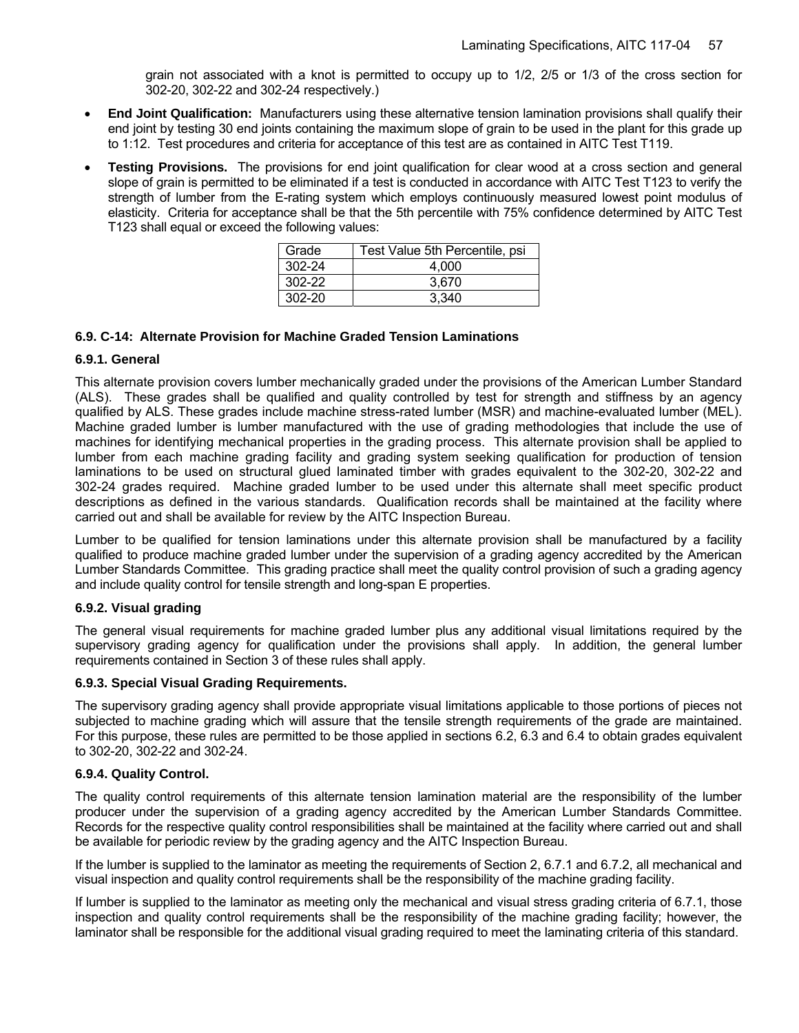grain not associated with a knot is permitted to occupy up to 1/2, 2/5 or 1/3 of the cross section for 302-20, 302-22 and 302-24 respectively.)

- **End Joint Qualification:** Manufacturers using these alternative tension lamination provisions shall qualify their end joint by testing 30 end joints containing the maximum slope of grain to be used in the plant for this grade up to 1:12. Test procedures and criteria for acceptance of this test are as contained in AITC Test T119.
- **Testing Provisions.** The provisions for end joint qualification for clear wood at a cross section and general slope of grain is permitted to be eliminated if a test is conducted in accordance with AITC Test T123 to verify the strength of lumber from the E-rating system which employs continuously measured lowest point modulus of elasticity. Criteria for acceptance shall be that the 5th percentile with 75% confidence determined by AITC Test T123 shall equal or exceed the following values:

| Grade | Test Value 5th Percentile, psi |
|---|---|
| 302-24 | 4,000 |
| 302-22 | 3,670 |
| 302-20 | 3,340 |

### 6.9. C-14: Alternate Provision for Machine Graded Tension Laminations

#### 6.9.1. General

This alternate provision covers lumber mechanically graded under the provisions of the American Lumber Standard (ALS). These grades shall be qualified and quality controlled by test for strength and stiffness by an agency qualified by ALS. These grades include machine stress-rated lumber (MSR) and machine-evaluated lumber (MEL). Machine graded lumber is lumber manufactured with the use of grading methodologies that include the use of machines for identifying mechanical properties in the grading process. This alternate provision shall be applied to lumber from each machine grading facility and grading system seeking qualification for production of tension laminations to be used on structural glued laminated timber with grades equivalent to the 302-20, 302-22 and 302-24 grades required. Machine graded lumber to be used under this alternate shall meet specific product descriptions as defined in the various standards. Qualification records shall be maintained at the facility where carried out and shall be available for review by the AITC Inspection Bureau.

Lumber to be qualified for tension laminations under this alternate provision shall be manufactured by a facility qualified to produce machine graded lumber under the supervision of a grading agency accredited by the American Lumber Standards Committee. This grading practice shall meet the quality control provision of such a grading agency and include quality control for tensile strength and long-span E properties.

#### 6.9.2. Visual grading

The general visual requirements for machine graded lumber plus any additional visual limitations required by the supervisory grading agency for qualification under the provisions shall apply. In addition, the general lumber requirements contained in Section 3 of these rules shall apply.

#### 6.9.3. Special Visual Grading Requirements.

The supervisory grading agency shall provide appropriate visual limitations applicable to those portions of pieces not subjected to machine grading which will assure that the tensile strength requirements of the grade are maintained. For this purpose, these rules are permitted to be those applied in sections 6.2, 6.3 and 6.4 to obtain grades equivalent to 302-20, 302-22 and 302-24.

#### 6.9.4. Quality Control.

The quality control requirements of this alternate tension lamination material are the responsibility of the lumber producer under the supervision of a grading agency accredited by the American Lumber Standards Committee. Records for the respective quality control responsibilities shall be maintained at the facility where carried out and shall be available for periodic review by the grading agency and the AITC Inspection Bureau.

If the lumber is supplied to the laminator as meeting the requirements of Section 2, 6.7.1 and 6.7.2, all mechanical and visual inspection and quality control requirements shall be the responsibility of the machine grading facility.

If lumber is supplied to the laminator as meeting only the mechanical and visual stress grading criteria of 6.7.1, those inspection and quality control requirements shall be the responsibility of the machine grading facility; however, the laminator shall be responsible for the additional visual grading required to meet the laminating criteria of this standard.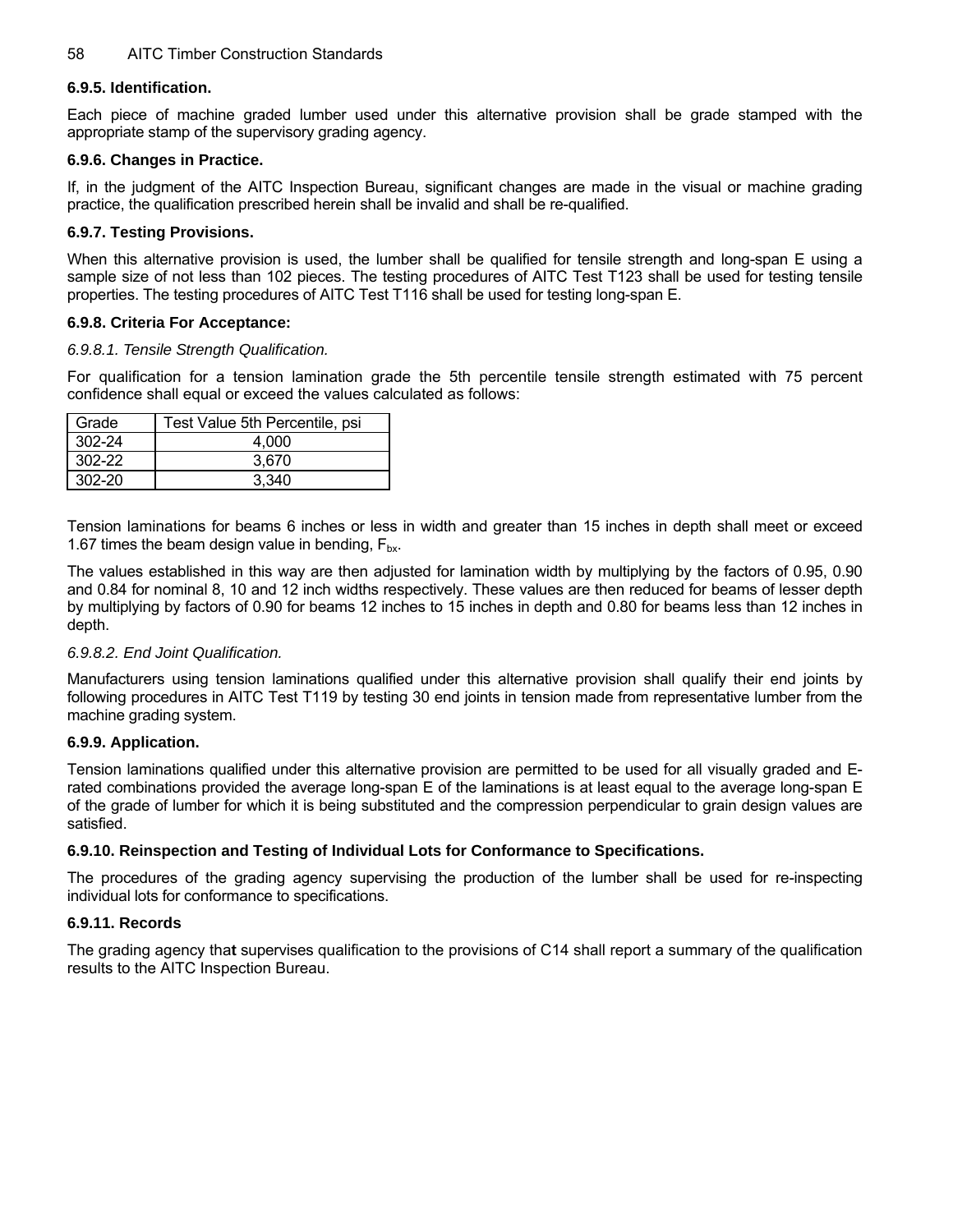### 6.9.5. Identification.

Each piece of machine graded lumber used under this alternative provision shall be grade stamped with the appropriate stamp of the supervisory grading agency.

### 6.9.6. Changes in Practice.

If, in the judgment of the AITC Inspection Bureau, significant changes are made in the visual or machine grading practice, the qualification prescribed herein shall be invalid and shall be re-qualified.

### 6.9.7. Testing Provisions.

When this alternative provision is used, the lumber shall be qualified for tensile strength and long-span E using a sample size of not less than 102 pieces. The testing procedures of AITC Test T123 shall be used for testing tensile properties. The testing procedures of AITC Test T116 shall be used for testing long-span E.

### 6.9.8. Criteria For Acceptance:

*6.9.8.1. Tensile Strength Qualification.*

For qualification for a tension lamination grade the 5th percentile tensile strength estimated with 75 percent confidence shall equal or exceed the values calculated as follows:

| Grade | Test Value 5th Percentile, psi |
|---|---|
| 302-24 | 4,000 |
| 302-22 | 3,670 |
| 302-20 | 3,340 |

Tension laminations for beams 6 inches or less in width and greater than 15 inches in depth shall meet or exceed 1.67 times the beam design value in bending, $F_{bx}$.

The values established in this way are then adjusted for lamination width by multiplying by the factors of 0.95, 0.90 and 0.84 for nominal 8, 10 and 12 inch widths respectively. These values are then reduced for beams of lesser depth by multiplying by factors of 0.90 for beams 12 inches to 15 inches in depth and 0.80 for beams less than 12 inches in depth.

*6.9.8.2. End Joint Qualification.*

Manufacturers using tension laminations qualified under this alternative provision shall qualify their end joints by following procedures in AITC Test T119 by testing 30 end joints in tension made from representative lumber from the machine grading system.

### 6.9.9. Application.

Tension laminations qualified under this alternative provision are permitted to be used for all visually graded and E-rated combinations provided the average long-span E of the laminations is at least equal to the average long-span E of the grade of lumber for which it is being substituted and the compression perpendicular to grain design values are satisfied.

### 6.9.10. Reinspection and Testing of Individual Lots for Conformance to Specifications.

The procedures of the grading agency supervising the production of the lumber shall be used for re-inspecting individual lots for conformance to specifications.

### 6.9.11. Records

The grading agency that supervises qualification to the provisions of C14 shall report a summary of the qualification results to the AITC Inspection Bureau.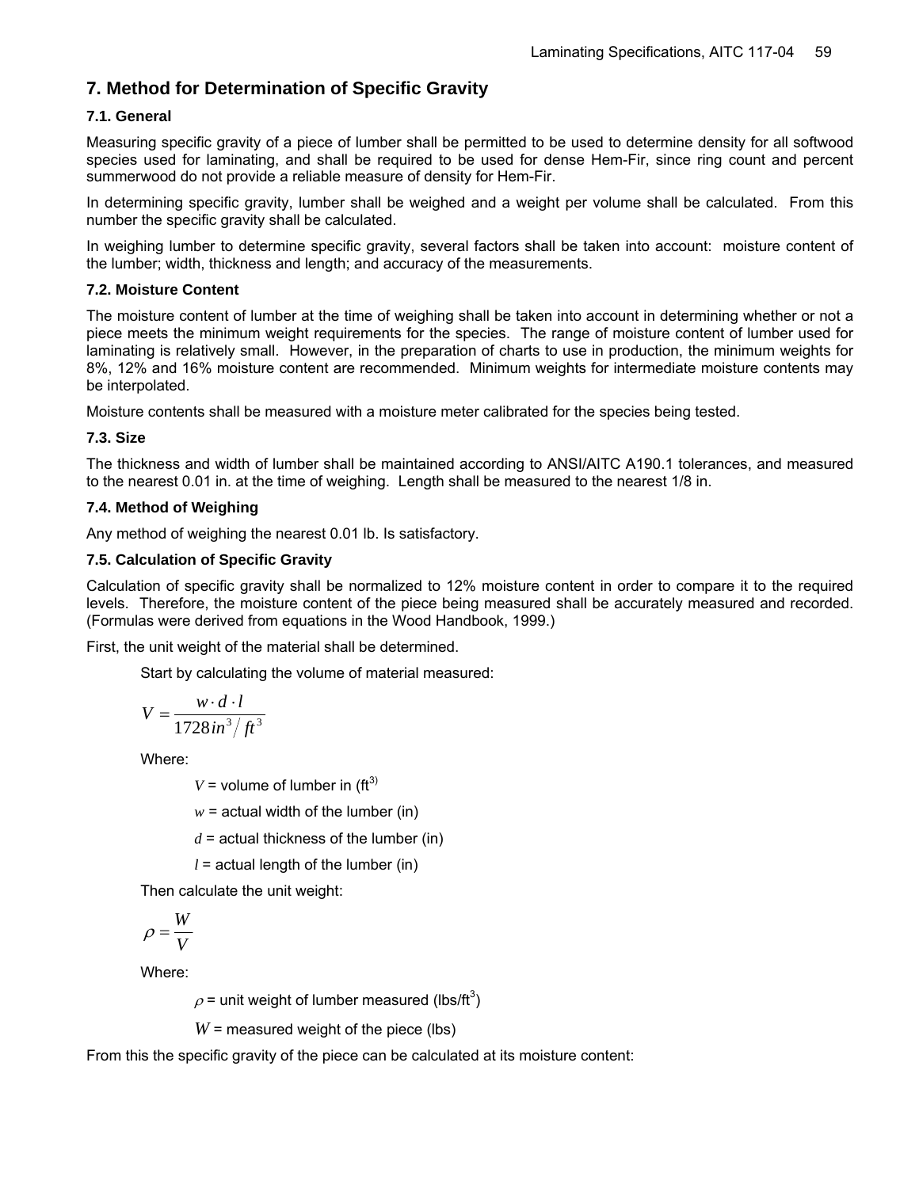## 7. Method for Determination of Specific Gravity

### 7.1. General

Measuring specific gravity of a piece of lumber shall be permitted to be used to determine density for all softwood species used for laminating, and shall be required to be used for dense Hem-Fir, since ring count and percent summerwood do not provide a reliable measure of density for Hem-Fir.

In determining specific gravity, lumber shall be weighed and a weight per volume shall be calculated. From this number the specific gravity shall be calculated.

In weighing lumber to determine specific gravity, several factors shall be taken into account: moisture content of the lumber; width, thickness and length; and accuracy of the measurements.

### 7.2. Moisture Content

The moisture content of lumber at the time of weighing shall be taken into account in determining whether or not a piece meets the minimum weight requirements for the species. The range of moisture content of lumber used for laminating is relatively small. However, in the preparation of charts to use in production, the minimum weights for 8%, 12% and 16% moisture content are recommended. Minimum weights for intermediate moisture contents may be interpolated.

Moisture contents shall be measured with a moisture meter calibrated for the species being tested.

### 7.3. Size

The thickness and width of lumber shall be maintained according to ANSI/AITC A190.1 tolerances, and measured to the nearest 0.01 in. at the time of weighing. Length shall be measured to the nearest 1/8 in.

### 7.4. Method of Weighing

Any method of weighing the nearest 0.01 lb. Is satisfactory.

### 7.5. Calculation of Specific Gravity

Calculation of specific gravity shall be normalized to 12% moisture content in order to compare it to the required levels. Therefore, the moisture content of the piece being measured shall be accurately measured and recorded. (Formulas were derived from equations in the Wood Handbook, 1999.)

First, the unit weight of the material shall be determined.

Start by calculating the volume of material measured:

$$V = \frac{w \cdot d \cdot l}{1728 in^3 / ft^3}$$

Where:

$V$ = volume of lumber in ($ft^3$)

$w$ = actual width of the lumber (in)

$d$ = actual thickness of the lumber (in)

$l$ = actual length of the lumber (in)

Then calculate the unit weight:

$$\rho = \frac{W}{V}$$

Where:

$\rho$ = unit weight of lumber measured (lbs/$ft^3$)

$W$ = measured weight of the piece (lbs)

From this the specific gravity of the piece can be calculated at its moisture content: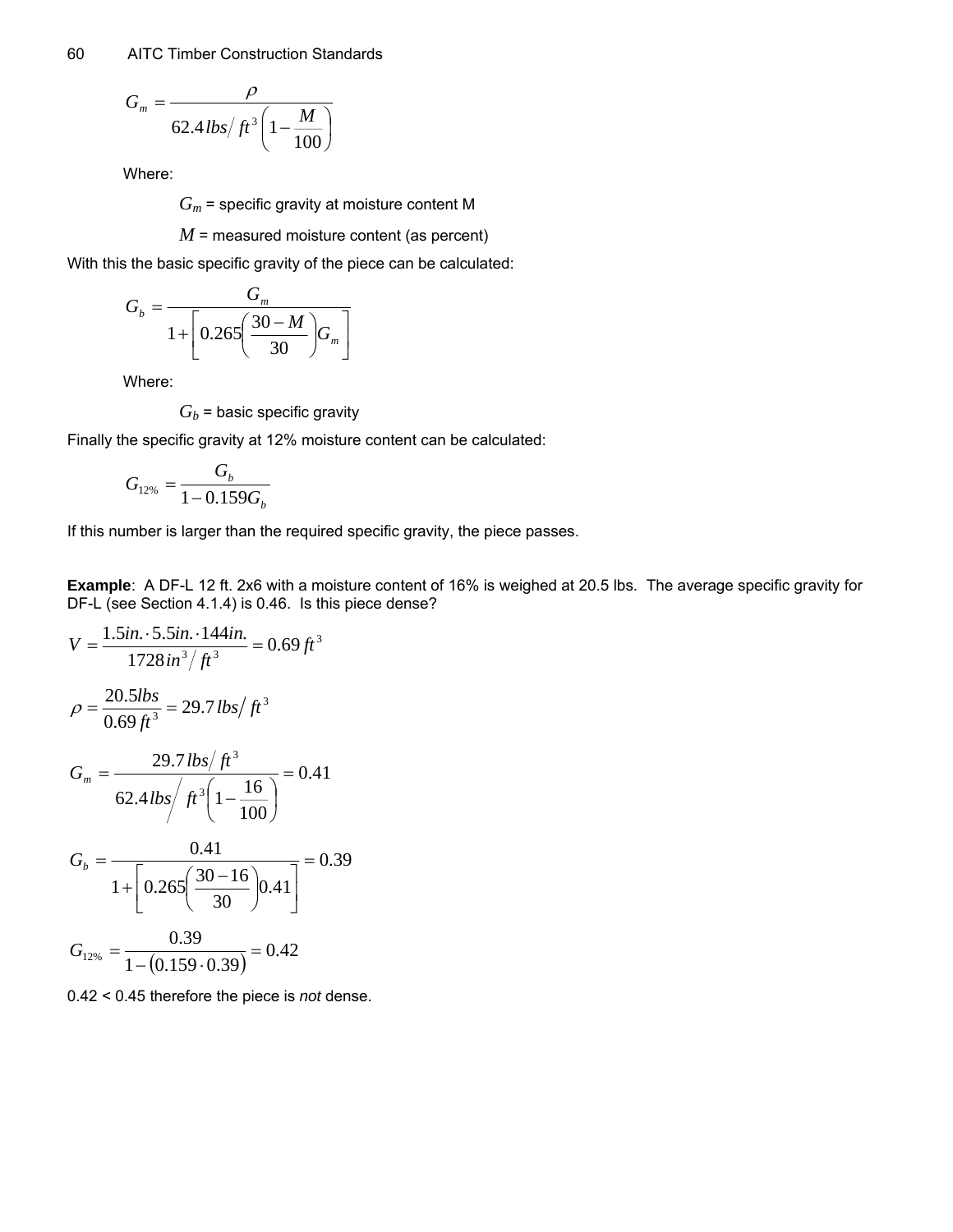$$G_m = \frac{\rho}{62.4\,lbs/ft^3\left(1 - \frac{M}{100}\right)}$$

Where:

$G_m$ = specific gravity at moisture content M

$M$ = measured moisture content (as percent)

With this the basic specific gravity of the piece can be calculated:

$$G_b = \frac{G_m}{1 + \left[0.265\left(\frac{30 - M}{30}\right)G_m\right]}$$

Where:

$G_b$ = basic specific gravity

Finally the specific gravity at 12% moisture content can be calculated:

$$G_{12\%} = \frac{G_b}{1 - 0.159G_b}$$

If this number is larger than the required specific gravity, the piece passes.

**Example**: A DF-L 12 ft. 2x6 with a moisture content of 16% is weighed at 20.5 lbs. The average specific gravity for DF-L (see Section 4.1.4) is 0.46. Is this piece dense?

$$V = \frac{1.5in. \cdot 5.5in. \cdot 144in.}{1728\,in^3/ft^3} = 0.69\,ft^3$$

$$\rho = \frac{20.5lbs}{0.69\,ft^3} = 29.7\,lbs/ft^3$$

$$G_m = \frac{29.7\,lbs/ft^3}{62.4\,lbs/ft^3\left(1 - \frac{16}{100}\right)} = 0.41$$

$$G_b = \frac{0.41}{1 + \left[0.265\left(\frac{30 - 16}{30}\right)0.41\right]} = 0.39$$

$$G_{12\%} = \frac{0.39}{1 - (0.159 \cdot 0.39)} = 0.42$$

0.42 < 0.45 therefore the piece is *not* dense.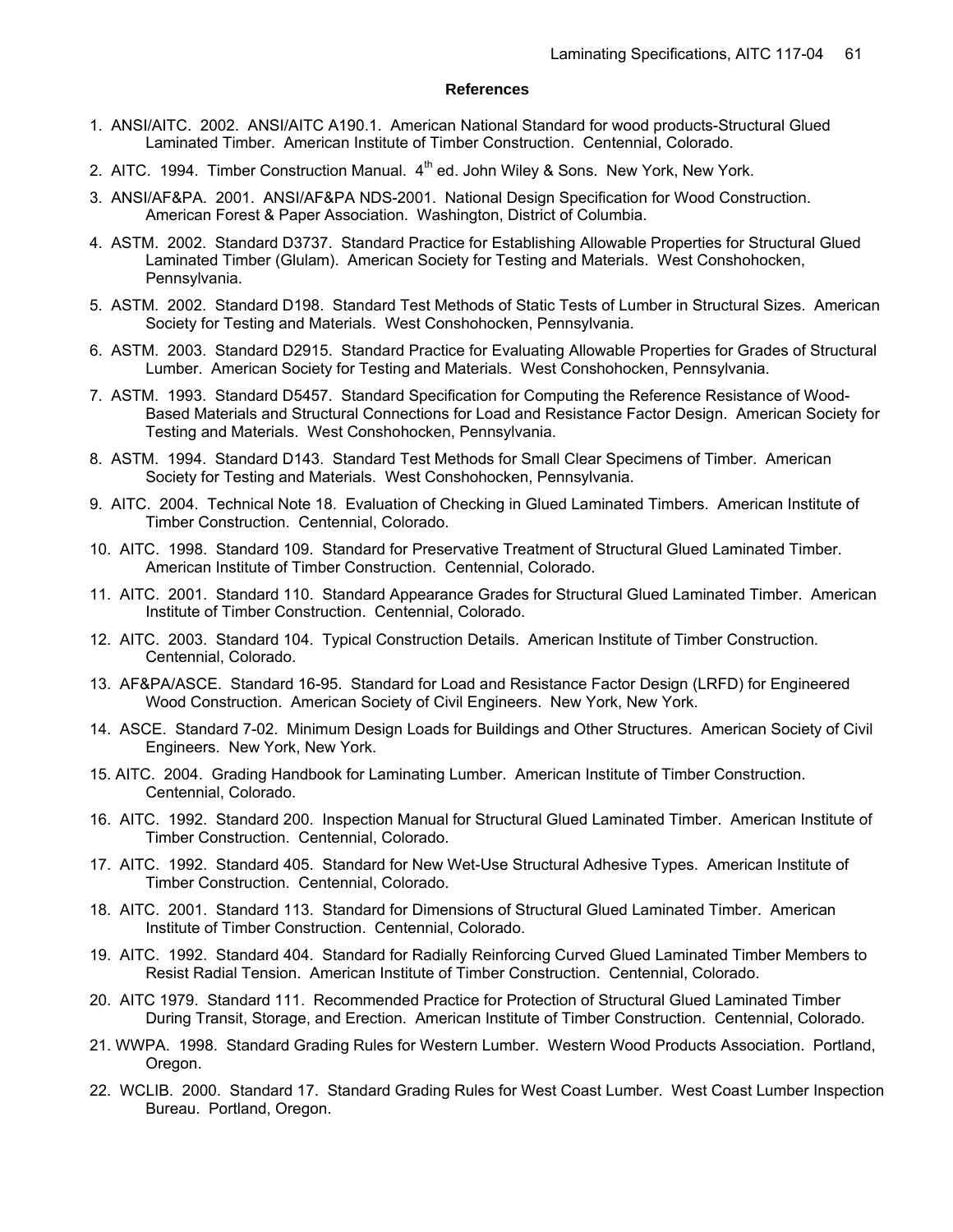## References

1. ANSI/AITC. 2002. ANSI/AITC A190.1. American National Standard for wood products-Structural Glued Laminated Timber. American Institute of Timber Construction. Centennial, Colorado.
2. AITC. 1994. Timber Construction Manual. 4th ed. John Wiley & Sons. New York, New York.
3. ANSI/AF&PA. 2001. ANSI/AF&PA NDS-2001. National Design Specification for Wood Construction. American Forest & Paper Association. Washington, District of Columbia.
4. ASTM. 2002. Standard D3737. Standard Practice for Establishing Allowable Properties for Structural Glued Laminated Timber (Glulam). American Society for Testing and Materials. West Conshohocken, Pennsylvania.
5. ASTM. 2002. Standard D198. Standard Test Methods of Static Tests of Lumber in Structural Sizes. American Society for Testing and Materials. West Conshohocken, Pennsylvania.
6. ASTM. 2003. Standard D2915. Standard Practice for Evaluating Allowable Properties for Grades of Structural Lumber. American Society for Testing and Materials. West Conshohocken, Pennsylvania.
7. ASTM. 1993. Standard D5457. Standard Specification for Computing the Reference Resistance of Wood-Based Materials and Structural Connections for Load and Resistance Factor Design. American Society for Testing and Materials. West Conshohocken, Pennsylvania.
8. ASTM. 1994. Standard D143. Standard Test Methods for Small Clear Specimens of Timber. American Society for Testing and Materials. West Conshohocken, Pennsylvania.
9. AITC. 2004. Technical Note 18. Evaluation of Checking in Glued Laminated Timbers. American Institute of Timber Construction. Centennial, Colorado.
10. AITC. 1998. Standard 109. Standard for Preservative Treatment of Structural Glued Laminated Timber. American Institute of Timber Construction. Centennial, Colorado.
11. AITC. 2001. Standard 110. Standard Appearance Grades for Structural Glued Laminated Timber. American Institute of Timber Construction. Centennial, Colorado.
12. AITC. 2003. Standard 104. Typical Construction Details. American Institute of Timber Construction. Centennial, Colorado.
13. AF&PA/ASCE. Standard 16-95. Standard for Load and Resistance Factor Design (LRFD) for Engineered Wood Construction. American Society of Civil Engineers. New York, New York.
14. ASCE. Standard 7-02. Minimum Design Loads for Buildings and Other Structures. American Society of Civil Engineers. New York, New York.
15. AITC. 2004. Grading Handbook for Laminating Lumber. American Institute of Timber Construction. Centennial, Colorado.
16. AITC. 1992. Standard 200. Inspection Manual for Structural Glued Laminated Timber. American Institute of Timber Construction. Centennial, Colorado.
17. AITC. 1992. Standard 405. Standard for New Wet-Use Structural Adhesive Types. American Institute of Timber Construction. Centennial, Colorado.
18. AITC. 2001. Standard 113. Standard for Dimensions of Structural Glued Laminated Timber. American Institute of Timber Construction. Centennial, Colorado.
19. AITC. 1992. Standard 404. Standard for Radially Reinforcing Curved Glued Laminated Timber Members to Resist Radial Tension. American Institute of Timber Construction. Centennial, Colorado.
20. AITC 1979. Standard 111. Recommended Practice for Protection of Structural Glued Laminated Timber During Transit, Storage, and Erection. American Institute of Timber Construction. Centennial, Colorado.
21. WWPA. 1998. Standard Grading Rules for Western Lumber. Western Wood Products Association. Portland, Oregon.
22. WCLIB. 2000. Standard 17. Standard Grading Rules for West Coast Lumber. West Coast Lumber Inspection Bureau. Portland, Oregon.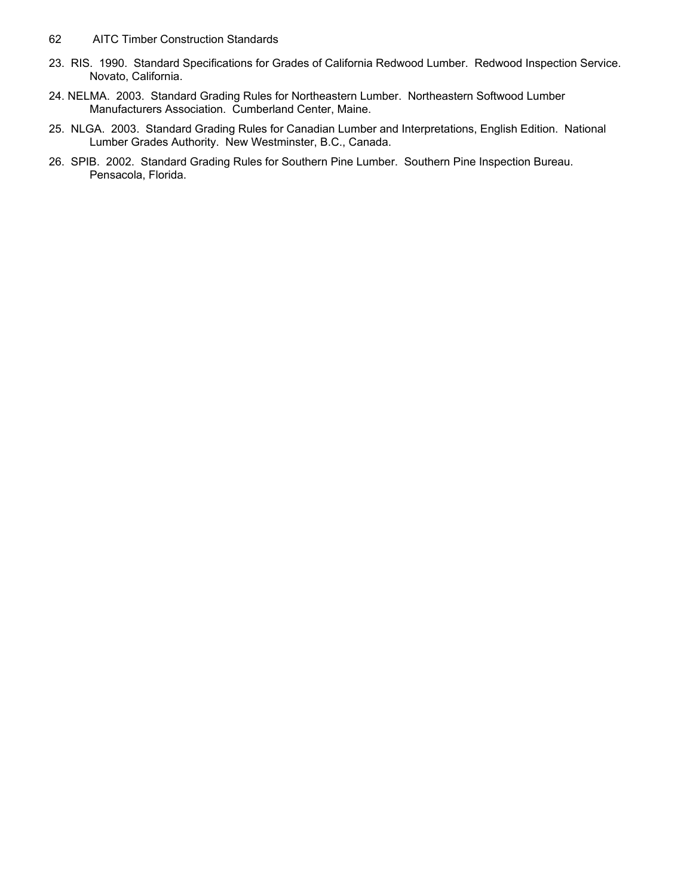23. RIS. 1990. Standard Specifications for Grades of California Redwood Lumber. Redwood Inspection Service. Novato, California.

24. NELMA. 2003. Standard Grading Rules for Northeastern Lumber. Northeastern Softwood Lumber Manufacturers Association. Cumberland Center, Maine.

25. NLGA. 2003. Standard Grading Rules for Canadian Lumber and Interpretations, English Edition. National Lumber Grades Authority. New Westminster, B.C., Canada.

26. SPIB. 2002. Standard Grading Rules for Southern Pine Lumber. Southern Pine Inspection Bureau. Pensacola, Florida.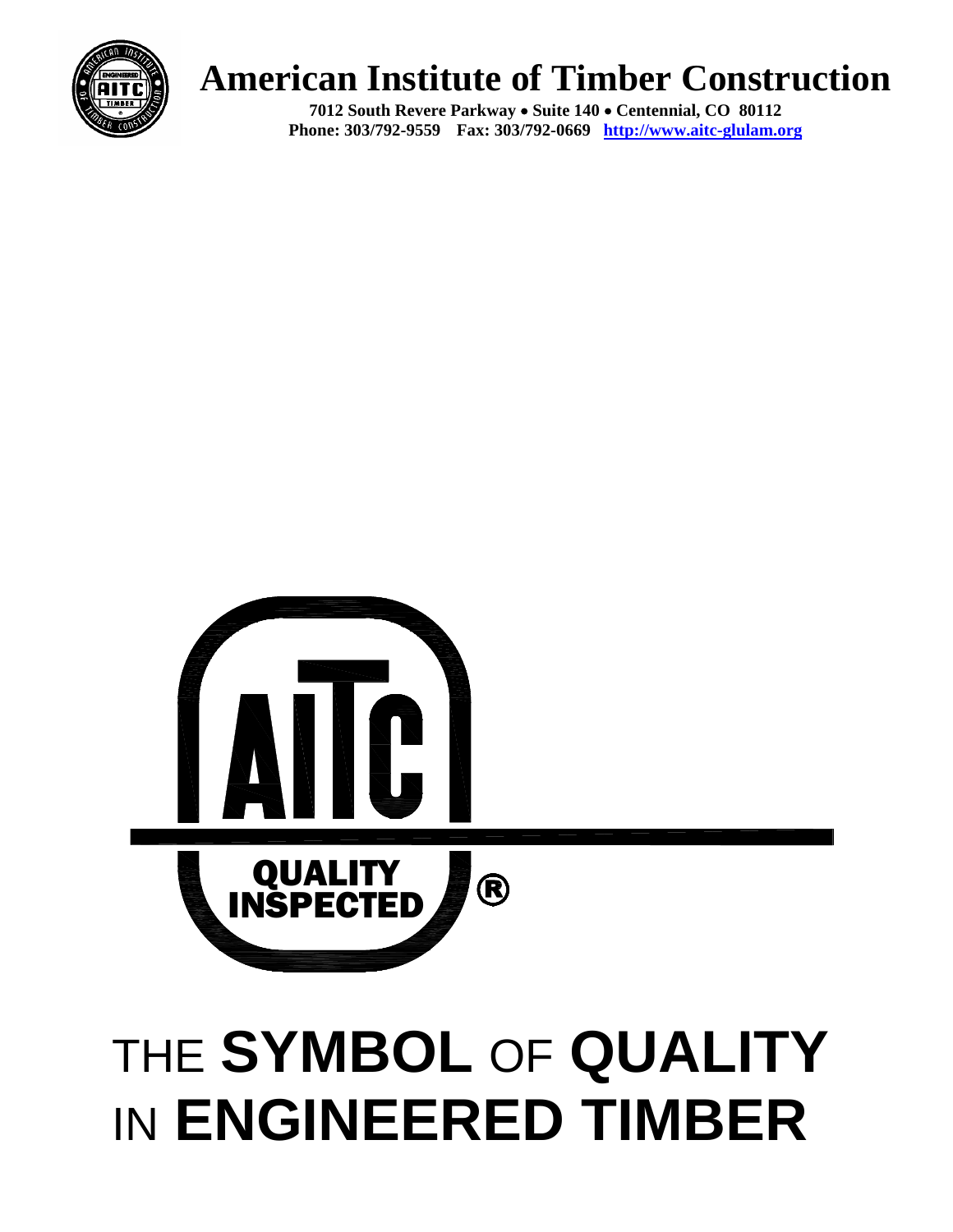# American Institute of Timber Construction

**7012 South Revere Parkway • Suite 140 • Centennial, CO 80112**
**Phone: 303/792-9559 Fax: 303/792-0669 http://www.aitc-glulam.org**

AITC

QUALITY INSPECTED ®

# THE **SYMBOL** OF **QUALITY** IN **ENGINEERED TIMBER**